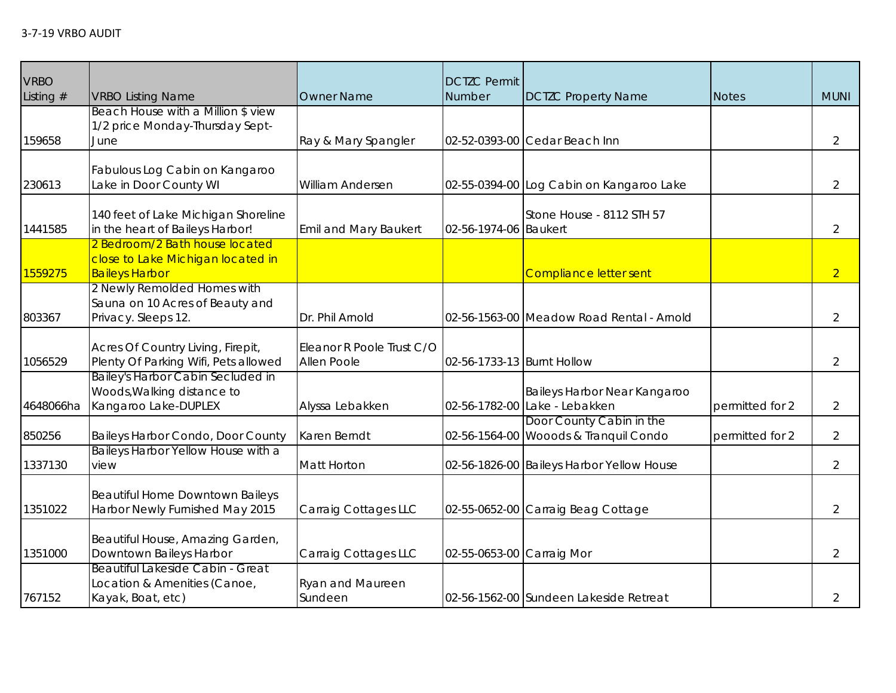3-7-19 VRBO AUDIT

| VRBO Listing # | VRBO Listing Name | Owner Name | DCTZC Permit Number | DCTZC Property Name | Notes | MUNI |
|---|---|---|---|---|---|---|
| 159658 | Beach House with a Million $ view 1/2 price Monday-Thursday Sept-June | Ray & Mary Spangler | 02-52-0393-00 | Cedar Beach Inn | | 2 |
| 230613 | Fabulous Log Cabin on Kangaroo Lake in Door County WI | William Andersen | 02-55-0394-00 | Log Cabin on Kangaroo Lake | | 2 |
| 1441585 | 140 feet of Lake Michigan Shoreline in the heart of Baileys Harbor! | Emil and Mary Baukert | 02-56-1974-06 | Stone House - 8112 STH 57 Baukert | | 2 |
| 1559275 | 2 Bedroom/2 Bath house located close to Lake Michigan located in Baileys Harbor | | | Compliance letter sent | | 2 |
| 803367 | 2 Newly Remolded Homes with Sauna on 10 Acres of Beauty and Privacy. Sleeps 12. | Dr. Phil Arnold | 02-56-1563-00 | Meadow Road Rental - Arnold | | 2 |
| 1056529 | Acres Of Country Living, Firepit, Plenty Of Parking Wifi, Pets allowed | Eleanor R Poole Trust C/O Allen Poole | 02-56-1733-13 | Burnt Hollow | | 2 |
| 4648066ha | Bailey's Harbor Cabin Secluded in Woods,Walking distance to Kangaroo Lake-DUPLEX | Alyssa Lebakken | 02-56-1782-00 | Baileys Harbor Near Kangaroo Lake - Lebakken | permitted for 2 | 2 |
| 850256 | Baileys Harbor Condo, Door County | Karen Berndt | 02-56-1564-00 | Door County Cabin in the Wooods & Tranquil Condo | permitted for 2 | 2 |
| 1337130 | Baileys Harbor Yellow House with a view | Matt Horton | 02-56-1826-00 | Baileys Harbor Yellow House | | 2 |
| 1351022 | Beautiful Home Downtown Baileys Harbor Newly Furnished May 2015 | Carraig Cottages LLC | 02-55-0652-00 | Carraig Beag Cottage | | 2 |
| 1351000 | Beautiful House, Amazing Garden, Downtown Baileys Harbor | Carraig Cottages LLC | 02-55-0653-00 | Carraig Mor | | 2 |
| 767152 | Beautiful Lakeside Cabin - Great Location & Amenities (Canoe, Kayak, Boat, etc) | Ryan and Maureen Sundeen | 02-56-1562-00 | Sundeen Lakeside Retreat | | 2 |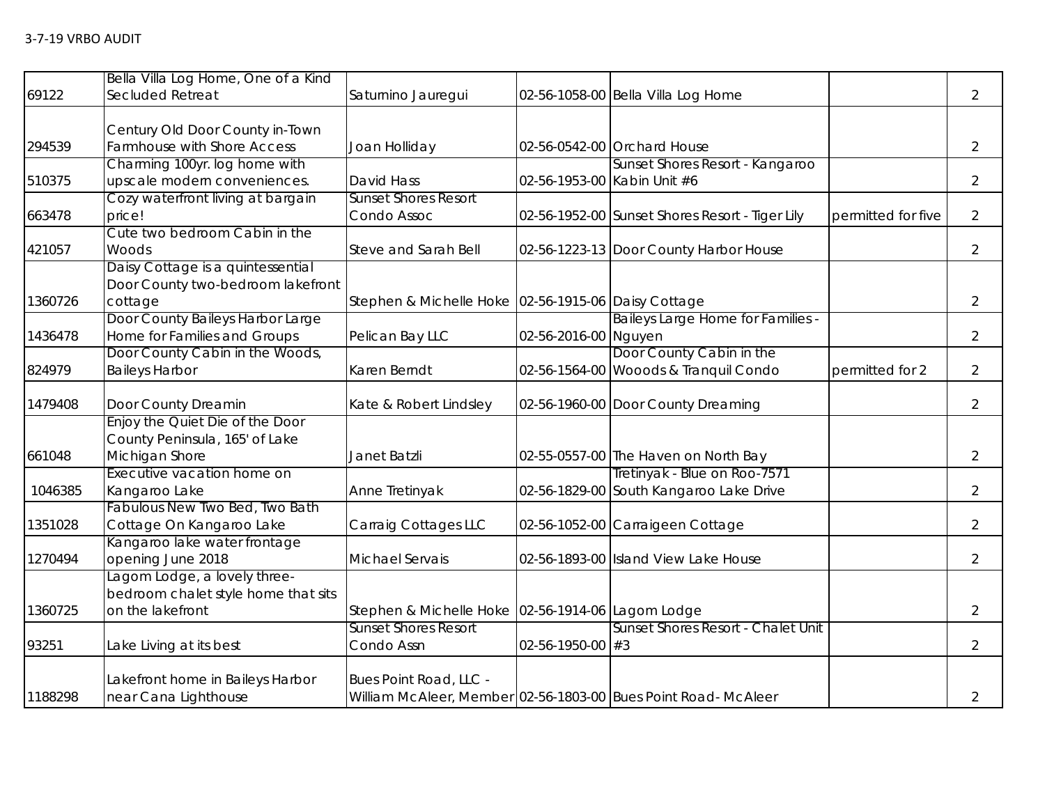3-7-19 VRBO AUDIT

| | | | | | | |
|---|---|---|---|---|---|---|
| 69122 | Bella Villa Log Home, One of a Kind Secluded Retreat | Saturnino Jauregui | 02-56-1058-00 | Bella Villa Log Home | | 2 |
| 294539 | Century Old Door County in-Town Farmhouse with Shore Access | Joan Holliday | 02-56-0542-00 | Orchard House | | 2 |
| 510375 | Charming 100yr. log home with upscale modern conveniences. | David Hass | 02-56-1953-00 | Sunset Shores Resort - Kangaroo Kabin Unit #6 | | 2 |
| 663478 | Cozy waterfront living at bargain price! | Sunset Shores Resort Condo Assoc | 02-56-1952-00 | Sunset Shores Resort - Tiger Lily | permitted for five | 2 |
| 421057 | Cute two bedroom Cabin in the Woods | Steve and Sarah Bell | 02-56-1223-13 | Door County Harbor House | | 2 |
| 1360726 | Daisy Cottage is a quintessential Door County two-bedroom lakefront cottage | Stephen & Michelle Hoke | 02-56-1915-06 | Daisy Cottage | | 2 |
| 1436478 | Door County Baileys Harbor Large Home for Families and Groups | Pelican Bay LLC | 02-56-2016-00 | Baileys Large Home for Families - Nguyen | | 2 |
| 824979 | Door County Cabin in the Woods, Baileys Harbor | Karen Berndt | 02-56-1564-00 | Door County Cabin in the Wooods & Tranquil Condo | permitted for 2 | 2 |
| 1479408 | Door County Dreamin | Kate & Robert Lindsley | 02-56-1960-00 | Door County Dreaming | | 2 |
| 661048 | Enjoy the Quiet Die of the Door County Peninsula, 165' of Lake Michigan Shore | Janet Batzli | 02-55-0557-00 | The Haven on North Bay | | 2 |
| 1046385 | Executive vacation home on Kangaroo Lake | Anne Tretinyak | 02-56-1829-00 | Tretinyak - Blue on Roo-7571 South Kangaroo Lake Drive | | 2 |
| 1351028 | Fabulous New Two Bed, Two Bath Cottage On Kangaroo Lake | Carraig Cottages LLC | 02-56-1052-00 | Carraigeen Cottage | | 2 |
| 1270494 | Kangaroo lake water frontage opening June 2018 | Michael Servais | 02-56-1893-00 | Island View Lake House | | 2 |
| 1360725 | Lagom Lodge, a lovely three-bedroom chalet style home that sits on the lakefront | Stephen & Michelle Hoke | 02-56-1914-06 | Lagom Lodge | | 2 |
| 93251 | Lake Living at its best | Sunset Shores Resort Condo Assn | 02-56-1950-00 | Sunset Shores Resort - Chalet Unit #3 | | 2 |
| 1188298 | Lakefront home in Baileys Harbor near Cana Lighthouse | Bues Point Road, LLC - William McAleer, Member | 02-56-1803-00 | Bues Point Road- McAleer | | 2 |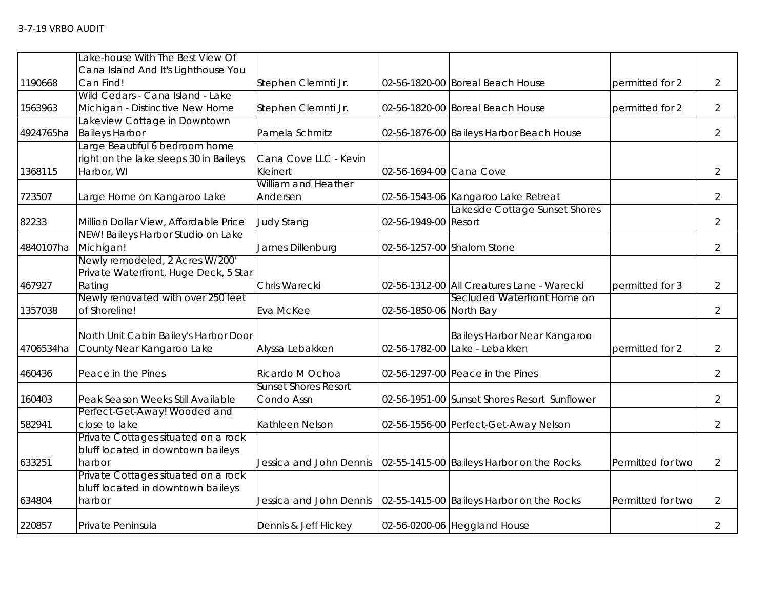| | | | | | | |
|---|---|---|---|---|---|---|
| 1190668 | Lake-house With The Best View Of Cana Island And It's Lighthouse You Can Find! | Stephen Clemnti Jr. | 02-56-1820-00 | Boreal Beach House | permitted for 2 | 2 |
| 1563963 | Wild Cedars - Cana Island - Lake Michigan - Distinctive New Home | Stephen Clemnti Jr. | 02-56-1820-00 | Boreal Beach House | permitted for 2 | 2 |
| 4924765ha | Lakeview Cottage in Downtown Baileys Harbor | Pamela Schmitz | 02-56-1876-00 | Baileys Harbor Beach House | | 2 |
| 1368115 | Large Beautiful 6 bedroom home right on the lake sleeps 30 in Baileys Harbor, WI | Cana Cove LLC - Kevin Kleinert | 02-56-1694-00 | Cana Cove | | 2 |
| 723507 | Large Home on Kangaroo Lake | William and Heather Andersen | 02-56-1543-06 | Kangaroo Lake Retreat | | 2 |
| 82233 | Million Dollar View, Affordable Price | Judy Stang | 02-56-1949-00 | Lakeside Cottage Sunset Shores Resort | | 2 |
| 4840107ha | NEW! Baileys Harbor Studio on Lake Michigan! | James Dillenburg | 02-56-1257-00 | Shalom Stone | | 2 |
| 467927 | Newly remodeled, 2 Acres W/200' Private Waterfront, Huge Deck, 5 Star Rating | Chris Warecki | 02-56-1312-00 | All Creatures Lane - Warecki | permitted for 3 | 2 |
| 1357038 | Newly renovated with over 250 feet of Shoreline! | Eva McKee | 02-56-1850-06 | Secluded Waterfront Home on North Bay | | 2 |
| 4706534ha | North Unit Cabin Bailey's Harbor Door County Near Kangaroo Lake | Alyssa Lebakken | 02-56-1782-00 | Baileys Harbor Near Kangaroo Lake - Lebakken | permitted for 2 | 2 |
| 460436 | Peace in the Pines | Ricardo M Ochoa | 02-56-1297-00 | Peace in the Pines | | 2 |
| 160403 | Peak Season Weeks Still Available | Sunset Shores Resort Condo Assn | 02-56-1951-00 | Sunset Shores Resort Sunflower | | 2 |
| 582941 | Perfect-Get-Away! Wooded and close to lake | Kathleen Nelson | 02-56-1556-00 | Perfect-Get-Away Nelson | | 2 |
| 633251 | Private Cottages situated on a rock bluff located in downtown baileys harbor | Jessica and John Dennis | 02-55-1415-00 | Baileys Harbor on the Rocks | Permitted for two | 2 |
| 634804 | Private Cottages situated on a rock bluff located in downtown baileys harbor | Jessica and John Dennis | 02-55-1415-00 | Baileys Harbor on the Rocks | Permitted for two | 2 |
| 220857 | Private Peninsula | Dennis & Jeff Hickey | 02-56-0200-06 | Heggland House | | 2 |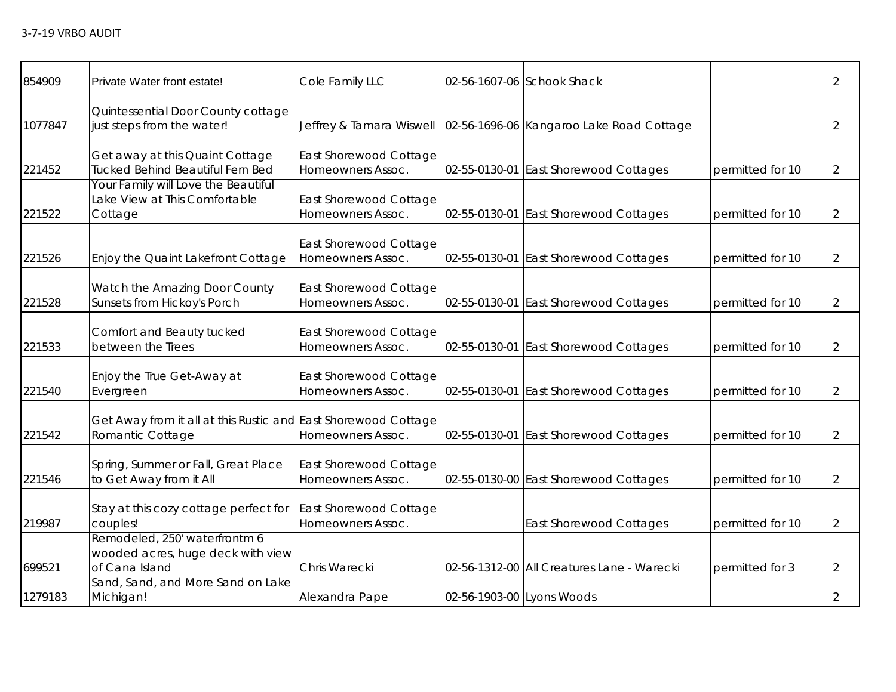| | | | | | | |
|---|---|---|---|---|---|---|
| 854909 | Private Water front estate! | Cole Family LLC | 02-56-1607-06 | Schook Shack | | 2 |
| 1077847 | Quintessential Door County cottage just steps from the water! | Jeffrey & Tamara Wiswell | 02-56-1696-06 | Kangaroo Lake Road Cottage | | 2 |
| 221452 | Get away at this Quaint Cottage Tucked Behind Beautiful Fern Bed | East Shorewood Cottage Homeowners Assoc. | 02-55-0130-01 | East Shorewood Cottages | permitted for 10 | 2 |
| 221522 | Your Family will Love the Beautiful Lake View at This Comfortable Cottage | East Shorewood Cottage Homeowners Assoc. | 02-55-0130-01 | East Shorewood Cottages | permitted for 10 | 2 |
| 221526 | Enjoy the Quaint Lakefront Cottage | East Shorewood Cottage Homeowners Assoc. | 02-55-0130-01 | East Shorewood Cottages | permitted for 10 | 2 |
| 221528 | Watch the Amazing Door County Sunsets from Hickoy's Porch | East Shorewood Cottage Homeowners Assoc. | 02-55-0130-01 | East Shorewood Cottages | permitted for 10 | 2 |
| 221533 | Comfort and Beauty tucked between the Trees | East Shorewood Cottage Homeowners Assoc. | 02-55-0130-01 | East Shorewood Cottages | permitted for 10 | 2 |
| 221540 | Enjoy the True Get-Away at Evergreen | East Shorewood Cottage Homeowners Assoc. | 02-55-0130-01 | East Shorewood Cottages | permitted for 10 | 2 |
| 221542 | Get Away from it all at this Rustic and Romantic Cottage | East Shorewood Cottage Homeowners Assoc. | 02-55-0130-01 | East Shorewood Cottages | permitted for 10 | 2 |
| 221546 | Spring, Summer or Fall, Great Place to Get Away from it All | East Shorewood Cottage Homeowners Assoc. | 02-55-0130-00 | East Shorewood Cottages | permitted for 10 | 2 |
| 219987 | Stay at this cozy cottage perfect for couples! | East Shorewood Cottage Homeowners Assoc. | | East Shorewood Cottages | permitted for 10 | 2 |
| 699521 | Remodeled, 250' waterfrontm 6 wooded acres, huge deck with view of Cana Island | Chris Warecki | 02-56-1312-00 | All Creatures Lane - Warecki | permitted for 3 | 2 |
| 1279183 | Sand, Sand, and More Sand on Lake Michigan! | Alexandra Pape | 02-56-1903-00 | Lyons Woods | | 2 |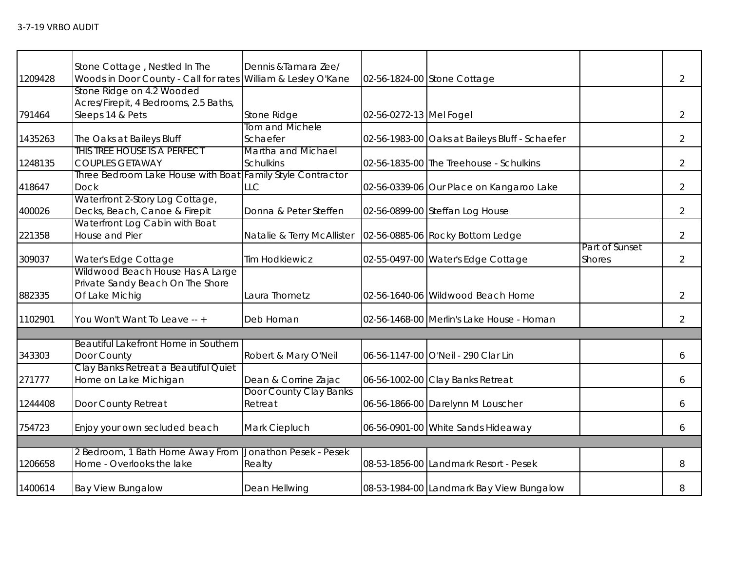3-7-19 VRBO AUDIT

| | | | | | | |
|---|---|---|---|---|---|---|
| 1209428 | Stone Cottage , Nestled In The Woods in Door County - Call for rates | Dennis &Tamara Zee/ William & Lesley O'Kane | 02-56-1824-00 | Stone Cottage | | 2 |
| 791464 | Stone Ridge on 4.2 Wooded Acres/Firepit, 4 Bedrooms, 2.5 Baths, Sleeps 14 & Pets | Stone Ridge | 02-56-0272-13 | Mel Fogel | | 2 |
| 1435263 | The Oaks at Baileys Bluff | Tom and Michele Schaefer | 02-56-1983-00 | Oaks at Baileys Bluff - Schaefer | | 2 |
| 1248135 | THIS TREE HOUSE IS A PERFECT COUPLES GETAWAY | Martha and Michael Schulkins | 02-56-1835-00 | The Treehouse - Schulkins | | 2 |
| 418647 | Three Bedroom Lake House with Boat Dock | Family Style Contractor LLC | 02-56-0339-06 | Our Place on Kangaroo Lake | | 2 |
| 400026 | Waterfront 2-Story Log Cottage, Decks, Beach, Canoe & Firepit | Donna & Peter Steffen | 02-56-0899-00 | Steffan Log House | | 2 |
| 221358 | Waterfront Log Cabin with Boat House and Pier | Natalie & Terry McAllister | 02-56-0885-06 | Rocky Bottom Ledge | | 2 |
| 309037 | Water's Edge Cottage | Tim Hodkiewicz | 02-55-0497-00 | Water's Edge Cottage | Part of Sunset Shores | 2 |
| 882335 | Wildwood Beach House Has A Large Private Sandy Beach On The Shore Of Lake Michig | Laura Thometz | 02-56-1640-06 | Wildwood Beach Home | | 2 |
| 1102901 | You Won't Want To Leave -- + | Deb Homan | 02-56-1468-00 | Merlin's Lake House - Homan | | 2 |
| | | | | | | |
| 343303 | Beautiful Lakefront Home in Southern Door County | Robert & Mary O'Neil | 06-56-1147-00 | O'Neil - 290 Clar Lin | | 6 |
| 271777 | Clay Banks Retreat a Beautiful Quiet Home on Lake Michigan | Dean & Corrine Zajac | 06-56-1002-00 | Clay Banks Retreat | | 6 |
| 1244408 | Door County Retreat | Door County Clay Banks Retreat | 06-56-1866-00 | Darelynn M Louscher | | 6 |
| 754723 | Enjoy your own secluded beach | Mark Ciepluch | 06-56-0901-00 | White Sands Hideaway | | 6 |
| | | | | | | |
| 1206658 | 2 Bedroom, 1 Bath Home Away From Home - Overlooks the lake | Jonathon Pesek - Pesek Realty | 08-53-1856-00 | Landmark Resort - Pesek | | 8 |
| 1400614 | Bay View Bungalow | Dean Hellwing | 08-53-1984-00 | Landmark Bay View Bungalow | | 8 |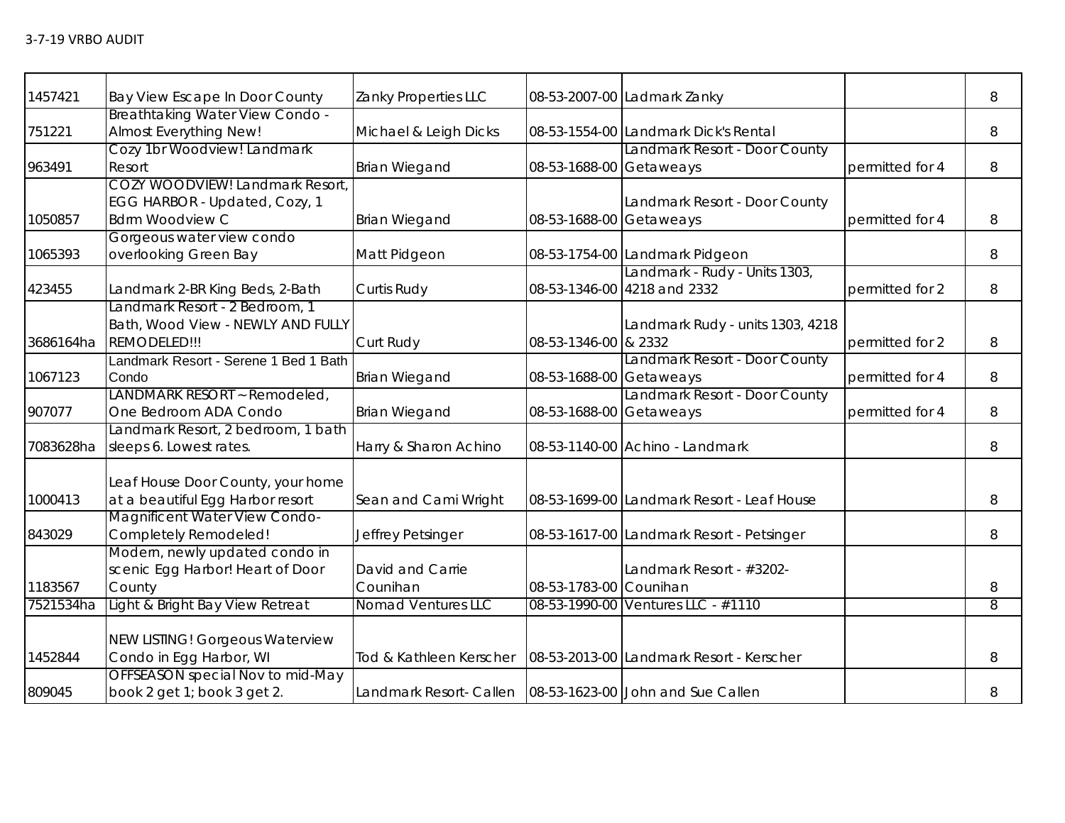| | | | | | | |
|---|---|---|---|---|---|---|
| 1457421 | Bay View Escape In Door County | Zanky Properties LLC | 08-53-2007-00 | Ladmark Zanky | | 8 |
| 751221 | Breathtaking Water View Condo - Almost Everything New! | Michael & Leigh Dicks | 08-53-1554-00 | Landmark Dick's Rental | | 8 |
| 963491 | Cozy 1br Woodview! Landmark Resort | Brian Wiegand | 08-53-1688-00 | Landmark Resort - Door County Getaweays | permitted for 4 | 8 |
| 1050857 | COZY WOODVIEW! Landmark Resort, EGG HARBOR - Updated, Cozy, 1 Bdrm Woodview C | Brian Wiegand | 08-53-1688-00 | Landmark Resort - Door County Getaweays | permitted for 4 | 8 |
| 1065393 | Gorgeous water view condo overlooking Green Bay | Matt Pidgeon | 08-53-1754-00 | Landmark Pidgeon | | 8 |
| 423455 | Landmark 2-BR King Beds, 2-Bath | Curtis Rudy | 08-53-1346-00 | Landmark - Rudy - Units 1303, 4218 and 2332 | permitted for 2 | 8 |
| 3686164ha | Landmark Resort - 2 Bedroom, 1 Bath, Wood View - NEWLY AND FULLY REMODELED!!! | Curt Rudy | 08-53-1346-00 | Landmark Rudy - units 1303, 4218 & 2332 | permitted for 2 | 8 |
| 1067123 | Landmark Resort - Serene 1 Bed 1 Bath Condo | Brian Wiegand | 08-53-1688-00 | Landmark Resort - Door County Getaweays | permitted for 4 | 8 |
| 907077 | LANDMARK RESORT ~ Remodeled, One Bedroom ADA Condo | Brian Wiegand | 08-53-1688-00 | Landmark Resort - Door County Getaweays | permitted for 4 | 8 |
| 7083628ha | Landmark Resort, 2 bedroom, 1 bath sleeps 6. Lowest rates. | Harry & Sharon Achino | 08-53-1140-00 | Achino - Landmark | | 8 |
| 1000413 | Leaf House Door County, your home at a beautiful Egg Harbor resort | Sean and Cami Wright | 08-53-1699-00 | Landmark Resort - Leaf House | | 8 |
| 843029 | Magnificent Water View Condo- Completely Remodeled! | Jeffrey Petsinger | 08-53-1617-00 | Landmark Resort - Petsinger | | 8 |
| 1183567 | Modern, newly updated condo in scenic Egg Harbor! Heart of Door County | David and Carrie Counihan | 08-53-1783-00 | Landmark Resort - #3202- Counihan | | 8 |
| 7521534ha | Light & Bright Bay View Retreat | Nomad Ventures LLC | 08-53-1990-00 | Ventures LLC - #1110 | | 8 |
| 1452844 | NEW LISTING! Gorgeous Waterview Condo in Egg Harbor, WI | Tod & Kathleen Kerscher | 08-53-2013-00 | Landmark Resort - Kerscher | | 8 |
| 809045 | OFFSEASON special Nov to mid-May book 2 get 1; book 3 get 2. | Landmark Resort- Callen | 08-53-1623-00 | John and Sue Callen | | 8 |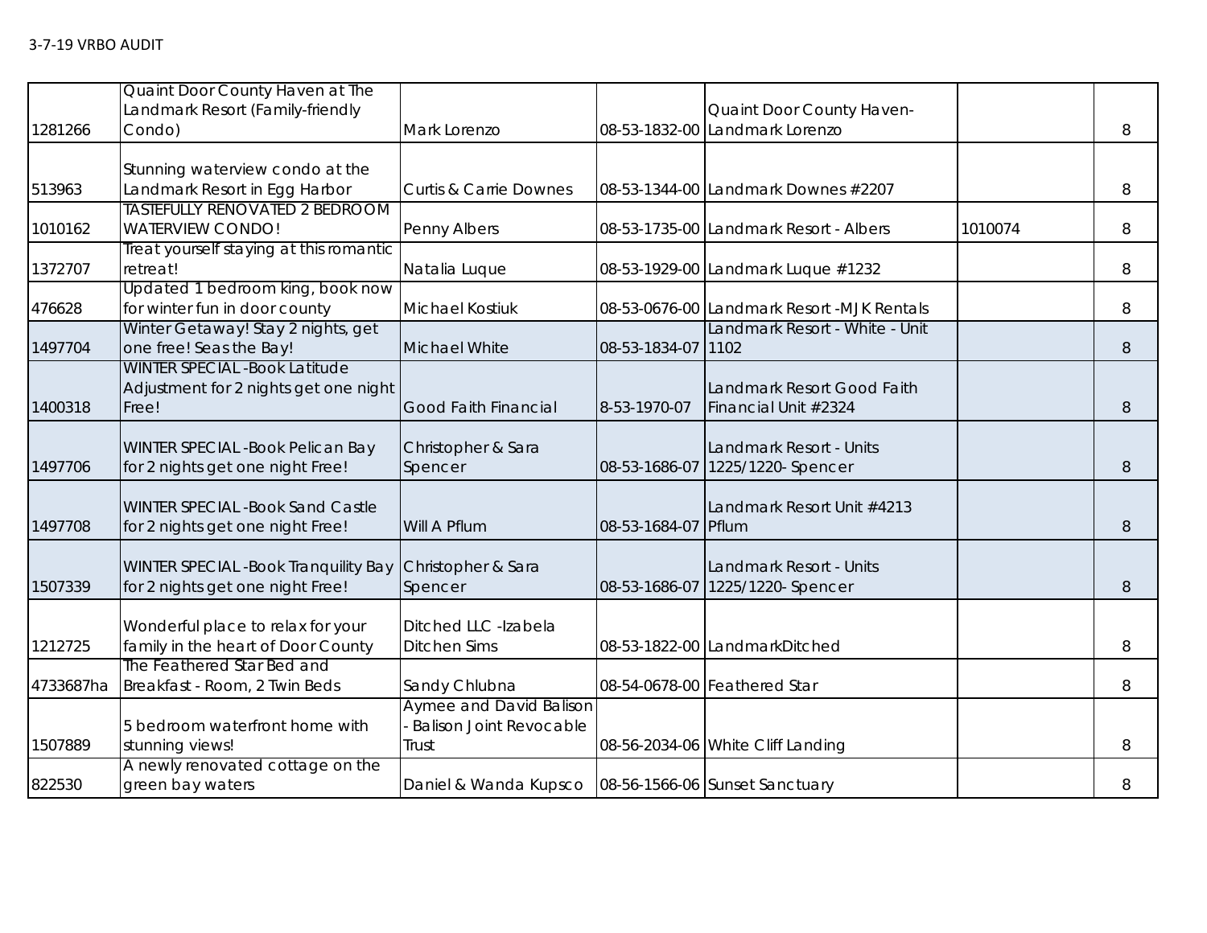| | | | | | | |
|---|---|---|---|---|---|---|
| 1281266 | Quaint Door County Haven at The Landmark Resort (Family-friendly Condo) | Mark Lorenzo | 08-53-1832-00 | Quaint Door County Haven-Landmark Lorenzo | | 8 |
| 513963 | Stunning waterview condo at the Landmark Resort in Egg Harbor | Curtis & Carrie Downes | 08-53-1344-00 | Landmark Downes #2207 | | 8 |
| 1010162 | TASTEFULLY RENOVATED 2 BEDROOM WATERVIEW CONDO! | Penny Albers | 08-53-1735-00 | Landmark Resort - Albers | 1010074 | 8 |
| 1372707 | Treat yourself staying at this romantic retreat! | Natalia Luque | 08-53-1929-00 | Landmark Luque #1232 | | 8 |
| 476628 | Updated 1 bedroom king, book now for winter fun in door county | Michael Kostiuk | 08-53-0676-00 | Landmark Resort -MJK Rentals | | 8 |
| 1497704 | Winter Getaway! Stay 2 nights, get one free! Seas the Bay! | Michael White | 08-53-1834-07 | Landmark Resort - White - Unit 1102 | | 8 |
| 1400318 | WINTER SPECIAL -Book Latitude Adjustment for 2 nights get one night Free! | Good Faith Financial | 8-53-1970-07 | Landmark Resort Good Faith Financial Unit #2324 | | 8 |
| 1497706 | WINTER SPECIAL -Book Pelican Bay for 2 nights get one night Free! | Christopher & Sara Spencer | 08-53-1686-07 | Landmark Resort - Units 1225/1220- Spencer | | 8 |
| 1497708 | WINTER SPECIAL -Book Sand Castle for 2 nights get one night Free! | Will A Pflum | 08-53-1684-07 | Landmark Resort Unit #4213 Pflum | | 8 |
| 1507339 | WINTER SPECIAL -Book Tranquility Bay for 2 nights get one night Free! | Christopher & Sara Spencer | 08-53-1686-07 | Landmark Resort - Units 1225/1220- Spencer | | 8 |
| 1212725 | Wonderful place to relax for your family in the heart of Door County | Ditched LLC -Izabela Ditchen Sims | 08-53-1822-00 | LandmarkDitched | | 8 |
| 4733687ha | The Feathered Star Bed and Breakfast - Room, 2 Twin Beds | Sandy Chlubna | 08-54-0678-00 | Feathered Star | | 8 |
| 1507889 | 5 bedroom waterfront home with stunning views! | Aymee and David Balison - Balison Joint Revocable Trust | 08-56-2034-06 | White Cliff Landing | | 8 |
| 822530 | A newly renovated cottage on the green bay waters | Daniel & Wanda Kupsco | 08-56-1566-06 | Sunset Sanctuary | | 8 |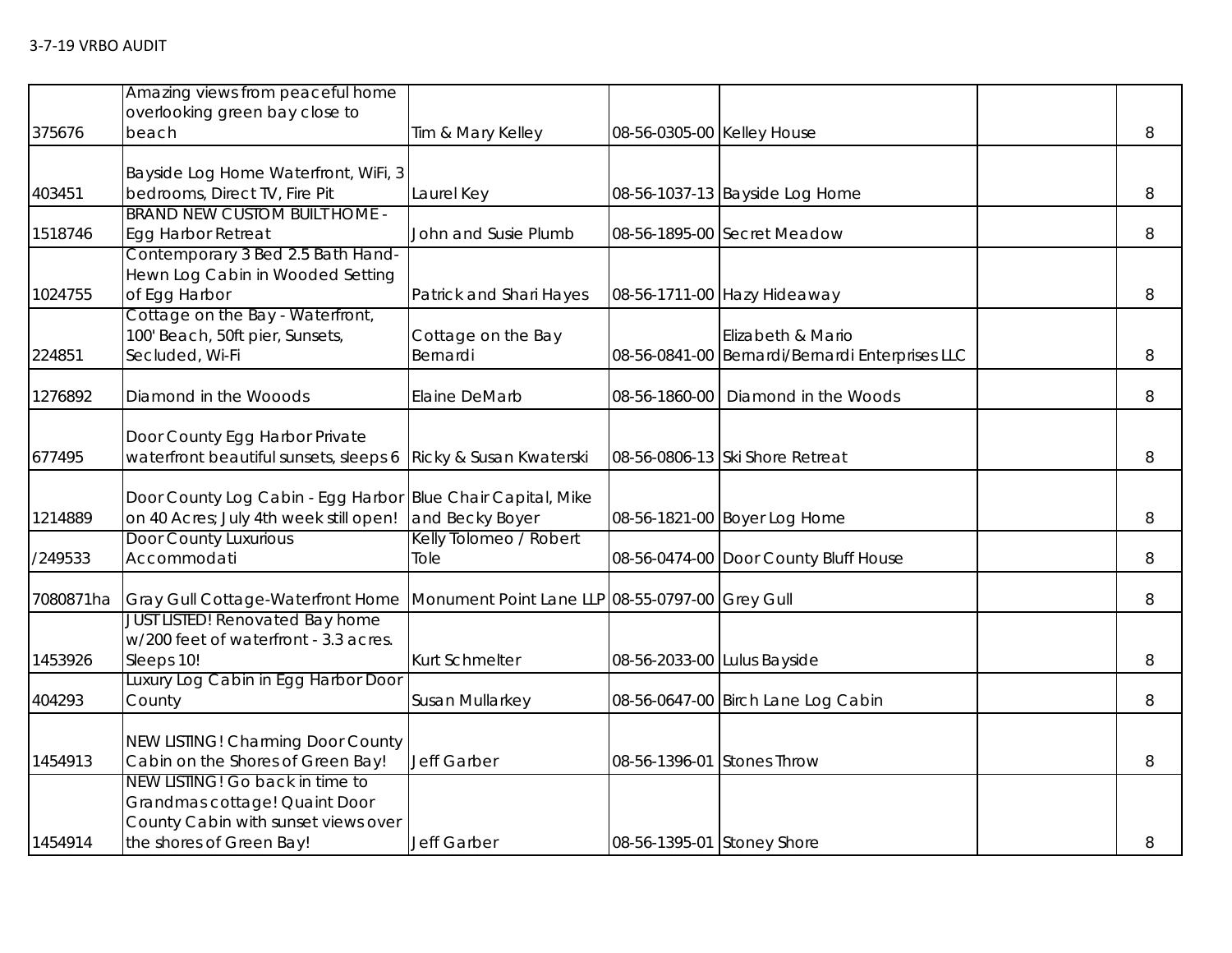3-7-19 VRBO AUDIT

| | | | | | | |
|---|---|---|---|---|---|---|
| 375676 | Amazing views from peaceful home overlooking green bay close to beach | Tim & Mary Kelley | 08-56-0305-00 | Kelley House | | 8 |
| 403451 | Bayside Log Home Waterfront, WiFi, 3 bedrooms, Direct TV, Fire Pit | Laurel Key | 08-56-1037-13 | Bayside Log Home | | 8 |
| 1518746 | BRAND NEW CUSTOM BUILT HOME - Egg Harbor Retreat | John and Susie Plumb | 08-56-1895-00 | Secret Meadow | | 8 |
| 1024755 | Contemporary 3 Bed 2.5 Bath Hand-Hewn Log Cabin in Wooded Setting of Egg Harbor | Patrick and Shari Hayes | 08-56-1711-00 | Hazy Hideaway | | 8 |
| 224851 | Cottage on the Bay - Waterfront, 100' Beach, 50ft pier, Sunsets, Secluded, Wi-Fi | Cottage on the Bay Bernardi | 08-56-0841-00 | Elizabeth & Mario Bernardi/Bernardi Enterprises LLC | | 8 |
| 1276892 | Diamond in the Wooods | Elaine DeMarb | 08-56-1860-00 | Diamond in the Woods | | 8 |
| 677495 | Door County Egg Harbor Private waterfront beautiful sunsets, sleeps 6 | Ricky & Susan Kwaterski | 08-56-0806-13 | Ski Shore Retreat | | 8 |
| 1214889 | Door County Log Cabin - Egg Harbor on 40 Acres; July 4th week still open! | Blue Chair Capital, Mike and Becky Boyer | 08-56-1821-00 | Boyer Log Home | | 8 |
| /249533 | Door County Luxurious Accommodati | Kelly Tolomeo / Robert Tole | 08-56-0474-00 | Door County Bluff House | | 8 |
| 7080871ha | Gray Gull Cottage-Waterfront Home | Monument Point Lane LLP | 08-55-0797-00 | Grey Gull | | 8 |
| 1453926 | JUST LISTED! Renovated Bay home w/200 feet of waterfront - 3.3 acres. Sleeps 10! | Kurt Schmelter | 08-56-2033-00 | Lulus Bayside | | 8 |
| 404293 | Luxury Log Cabin in Egg Harbor Door County | Susan Mullarkey | 08-56-0647-00 | Birch Lane Log Cabin | | 8 |
| 1454913 | NEW LISTING! Charming Door County Cabin on the Shores of Green Bay! | Jeff Garber | 08-56-1396-01 | Stones Throw | | 8 |
| 1454914 | NEW LISTING! Go back in time to Grandmas cottage! Quaint Door County Cabin with sunset views over the shores of Green Bay! | Jeff Garber | 08-56-1395-01 | Stoney Shore | | 8 |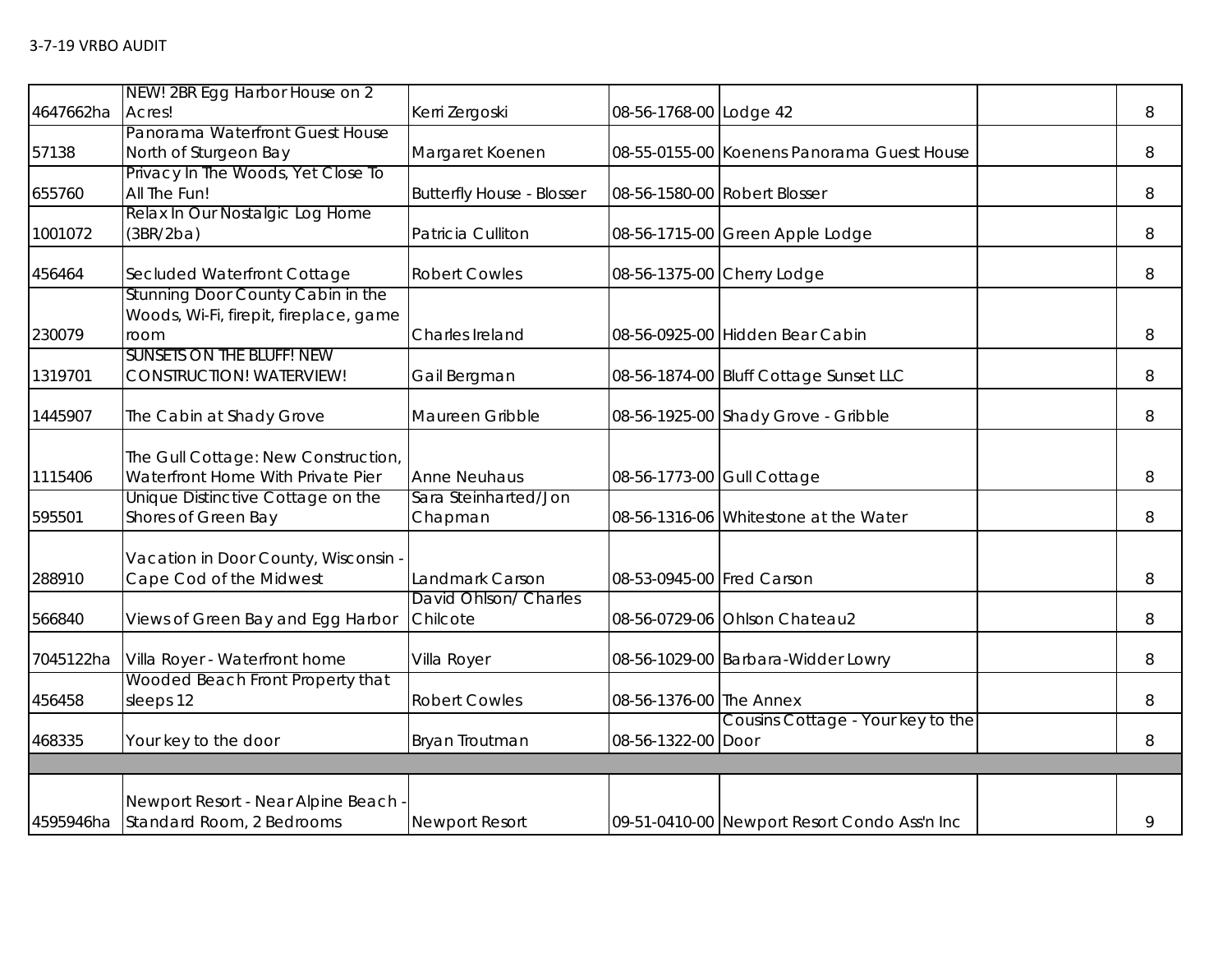| | | | | | | |
|---|---|---|---|---|---|---|
| 4647662ha | NEW! 2BR Egg Harbor House on 2 Acres! | Kerri Zergoski | 08-56-1768-00 | Lodge 42 | | 8 |
| 57138 | Panorama Waterfront Guest House North of Sturgeon Bay | Margaret Koenen | 08-55-0155-00 | Koenens Panorama Guest House | | 8 |
| 655760 | Privacy In The Woods, Yet Close To All The Fun! | Butterfly House - Blosser | 08-56-1580-00 | Robert Blosser | | 8 |
| 1001072 | Relax In Our Nostalgic Log Home (3BR/2ba) | Patricia Culliton | 08-56-1715-00 | Green Apple Lodge | | 8 |
| 456464 | Secluded Waterfront Cottage | Robert Cowles | 08-56-1375-00 | Cherry Lodge | | 8 |
| 230079 | Stunning Door County Cabin in the Woods, Wi-Fi, firepit, fireplace, game room | Charles Ireland | 08-56-0925-00 | Hidden Bear Cabin | | 8 |
| 1319701 | SUNSETS ON THE BLUFF! NEW CONSTRUCTION! WATERVIEW! | Gail Bergman | 08-56-1874-00 | Bluff Cottage Sunset LLC | | 8 |
| 1445907 | The Cabin at Shady Grove | Maureen Gribble | 08-56-1925-00 | Shady Grove - Gribble | | 8 |
| 1115406 | The Gull Cottage: New Construction, Waterfront Home With Private Pier | Anne Neuhaus | 08-56-1773-00 | Gull Cottage | | 8 |
| 595501 | Unique Distinctive Cottage on the Shores of Green Bay | Sara Steinharted/Jon Chapman | 08-56-1316-06 | Whitestone at the Water | | 8 |
| 288910 | Vacation in Door County, Wisconsin - Cape Cod of the Midwest | Landmark Carson | 08-53-0945-00 | Fred Carson | | 8 |
| 566840 | Views of Green Bay and Egg Harbor | David Ohlson/ Charles Chilcote | 08-56-0729-06 | Ohlson Chateau2 | | 8 |
| 7045122ha | Villa Royer - Waterfront home | Villa Royer | 08-56-1029-00 | Barbara-Widder Lowry | | 8 |
| 456458 | Wooded Beach Front Property that sleeps 12 | Robert Cowles | 08-56-1376-00 | The Annex | | 8 |
| 468335 | Your key to the door | Bryan Troutman | 08-56-1322-00 | Cousins Cottage - Your key to the Door | | 8 |
| | | | | | | |
| 4595946ha | Newport Resort - Near Alpine Beach - Standard Room, 2 Bedrooms | Newport Resort | 09-51-0410-00 | Newport Resort Condo Ass'n Inc | | 9 |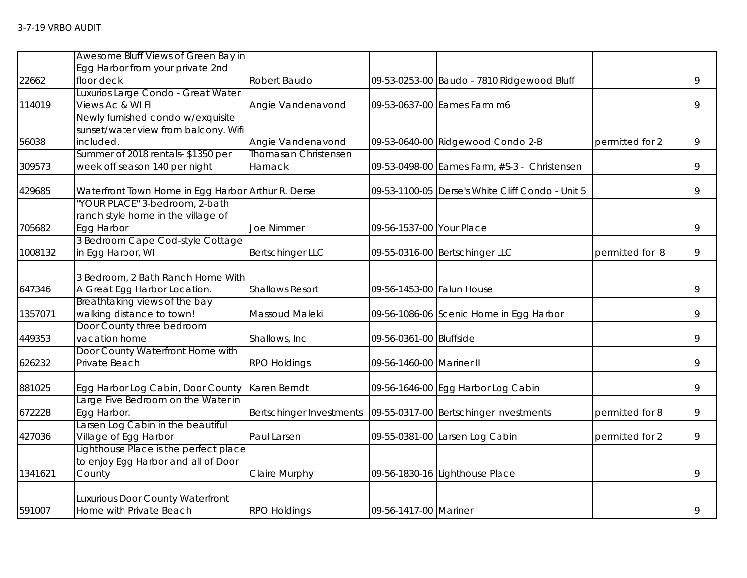3-7-19 VRBO AUDIT

| | | | | | | |
|---|---|---|---|---|---|---|
| 22662 | Awesome Bluff Views of Green Bay in Egg Harbor from your private 2nd floor deck | Robert Baudo | 09-53-0253-00 | Baudo - 7810 Ridgewood Bluff | | 9 |
| 114019 | Luxurios Large Condo - Great Water Views Ac & WI FI | Angie Vandenavond | 09-53-0637-00 | Eames Farm m6 | | 9 |
| 56038 | Newly furnished condo w/exquisite sunset/water view from balcony. Wifi included. | Angie Vandenavond | 09-53-0640-00 | Ridgewood Condo 2-B | permitted for 2 | 9 |
| 309573 | Summer of 2018 rentals- $1350 per week off season 140 per night | Thomasan Christensen Harnack | 09-53-0498-00 | Eames Farm, #S-3 - Christensen | | 9 |
| 429685 | Waterfront Town Home in Egg Harbor | Arthur R. Derse | 09-53-1100-05 | Derse's White Cliff Condo - Unit 5 | | 9 |
| 705682 | "YOUR PLACE" 3-bedroom, 2-bath ranch style home in the village of Egg Harbor | Joe Nimmer | 09-56-1537-00 | Your Place | | 9 |
| 1008132 | 3 Bedroom Cape Cod-style Cottage in Egg Harbor, WI | Bertschinger LLC | 09-55-0316-00 | Bertschinger LLC | permitted for 8 | 9 |
| 647346 | 3 Bedroom, 2 Bath Ranch Home With A Great Egg Harbor Location. | Shallows Resort | 09-56-1453-00 | Falun House | | 9 |
| 1357071 | Breathtaking views of the bay walking distance to town! | Massoud Maleki | 09-56-1086-06 | Scenic Home in Egg Harbor | | 9 |
| 449353 | Door County three bedroom vacation home | Shallows, Inc | 09-56-0361-00 | Bluffside | | 9 |
| 626232 | Door County Waterfront Home with Private Beach | RPO Holdings | 09-56-1460-00 | Mariner II | | 9 |
| 881025 | Egg Harbor Log Cabin, Door County | Karen Berndt | 09-56-1646-00 | Egg Harbor Log Cabin | | 9 |
| 672228 | Large Five Bedroom on the Water in Egg Harbor. | Bertschinger Investments | 09-55-0317-00 | Bertschinger Investments | permitted for 8 | 9 |
| 427036 | Larsen Log Cabin in the beautiful Village of Egg Harbor | Paul Larsen | 09-55-0381-00 | Larsen Log Cabin | permitted for 2 | 9 |
| 1341621 | Lighthouse Place is the perfect place to enjoy Egg Harbor and all of Door County | Claire Murphy | 09-56-1830-16 | Lighthouse Place | | 9 |
| 591007 | Luxurious Door County Waterfront Home with Private Beach | RPO Holdings | 09-56-1417-00 | Mariner | | 9 |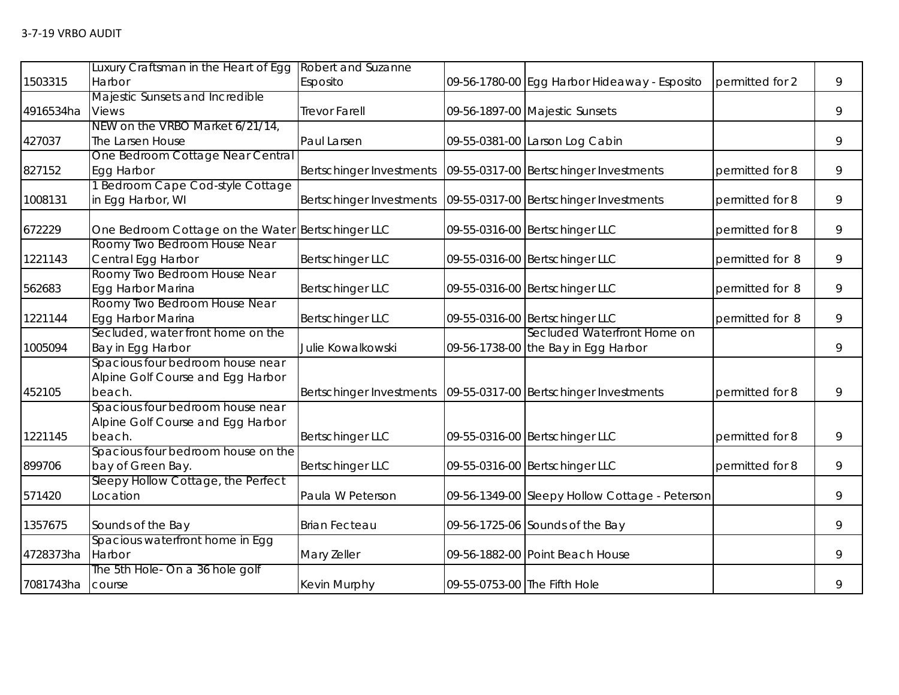| | | | | | | |
|---|---|---|---|---|---|---|
| 1503315 | Luxury Craftsman in the Heart of Egg Harbor | Robert and Suzanne Esposito | 09-56-1780-00 | Egg Harbor Hideaway - Esposito | permitted for 2 | 9 |
| 4916534ha | Majestic Sunsets and Incredible Views | Trevor Farell | 09-56-1897-00 | Majestic Sunsets | | 9 |
| 427037 | NEW on the VRBO Market 6/21/14, The Larsen House | Paul Larsen | 09-55-0381-00 | Larson Log Cabin | | 9 |
| 827152 | One Bedroom Cottage Near Central Egg Harbor | Bertschinger Investments | 09-55-0317-00 | Bertschinger Investments | permitted for 8 | 9 |
| 1008131 | 1 Bedroom Cape Cod-style Cottage in Egg Harbor, WI | Bertschinger Investments | 09-55-0317-00 | Bertschinger Investments | permitted for 8 | 9 |
| 672229 | One Bedroom Cottage on the Water | Bertschinger LLC | 09-55-0316-00 | Bertschinger LLC | permitted for 8 | 9 |
| 1221143 | Roomy Two Bedroom House Near Central Egg Harbor | Bertschinger LLC | 09-55-0316-00 | Bertschinger LLC | permitted for 8 | 9 |
| 562683 | Roomy Two Bedroom House Near Egg Harbor Marina | Bertschinger LLC | 09-55-0316-00 | Bertschinger LLC | permitted for 8 | 9 |
| 1221144 | Roomy Two Bedroom House Near Egg Harbor Marina | Bertschinger LLC | 09-55-0316-00 | Bertschinger LLC | permitted for 8 | 9 |
| 1005094 | Secluded, water front home on the Bay in Egg Harbor | Julie Kowalkowski | 09-56-1738-00 | Secluded Waterfront Home on the Bay in Egg Harbor | | 9 |
| 452105 | Spacious four bedroom house near Alpine Golf Course and Egg Harbor beach. | Bertschinger Investments | 09-55-0317-00 | Bertschinger Investments | permitted for 8 | 9 |
| 1221145 | Spacious four bedroom house near Alpine Golf Course and Egg Harbor beach. | Bertschinger LLC | 09-55-0316-00 | Bertschinger LLC | permitted for 8 | 9 |
| 899706 | Spacious four bedroom house on the bay of Green Bay. | Bertschinger LLC | 09-55-0316-00 | Bertschinger LLC | permitted for 8 | 9 |
| 571420 | Sleepy Hollow Cottage, the Perfect Location | Paula W Peterson | 09-56-1349-00 | Sleepy Hollow Cottage - Peterson | | 9 |
| 1357675 | Sounds of the Bay | Brian Fecteau | 09-56-1725-06 | Sounds of the Bay | | 9 |
| 4728373ha | Spacious waterfront home in Egg Harbor | Mary Zeller | 09-56-1882-00 | Point Beach House | | 9 |
| 7081743ha | The 5th Hole- On a 36 hole golf course | Kevin Murphy | 09-55-0753-00 | The Fifth Hole | | 9 |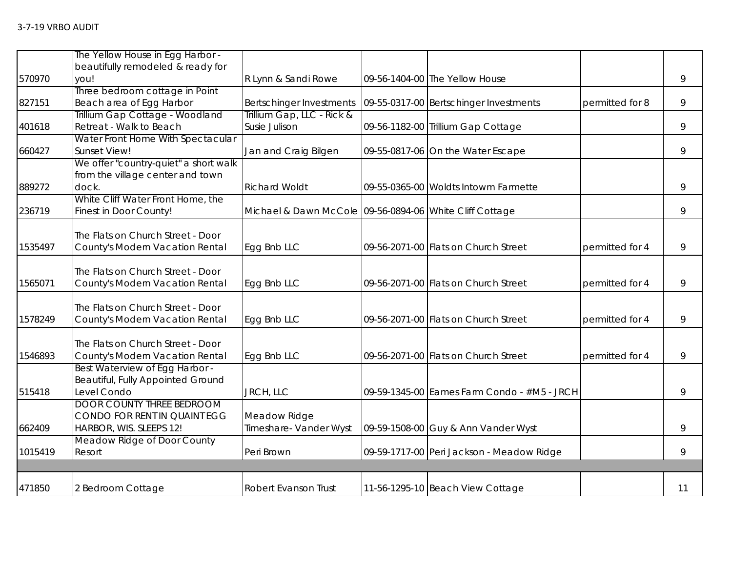| | | | | | | |
|---|---|---|---|---|---|---|
| 570970 | The Yellow House in Egg Harbor - beautifully remodeled & ready for you! | R Lynn & Sandi Rowe | 09-56-1404-00 | The Yellow House | | 9 |
| 827151 | Three bedroom cottage in Point Beach area of Egg Harbor | Bertschinger Investments | 09-55-0317-00 | Bertschinger Investments | permitted for 8 | 9 |
| 401618 | Trillium Gap Cottage - Woodland Retreat - Walk to Beach | Trillium Gap, LLC - Rick & Susie Julison | 09-56-1182-00 | Trillium Gap Cottage | | 9 |
| 660427 | Water Front Home With Spectacular Sunset View! | Jan and Craig Bilgen | 09-55-0817-06 | On the Water Escape | | 9 |
| 889272 | We offer "country-quiet" a short walk from the village center and town dock. | Richard Woldt | 09-55-0365-00 | Woldts Intowm Farmette | | 9 |
| 236719 | White Cliff Water Front Home, the Finest in Door County! | Michael & Dawn McCole | 09-56-0894-06 | White Cliff Cottage | | 9 |
| 1535497 | The Flats on Church Street - Door County's Modern Vacation Rental | Egg Bnb LLC | 09-56-2071-00 | Flats on Church Street | permitted for 4 | 9 |
| 1565071 | The Flats on Church Street - Door County's Modern Vacation Rental | Egg Bnb LLC | 09-56-2071-00 | Flats on Church Street | permitted for 4 | 9 |
| 1578249 | The Flats on Church Street - Door County's Modern Vacation Rental | Egg Bnb LLC | 09-56-2071-00 | Flats on Church Street | permitted for 4 | 9 |
| 1546893 | The Flats on Church Street - Door County's Modern Vacation Rental | Egg Bnb LLC | 09-56-2071-00 | Flats on Church Street | permitted for 4 | 9 |
| 515418 | Best Waterview of Egg Harbor - Beautiful, Fully Appointed Ground Level Condo | JRCH, LLC | 09-59-1345-00 | Eames Farm Condo - #M5 - JRCH | | 9 |
| 662409 | DOOR COUNTY THREE BEDROOM CONDO FOR RENT IN QUAINT EGG HARBOR, WIS. SLEEPS 12! | Meadow Ridge Timeshare- Vander Wyst | 09-59-1508-00 | Guy & Ann Vander Wyst | | 9 |
| 1015419 | Meadow Ridge of Door County Resort | Peri Brown | 09-59-1717-00 | Peri Jackson - Meadow Ridge | | 9 |
| | | | | | | |
| 471850 | 2 Bedroom Cottage | Robert Evanson Trust | 11-56-1295-10 | Beach View Cottage | | 11 |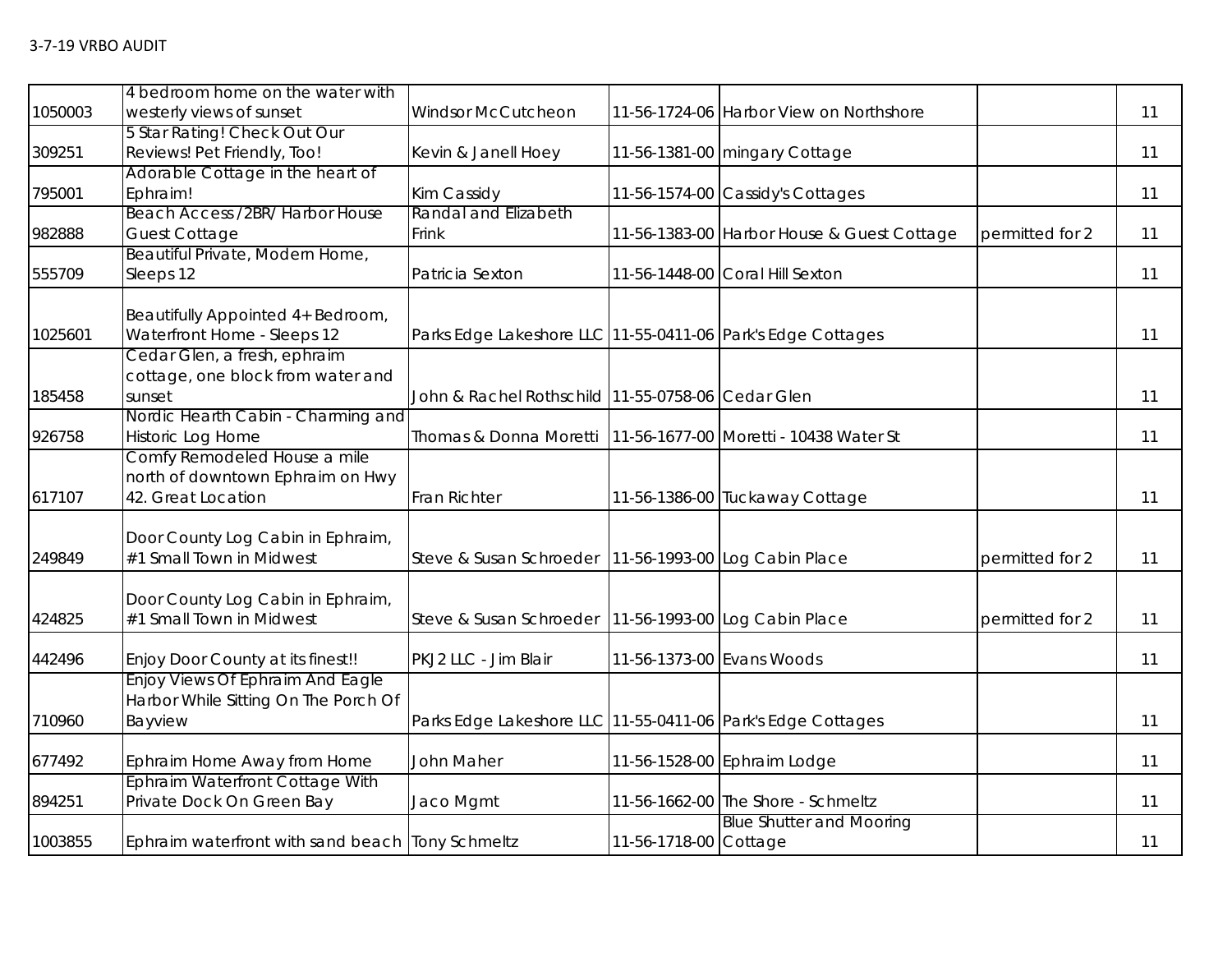3-7-19 VRBO AUDIT

| | | | | | | |
|---|---|---|---|---|---|---|
| 1050003 | 4 bedroom home on the water with westerly views of sunset | Windsor McCutcheon | 11-56-1724-06 | Harbor View on Northshore | | 11 |
| 309251 | 5 Star Rating! Check Out Our Reviews! Pet Friendly, Too! | Kevin & Janell Hoey | 11-56-1381-00 | mingary Cottage | | 11 |
| 795001 | Adorable Cottage in the heart of Ephraim! | Kim Cassidy | 11-56-1574-00 | Cassidy's Cottages | | 11 |
| 982888 | Beach Access /2BR/ Harbor House Guest Cottage | Randal and Elizabeth Frink | 11-56-1383-00 | Harbor House & Guest Cottage | permitted for 2 | 11 |
| 555709 | Beautiful Private, Modern Home, Sleeps 12 | Patricia Sexton | 11-56-1448-00 | Coral Hill Sexton | | 11 |
| 1025601 | Beautifully Appointed 4+ Bedroom, Waterfront Home - Sleeps 12 | Parks Edge Lakeshore LLC | 11-55-0411-06 | Park's Edge Cottages | | 11 |
| 185458 | Cedar Glen, a fresh, ephraim cottage, one block from water and sunset | John & Rachel Rothschild | 11-55-0758-06 | Cedar Glen | | 11 |
| 926758 | Nordic Hearth Cabin - Charming and Historic Log Home | Thomas & Donna Moretti | 11-56-1677-00 | Moretti - 10438 Water St | | 11 |
| 617107 | Comfy Remodeled House a mile north of downtown Ephraim on Hwy 42. Great Location | Fran Richter | 11-56-1386-00 | Tuckaway Cottage | | 11 |
| 249849 | Door County Log Cabin in Ephraim, #1 Small Town in Midwest | Steve & Susan Schroeder | 11-56-1993-00 | Log Cabin Place | permitted for 2 | 11 |
| 424825 | Door County Log Cabin in Ephraim, #1 Small Town in Midwest | Steve & Susan Schroeder | 11-56-1993-00 | Log Cabin Place | permitted for 2 | 11 |
| 442496 | Enjoy Door County at its finest!! | PKJ2 LLC - Jim Blair | 11-56-1373-00 | Evans Woods | | 11 |
| 710960 | Enjoy Views Of Ephraim And Eagle Harbor While Sitting On The Porch Of Bayview | Parks Edge Lakeshore LLC | 11-55-0411-06 | Park's Edge Cottages | | 11 |
| 677492 | Ephraim Home Away from Home | John Maher | 11-56-1528-00 | Ephraim Lodge | | 11 |
| 894251 | Ephraim Waterfront Cottage With Private Dock On Green Bay | Jaco Mgmt | 11-56-1662-00 | The Shore - Schmeltz | | 11 |
| 1003855 | Ephraim waterfront with sand beach | Tony Schmeltz | 11-56-1718-00 | Blue Shutter and Mooring Cottage | | 11 |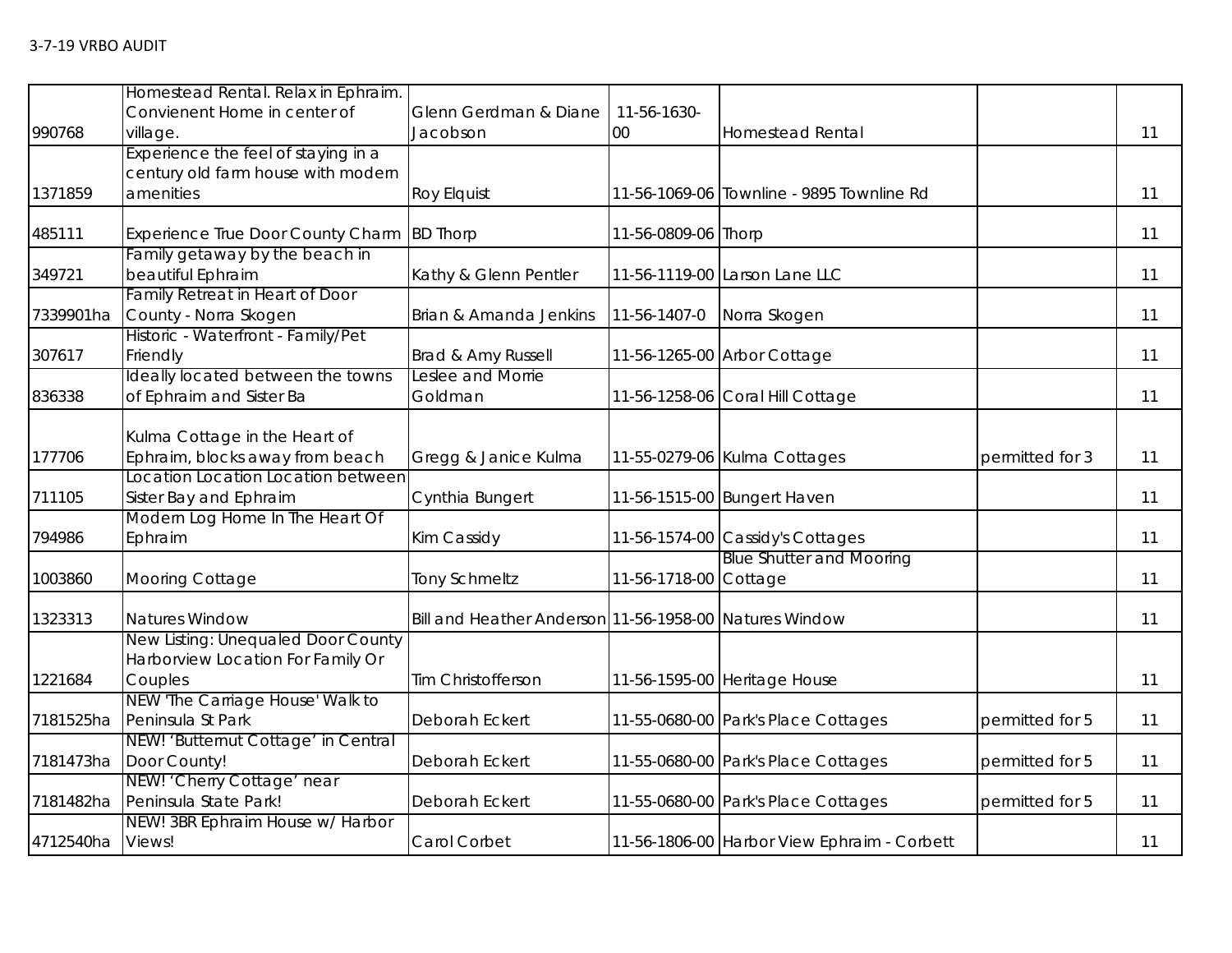3-7-19 VRBO AUDIT

| | | | | | | |
|---|---|---|---|---|---|---|
| 990768 | Homestead Rental. Relax in Ephraim. Convienent Home in center of village. | Glenn Gerdman & Diane Jacobson | 11-56-1630-00 | Homestead Rental | | 11 |
| 1371859 | Experience the feel of staying in a century old farm house with modern amenities | Roy Elquist | 11-56-1069-06 | Townline - 9895 Townline Rd | | 11 |
| 485111 | Experience True Door County Charm | BD Thorp | 11-56-0809-06 | Thorp | | 11 |
| 349721 | Family getaway by the beach in beautiful Ephraim | Kathy & Glenn Pentler | 11-56-1119-00 | Larson Lane LLC | | 11 |
| 7339901ha | Family Retreat in Heart of Door County - Norra Skogen | Brian & Amanda Jenkins | 11-56-1407-0 | Norra Skogen | | 11 |
| 307617 | Historic - Waterfront - Family/Pet Friendly | Brad & Amy Russell | 11-56-1265-00 | Arbor Cottage | | 11 |
| 836338 | Ideally located between the towns of Ephraim and Sister Ba | Leslee and Morrie Goldman | 11-56-1258-06 | Coral Hill Cottage | | 11 |
| 177706 | Kulma Cottage in the Heart of Ephraim, blocks away from beach | Gregg & Janice Kulma | 11-55-0279-06 | Kulma Cottages | permitted for 3 | 11 |
| 711105 | Location Location Location between Sister Bay and Ephraim | Cynthia Bungert | 11-56-1515-00 | Bungert Haven | | 11 |
| 794986 | Modern Log Home In The Heart Of Ephraim | Kim Cassidy | 11-56-1574-00 | Cassidy's Cottages | | 11 |
| 1003860 | Mooring Cottage | Tony Schmeltz | 11-56-1718-00 | Blue Shutter and Mooring Cottage | | 11 |
| 1323313 | Natures Window | Bill and Heather Anderson | 11-56-1958-00 | Natures Window | | 11 |
| 1221684 | New Listing: Unequaled Door County Harborview Location For Family Or Couples | Tim Christofferson | 11-56-1595-00 | Heritage House | | 11 |
| 7181525ha | NEW 'The Carriage House' Walk to Peninsula St Park | Deborah Eckert | 11-55-0680-00 | Park's Place Cottages | permitted for 5 | 11 |
| 7181473ha | NEW! 'Butternut Cottage' in Central Door County! | Deborah Eckert | 11-55-0680-00 | Park's Place Cottages | permitted for 5 | 11 |
| 7181482ha | NEW! 'Cherry Cottage' near Peninsula State Park! | Deborah Eckert | 11-55-0680-00 | Park's Place Cottages | permitted for 5 | 11 |
| 4712540ha | NEW! 3BR Ephraim House w/ Harbor Views! | Carol Corbet | 11-56-1806-00 | Harbor View Ephraim - Corbett | | 11 |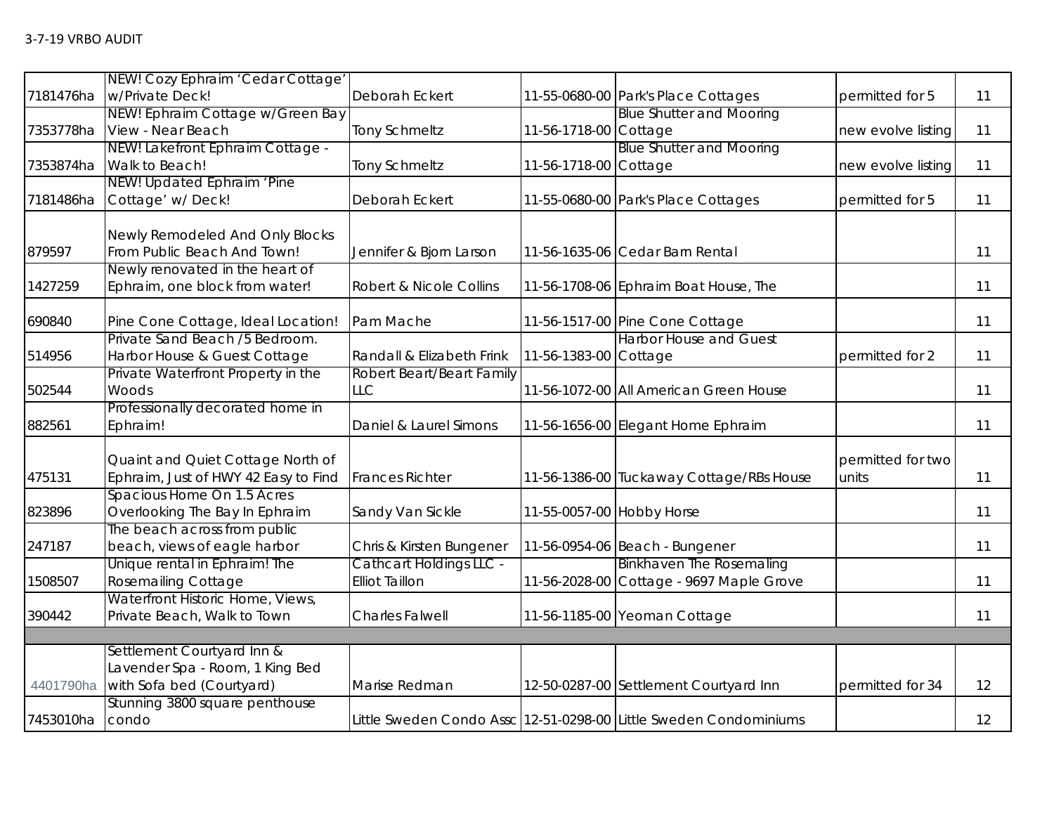| | | | | | | |
|---|---|---|---|---|---|---|
| 7181476ha | NEW! Cozy Ephraim 'Cedar Cottage' w/Private Deck! | Deborah Eckert | 11-55-0680-00 | Park's Place Cottages | permitted for 5 | 11 |
| 7353778ha | NEW! Ephraim Cottage w/Green Bay View - Near Beach | Tony Schmeltz | 11-56-1718-00 | Blue Shutter and Mooring Cottage | new evolve listing | 11 |
| 7353874ha | NEW! Lakefront Ephraim Cottage - Walk to Beach! | Tony Schmeltz | 11-56-1718-00 | Blue Shutter and Mooring Cottage | new evolve listing | 11 |
| 7181486ha | NEW! Updated Ephraim 'Pine Cottage' w/ Deck! | Deborah Eckert | 11-55-0680-00 | Park's Place Cottages | permitted for 5 | 11 |
| 879597 | Newly Remodeled And Only Blocks From Public Beach And Town! | Jennifer & Bjorn Larson | 11-56-1635-06 | Cedar Barn Rental | | 11 |
| 1427259 | Newly renovated in the heart of Ephraim, one block from water! | Robert & Nicole Collins | 11-56-1708-06 | Ephraim Boat House, The | | 11 |
| 690840 | Pine Cone Cottage, Ideal Location! | Pam Mache | 11-56-1517-00 | Pine Cone Cottage | | 11 |
| 514956 | Private Sand Beach /5 Bedroom. Harbor House & Guest Cottage | Randall & Elizabeth Frink | 11-56-1383-00 | Harbor House and Guest Cottage | permitted for 2 | 11 |
| 502544 | Private Waterfront Property in the Woods | Robert Beart/Beart Family LLC | 11-56-1072-00 | All American Green House | | 11 |
| 882561 | Professionally decorated home in Ephraim! | Daniel & Laurel Simons | 11-56-1656-00 | Elegant Home Ephraim | | 11 |
| 475131 | Quaint and Quiet Cottage North of Ephraim, Just of HWY 42 Easy to Find | Frances Richter | 11-56-1386-00 | Tuckaway Cottage/RBs House | permitted for two units | 11 |
| 823896 | Spacious Home On 1.5 Acres Overlooking The Bay In Ephraim | Sandy Van Sickle | 11-55-0057-00 | Hobby Horse | | 11 |
| 247187 | The beach across from public beach, views of eagle harbor | Chris & Kirsten Bungener | 11-56-0954-06 | Beach - Bungener | | 11 |
| 1508507 | Unique rental in Ephraim! The Rosemailing Cottage | Cathcart Holdings LLC - Elliot Taillon | 11-56-2028-00 | Binkhaven The Rosemaling Cottage - 9697 Maple Grove | | 11 |
| 390442 | Waterfront Historic Home, Views, Private Beach, Walk to Town | Charles Falwell | 11-56-1185-00 | Yeoman Cottage | | 11 |
| | | | | | | |
| 4401790ha | Settlement Courtyard Inn & Lavender Spa - Room, 1 King Bed with Sofa bed (Courtyard) | Marise Redman | 12-50-0287-00 | Settlement Courtyard Inn | permitted for 34 | 12 |
| 7453010ha | Stunning 3800 square penthouse condo | Little Sweden Condo Assc | 12-51-0298-00 | Little Sweden Condominiums | | 12 |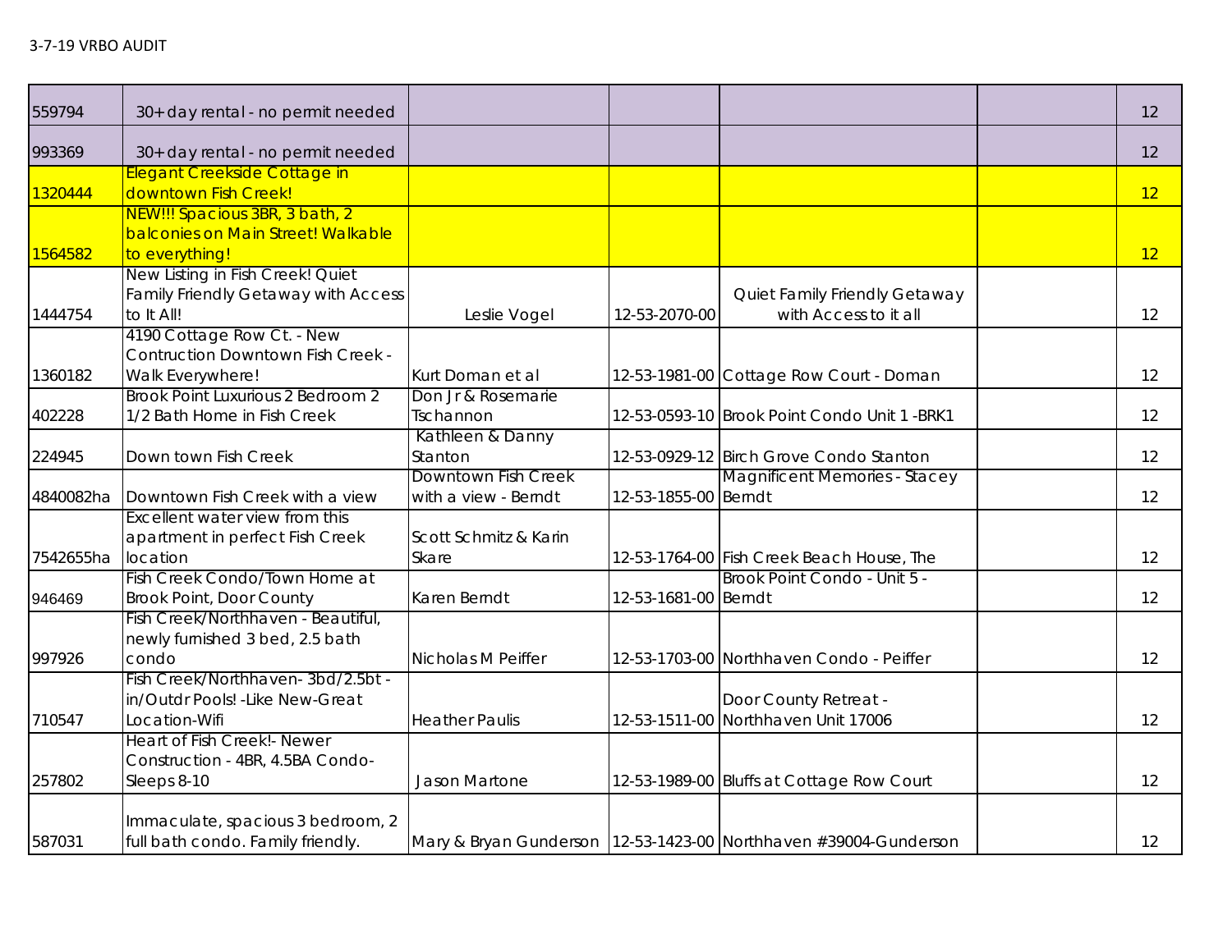3-7-19 VRBO AUDIT

| | | | | | | |
|---|---|---|---|---|---|---|
| 559794 | 30+ day rental - no permit needed | | | | | 12 |
| 993369 | 30+ day rental - no permit needed | | | | | 12 |
| 1320444 | Elegant Creekside Cottage in downtown Fish Creek! | | | | | 12 |
| 1564582 | NEW!!! Spacious 3BR, 3 bath, 2 balconies on Main Street! Walkable to everything! | | | | | 12 |
| 1444754 | New Listing in Fish Creek! Quiet Family Friendly Getaway with Access to It All! | Leslie Vogel | 12-53-2070-00 | Quiet Family Friendly Getaway with Access to it all | | 12 |
| 1360182 | 4190 Cottage Row Ct. - New Contruction Downtown Fish Creek - Walk Everywhere! | Kurt Doman et al | 12-53-1981-00 | Cottage Row Court - Doman | | 12 |
| 402228 | Brook Point Luxurious 2 Bedroom 2 1/2 Bath Home in Fish Creek | Don Jr & Rosemarie Tschannon | 12-53-0593-10 | Brook Point Condo Unit 1 -BRK1 | | 12 |
| 224945 | Down town Fish Creek | Kathleen & Danny Stanton | 12-53-0929-12 | Birch Grove Condo Stanton | | 12 |
| 4840082ha | Downtown Fish Creek with a view | Downtown Fish Creek with a view - Berndt | 12-53-1855-00 | Magnificent Memories - Stacey Berndt | | 12 |
| 7542655ha | Excellent water view from this apartment in perfect Fish Creek location | Scott Schmitz & Karin Skare | 12-53-1764-00 | Fish Creek Beach House, The | | 12 |
| 946469 | Fish Creek Condo/Town Home at Brook Point, Door County | Karen Berndt | 12-53-1681-00 | Brook Point Condo - Unit 5 - Berndt | | 12 |
| 997926 | Fish Creek/Northhaven - Beautiful, newly furnished 3 bed, 2.5 bath condo | Nicholas M Peiffer | 12-53-1703-00 | Northhaven Condo - Peiffer | | 12 |
| 710547 | Fish Creek/Northhaven- 3bd/2.5bt - in/Outdr Pools! -Like New-Great Location-Wifi | Heather Paulis | 12-53-1511-00 | Door County Retreat - Northhaven Unit 17006 | | 12 |
| 257802 | Heart of Fish Creek!- Newer Construction - 4BR, 4.5BA Condo- Sleeps 8-10 | Jason Martone | 12-53-1989-00 | Bluffs at Cottage Row Court | | 12 |
| 587031 | Immaculate, spacious 3 bedroom, 2 full bath condo. Family friendly. | Mary & Bryan Gunderson | 12-53-1423-00 | Northhaven #39004-Gunderson | | 12 |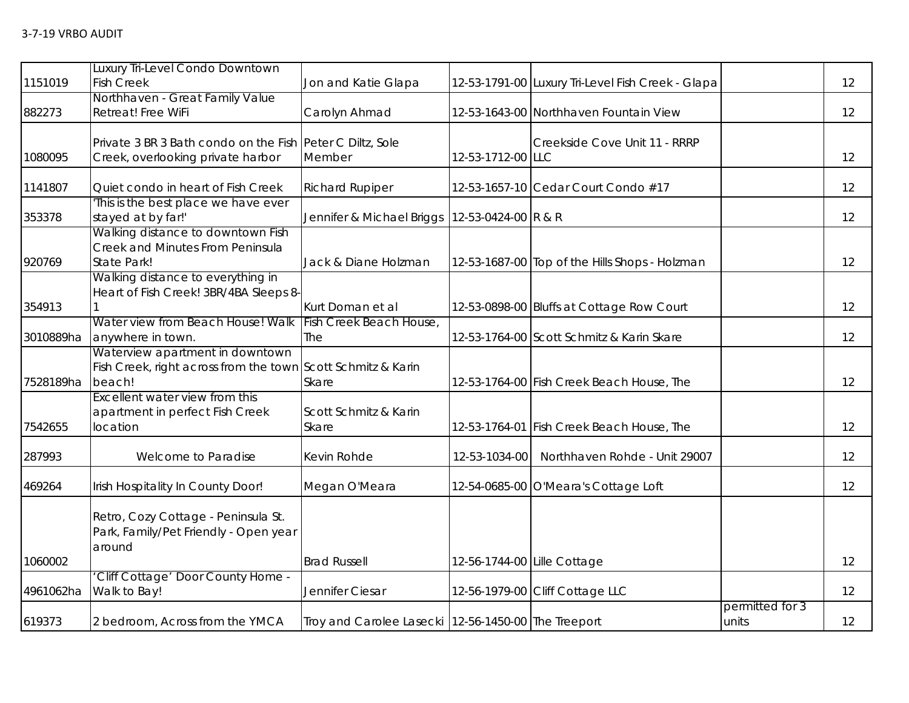3-7-19 VRBO AUDIT

| | | | | | | |
|---|---|---|---|---|---|---|
| 1151019 | Luxury Tri-Level Condo Downtown Fish Creek | Jon and Katie Glapa | 12-53-1791-00 | Luxury Tri-Level Fish Creek - Glapa | | 12 |
| 882273 | Northhaven - Great Family Value Retreat! Free WiFi | Carolyn Ahmad | 12-53-1643-00 | Northhaven Fountain View | | 12 |
| 1080095 | Private 3 BR 3 Bath condo on the Fish Creek, overlooking private harbor | Peter C Diltz, Sole Member | 12-53-1712-00 | Creekside Cove Unit 11 - RRRP LLC | | 12 |
| 1141807 | Quiet condo in heart of Fish Creek | Richard Rupiper | 12-53-1657-10 | Cedar Court Condo #17 | | 12 |
| 353378 | 'This is the best place we have ever stayed at by far!' | Jennifer & Michael Briggs | 12-53-0424-00 | R & R | | 12 |
| 920769 | Walking distance to downtown Fish Creek and Minutes From Peninsula State Park! | Jack & Diane Holzman | 12-53-1687-00 | Top of the Hills Shops - Holzman | | 12 |
| 354913 | Walking distance to everything in Heart of Fish Creek! 3BR/4BA Sleeps 8-1 | Kurt Doman et al | 12-53-0898-00 | Bluffs at Cottage Row Court | | 12 |
| 3010889ha | Water view from Beach House! Walk anywhere in town. | Fish Creek Beach House, The | 12-53-1764-00 | Scott Schmitz & Karin Skare | | 12 |
| 7528189ha | Waterview apartment in downtown Fish Creek, right across from the town beach! | Scott Schmitz & Karin Skare | 12-53-1764-00 | Fish Creek Beach House, The | | 12 |
| 7542655 | Excellent water view from this apartment in perfect Fish Creek location | Scott Schmitz & Karin Skare | 12-53-1764-01 | Fish Creek Beach House, The | | 12 |
| 287993 | Welcome to Paradise | Kevin Rohde | 12-53-1034-00 | Northhaven Rohde - Unit 29007 | | 12 |
| 469264 | Irish Hospitality In County Door! | Megan O'Meara | 12-54-0685-00 | O'Meara's Cottage Loft | | 12 |
| 1060002 | Retro, Cozy Cottage - Peninsula St. Park, Family/Pet Friendly - Open year around | Brad Russell | 12-56-1744-00 | Lille Cottage | | 12 |
| 4961062ha | 'Cliff Cottage' Door County Home - Walk to Bay! | Jennifer Ciesar | 12-56-1979-00 | Cliff Cottage LLC | | 12 |
| 619373 | 2 bedroom, Across from the YMCA | Troy and Carolee Lasecki | 12-56-1450-00 | The Treeport | permitted for 3 units | 12 |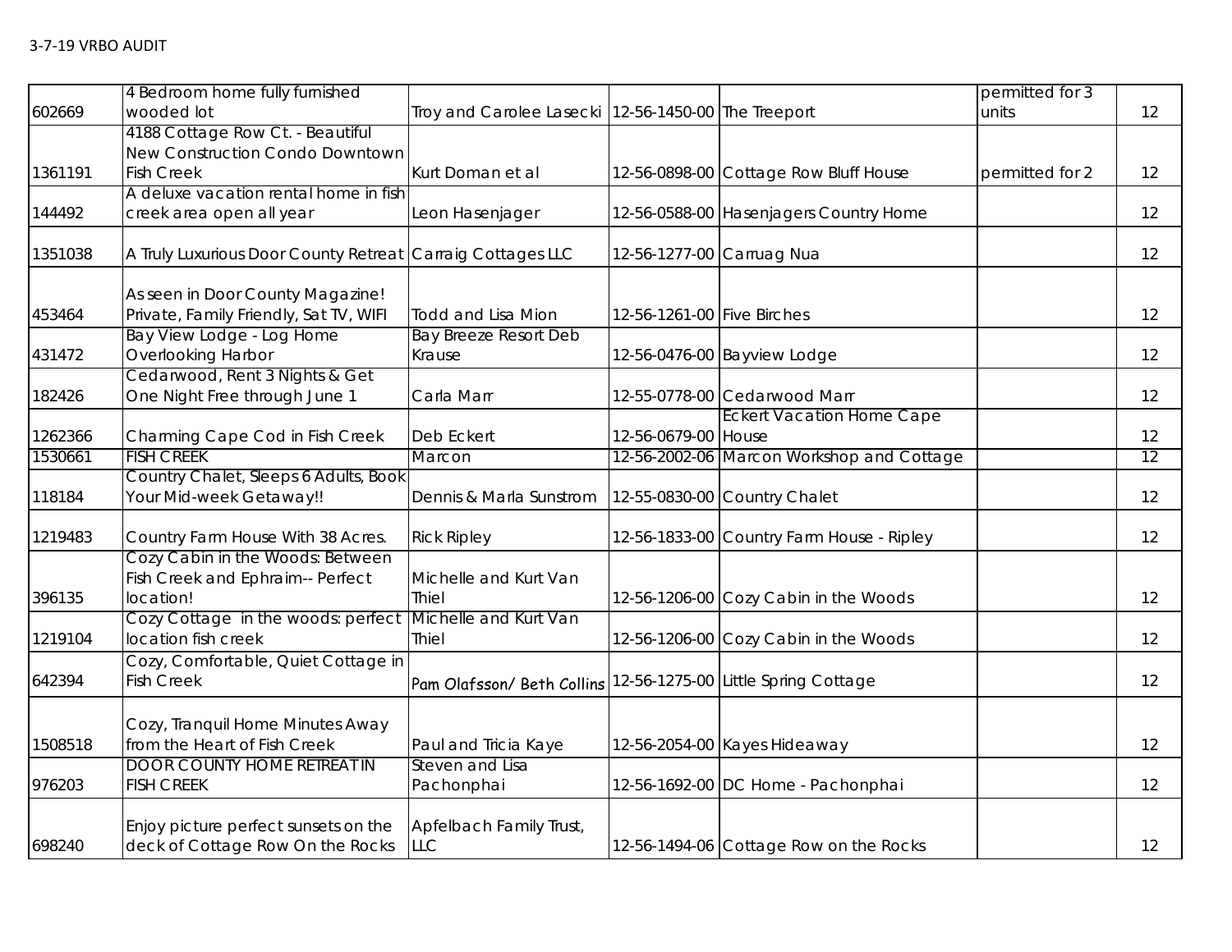3-7-19 VRBO AUDIT

| | | | | | | |
|---|---|---|---|---|---|---|
| 602669 | 4 Bedroom home fully furnished wooded lot | Troy and Carolee Lasecki | 12-56-1450-00 | The Treeport | permitted for 3 units | 12 |
| 1361191 | 4188 Cottage Row Ct. - Beautiful New Construction Condo Downtown Fish Creek | Kurt Doman et al | 12-56-0898-00 | Cottage Row Bluff House | permitted for 2 | 12 |
| 144492 | A deluxe vacation rental home in fish creek area open all year | Leon Hasenjager | 12-56-0588-00 | Hasenjagers Country Home | | 12 |
| 1351038 | A Truly Luxurious Door County Retreat | Carraig Cottages LLC | 12-56-1277-00 | Carruag Nua | | 12 |
| 453464 | As seen in Door County Magazine! Private, Family Friendly, Sat TV, WIFI | Todd and Lisa Mion | 12-56-1261-00 | Five Birches | | 12 |
| 431472 | Bay View Lodge - Log Home Overlooking Harbor | Bay Breeze Resort Deb Krause | 12-56-0476-00 | Bayview Lodge | | 12 |
| 182426 | Cedarwood, Rent 3 Nights & Get One Night Free through June 1 | Carla Marr | 12-55-0778-00 | Cedarwood Marr | | 12 |
| 1262366 | Charming Cape Cod in Fish Creek | Deb Eckert | 12-56-0679-00 | Eckert Vacation Home Cape House | | 12 |
| 1530661 | FISH CREEK | Marcon | 12-56-2002-06 | Marcon Workshop and Cottage | | 12 |
| 118184 | Country Chalet, Sleeps 6 Adults, Book Your Mid-week Getaway!! | Dennis & Marla Sunstrom | 12-55-0830-00 | Country Chalet | | 12 |
| 1219483 | Country Farm House With 38 Acres. | Rick Ripley | 12-56-1833-00 | Country Farm House - Ripley | | 12 |
| 396135 | Cozy Cabin in the Woods: Between Fish Creek and Ephraim-- Perfect location! | Michelle and Kurt Van Thiel | 12-56-1206-00 | Cozy Cabin in the Woods | | 12 |
| 1219104 | Cozy Cottage in the woods: perfect location fish creek | Michelle and Kurt Van Thiel | 12-56-1206-00 | Cozy Cabin in the Woods | | 12 |
| 642394 | Cozy, Comfortable, Quiet Cottage in Fish Creek | Pam Olafsson/ Beth Collins | 12-56-1275-00 | Little Spring Cottage | | 12 |
| 1508518 | Cozy, Tranquil Home Minutes Away from the Heart of Fish Creek | Paul and Tricia Kaye | 12-56-2054-00 | Kayes Hideaway | | 12 |
| 976203 | DOOR COUNTY HOME RETREAT IN FISH CREEK | Steven and Lisa Pachonphai | 12-56-1692-00 | DC Home - Pachonphai | | 12 |
| 698240 | Enjoy picture perfect sunsets on the deck of Cottage Row On the Rocks | Apfelbach Family Trust, LLC | 12-56-1494-06 | Cottage Row on the Rocks | | 12 |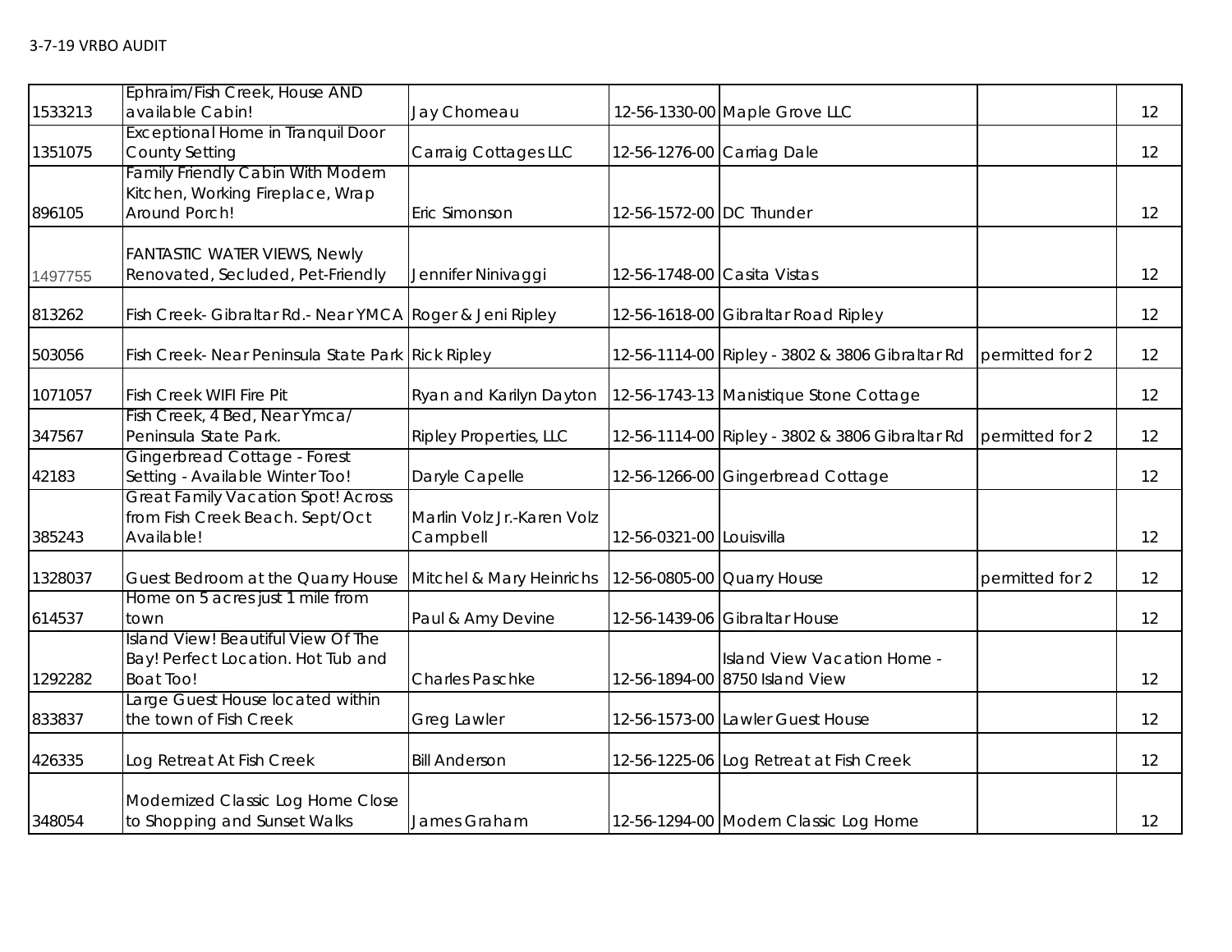3-7-19 VRBO AUDIT

| | | | | | | |
|---|---|---|---|---|---|---|
| 1533213 | Ephraim/Fish Creek, House AND available Cabin! | Jay Chomeau | 12-56-1330-00 | Maple Grove LLC | | 12 |
| 1351075 | Exceptional Home in Tranquil Door County Setting | Carraig Cottages LLC | 12-56-1276-00 | Carriag Dale | | 12 |
| 896105 | Family Friendly Cabin With Modern Kitchen, Working Fireplace, Wrap Around Porch! | Eric Simonson | 12-56-1572-00 | DC Thunder | | 12 |
| 1497755 | FANTASTIC WATER VIEWS, Newly Renovated, Secluded, Pet-Friendly | Jennifer Ninivaggi | 12-56-1748-00 | Casita Vistas | | 12 |
| 813262 | Fish Creek- Gibraltar Rd.- Near YMCA | Roger & Jeni Ripley | 12-56-1618-00 | Gibraltar Road Ripley | | 12 |
| 503056 | Fish Creek- Near Peninsula State Park | Rick Ripley | 12-56-1114-00 | Ripley - 3802 & 3806 Gibraltar Rd | permitted for 2 | 12 |
| 1071057 | Fish Creek WIFI Fire Pit | Ryan and Karilyn Dayton | 12-56-1743-13 | Manistique Stone Cottage | | 12 |
| 347567 | Fish Creek, 4 Bed, Near Ymca/ Peninsula State Park. | Ripley Properties, LLC | 12-56-1114-00 | Ripley - 3802 & 3806 Gibraltar Rd | permitted for 2 | 12 |
| 42183 | Gingerbread Cottage - Forest Setting - Available Winter Too! | Daryle Capelle | 12-56-1266-00 | Gingerbread Cottage | | 12 |
| 385243 | Great Family Vacation Spot! Across from Fish Creek Beach. Sept/Oct Available! | Marlin Volz Jr.-Karen Volz Campbell | 12-56-0321-00 | Louisvilla | | 12 |
| 1328037 | Guest Bedroom at the Quarry House | Mitchel & Mary Heinrichs | 12-56-0805-00 | Quarry House | permitted for 2 | 12 |
| 614537 | Home on 5 acres just 1 mile from town | Paul & Amy Devine | 12-56-1439-06 | Gibraltar House | | 12 |
| 1292282 | Island View! Beautiful View Of The Bay! Perfect Location. Hot Tub and Boat Too! | Charles Paschke | 12-56-1894-00 | Island View Vacation Home - 8750 Island View | | 12 |
| 833837 | Large Guest House located within the town of Fish Creek | Greg Lawler | 12-56-1573-00 | Lawler Guest House | | 12 |
| 426335 | Log Retreat At Fish Creek | Bill Anderson | 12-56-1225-06 | Log Retreat at Fish Creek | | 12 |
| 348054 | Modernized Classic Log Home Close to Shopping and Sunset Walks | James Graham | 12-56-1294-00 | Modern Classic Log Home | | 12 |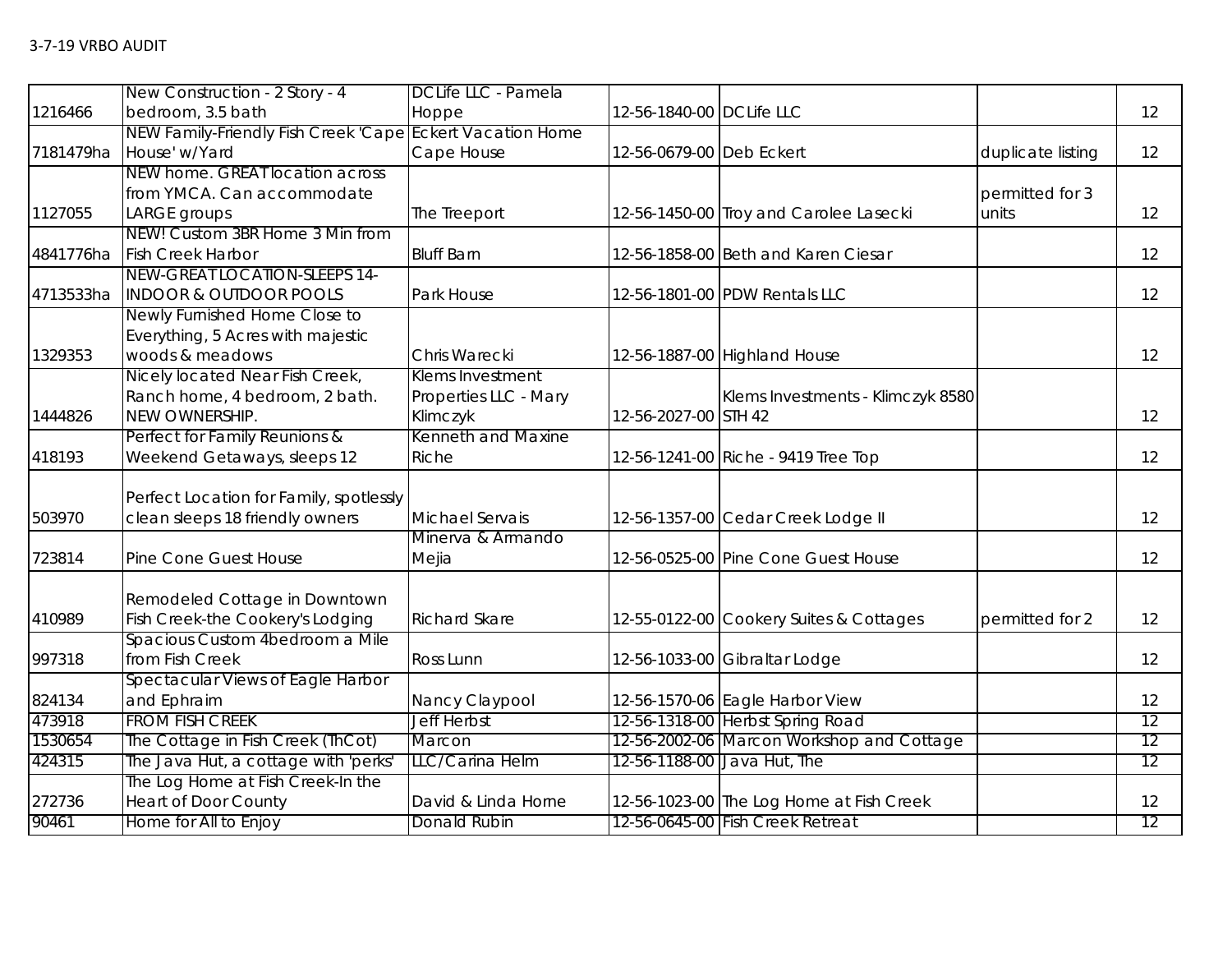| | | | | | | |
|---|---|---|---|---|---|---|
| 1216466 | New Construction - 2 Story - 4 bedroom, 3.5 bath | DCLife LLC - Pamela Hoppe | 12-56-1840-00 | DCLife LLC | | 12 |
| 7181479ha | NEW Family-Friendly Fish Creek 'Cape House' w/Yard | Eckert Vacation Home Cape House | 12-56-0679-00 | Deb Eckert | duplicate listing | 12 |
| 1127055 | NEW home. GREAT location across from YMCA. Can accommodate LARGE groups | The Treeport | 12-56-1450-00 | Troy and Carolee Lasecki | permitted for 3 units | 12 |
| 4841776ha | NEW! Custom 3BR Home 3 Min from Fish Creek Harbor | Bluff Barn | 12-56-1858-00 | Beth and Karen Ciesar | | 12 |
| 4713533ha | NEW-GREAT LOCATION-SLEEPS 14-INDOOR & OUTDOOR POOLS | Park House | 12-56-1801-00 | PDW Rentals LLC | | 12 |
| 1329353 | Newly Furnished Home Close to Everything, 5 Acres with majestic woods & meadows | Chris Warecki | 12-56-1887-00 | Highland House | | 12 |
| 1444826 | Nicely located Near Fish Creek, Ranch home, 4 bedroom, 2 bath. NEW OWNERSHIP. | Klems Investment Properties LLC - Mary Klimczyk | 12-56-2027-00 | Klems Investments - Klimczyk 8580 STH 42 | | 12 |
| 418193 | Perfect for Family Reunions & Weekend Getaways, sleeps 12 | Kenneth and Maxine Riche | 12-56-1241-00 | Riche - 9419 Tree Top | | 12 |
| 503970 | Perfect Location for Family, spotlessly clean sleeps 18 friendly owners | Michael Servais | 12-56-1357-00 | Cedar Creek Lodge II | | 12 |
| 723814 | Pine Cone Guest House | Minerva & Armando Mejia | 12-56-0525-00 | Pine Cone Guest House | | 12 |
| 410989 | Remodeled Cottage in Downtown Fish Creek-the Cookery's Lodging | Richard Skare | 12-55-0122-00 | Cookery Suites & Cottages | permitted for 2 | 12 |
| 997318 | Spacious Custom 4bedroom a Mile from Fish Creek | Ross Lunn | 12-56-1033-00 | Gibraltar Lodge | | 12 |
| 824134 | Spectacular Views of Eagle Harbor and Ephraim | Nancy Claypool | 12-56-1570-06 | Eagle Harbor View | | 12 |
| 473918 | FROM FISH CREEK | Jeff Herbst | 12-56-1318-00 | Herbst Spring Road | | 12 |
| 1530654 | The Cottage in Fish Creek (ThCot) | Marcon | 12-56-2002-06 | Marcon Workshop and Cottage | | 12 |
| 424315 | The Java Hut, a cottage with 'perks' | LLC/Carina Helm | 12-56-1188-00 | Java Hut, The | | 12 |
| 272736 | The Log Home at Fish Creek-In the Heart of Door County | David & Linda Horne | 12-56-1023-00 | The Log Home at Fish Creek | | 12 |
| 90461 | Home for All to Enjoy | Donald Rubin | 12-56-0645-00 | Fish Creek Retreat | | 12 |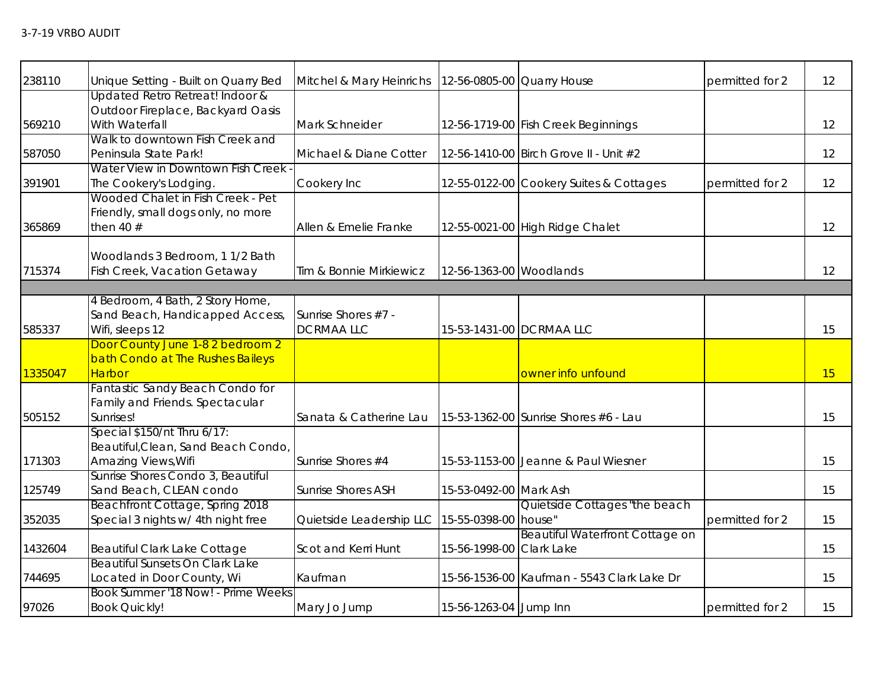| | | | | | | |
|---|---|---|---|---|---|---|
| 238110 | Unique Setting - Built on Quarry Bed | Mitchel & Mary Heinrichs | 12-56-0805-00 | Quarry House | permitted for 2 | 12 |
| 569210 | Updated Retro Retreat! Indoor & Outdoor Fireplace, Backyard Oasis With Waterfall | Mark Schneider | 12-56-1719-00 | Fish Creek Beginnings | | 12 |
| 587050 | Walk to downtown Fish Creek and Peninsula State Park! | Michael & Diane Cotter | 12-56-1410-00 | Birch Grove II - Unit #2 | | 12 |
| 391901 | Water View in Downtown Fish Creek - The Cookery's Lodging. | Cookery Inc | 12-55-0122-00 | Cookery Suites & Cottages | permitted for 2 | 12 |
| 365869 | Wooded Chalet in Fish Creek - Pet Friendly, small dogs only, no more then 40 # | Allen & Emelie Franke | 12-55-0021-00 | High Ridge Chalet | | 12 |
| 715374 | Woodlands 3 Bedroom, 1 1/2 Bath Fish Creek, Vacation Getaway | Tim & Bonnie Mirkiewicz | 12-56-1363-00 | Woodlands | | 12 |
| | | | | | | |
| 585337 | 4 Bedroom, 4 Bath, 2 Story Home, Sand Beach, Handicapped Access, Wifi, sleeps 12 | Sunrise Shores #7 - DCRMAA LLC | 15-53-1431-00 | DCRMAA LLC | | 15 |
| 1335047 | Door County June 1-8 2 bedroom 2 bath Condo at The Rushes Baileys Harbor | | | owner info unfound | | 15 |
| 505152 | Fantastic Sandy Beach Condo for Family and Friends. Spectacular Sunrises! | Sanata & Catherine Lau | 15-53-1362-00 | Sunrise Shores #6 - Lau | | 15 |
| 171303 | Special $150/nt Thru 6/17: Beautiful,Clean, Sand Beach Condo, Amazing Views,Wifi | Sunrise Shores #4 | 15-53-1153-00 | Jeanne & Paul Wiesner | | 15 |
| 125749 | Sunrise Shores Condo 3, Beautiful Sand Beach, CLEAN condo | Sunrise Shores ASH | 15-53-0492-00 | Mark Ash | | 15 |
| 352035 | Beachfront Cottage, Spring 2018 Special 3 nights w/ 4th night free | Quietside Leadership LLC | 15-55-0398-00 | Quietside Cottages "the beach house" | permitted for 2 | 15 |
| 1432604 | Beautiful Clark Lake Cottage | Scot and Kerri Hunt | 15-56-1998-00 | Beautiful Waterfront Cottage on Clark Lake | | 15 |
| 744695 | Beautiful Sunsets On Clark Lake Located in Door County, Wi | Kaufman | 15-56-1536-00 | Kaufman - 5543 Clark Lake Dr | | 15 |
| 97026 | Book Summer '18 Now! - Prime Weeks Book Quickly! | Mary Jo Jump | 15-56-1263-04 | Jump Inn | permitted for 2 | 15 |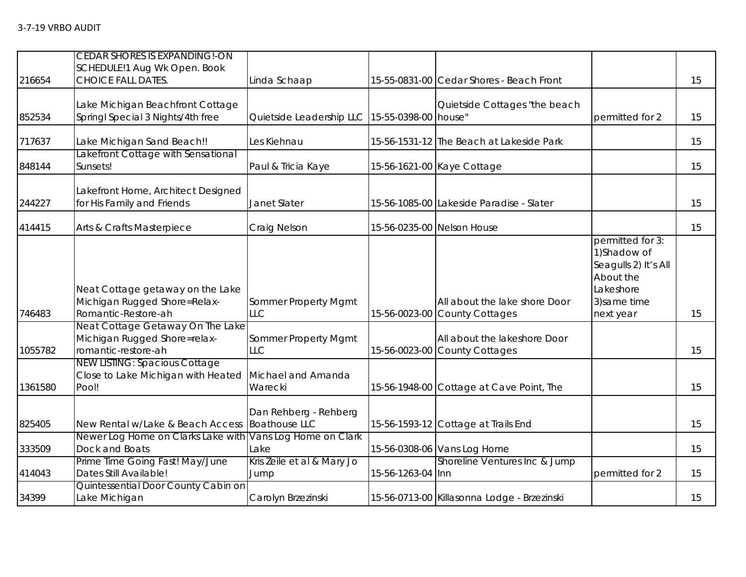3-7-19 VRBO AUDIT

| | | | | | | |
|---|---|---|---|---|---|---|
| 216654 | CEDAR SHORES IS EXPANDING!-ON SCHEDULE!1 Aug Wk Open. Book CHOICE FALL DATES. | Linda Schaap | 15-55-0831-00 | Cedar Shores - Beach Front | | 15 |
| 852534 | Lake Michigan Beachfront Cottage Springl Special 3 Nights/4th free | Quietside Leadership LLC | 15-55-0398-00 | Quietside Cottages "the beach house" | permitted for 2 | 15 |
| 717637 | Lake Michigan Sand Beach!! | Les Kiehnau | 15-56-1531-12 | The Beach at Lakeside Park | | 15 |
| 848144 | Lakefront Cottage with Sensational Sunsets! | Paul & Tricia Kaye | 15-56-1621-00 | Kaye Cottage | | 15 |
| 244227 | Lakefront Home, Architect Designed for His Family and Friends | Janet Slater | 15-56-1085-00 | Lakeside Paradise - Slater | | 15 |
| 414415 | Arts & Crafts Masterpiece | Craig Nelson | 15-56-0235-00 | Nelson House | | 15 |
| 746483 | Neat Cottage getaway on the Lake Michigan Rugged Shore=Relax-Romantic-Restore-ah | Sommer Property Mgmt LLC | 15-56-0023-00 | All about the lake shore Door County Cottages | permitted for 3: 1)Shadow of Seagulls 2) It's All About the Lakeshore 3)same time next year | 15 |
| 1055782 | Neat Cottage Getaway On The Lake Michigan Rugged Shore=relax-romantic-restore-ah | Sommer Property Mgmt LLC | 15-56-0023-00 | All about the lakeshore Door County Cottages | | 15 |
| 1361580 | NEW LISTING: Spacious Cottage Close to Lake Michigan with Heated Pool! | Michael and Amanda Warecki | 15-56-1948-00 | Cottage at Cave Point, The | | 15 |
| 825405 | New Rental w/Lake & Beach Access | Dan Rehberg - Rehberg Boathouse LLC | 15-56-1593-12 | Cottage at Trails End | | 15 |
| 333509 | Newer Log Home on Clarks Lake with Dock and Boats | Vans Log Home on Clark Lake | 15-56-0308-06 | Vans Log Home | | 15 |
| 414043 | Prime Time Going Fast! May/June Dates Still Available! | Kris Zeile et al & Mary Jo Jump | 15-56-1263-04 | Shoreline Ventures Inc & Jump Inn | permitted for 2 | 15 |
| 34399 | Quintessential Door County Cabin on Lake Michigan | Carolyn Brzezinski | 15-56-0713-00 | Killasonna Lodge - Brzezinski | | 15 |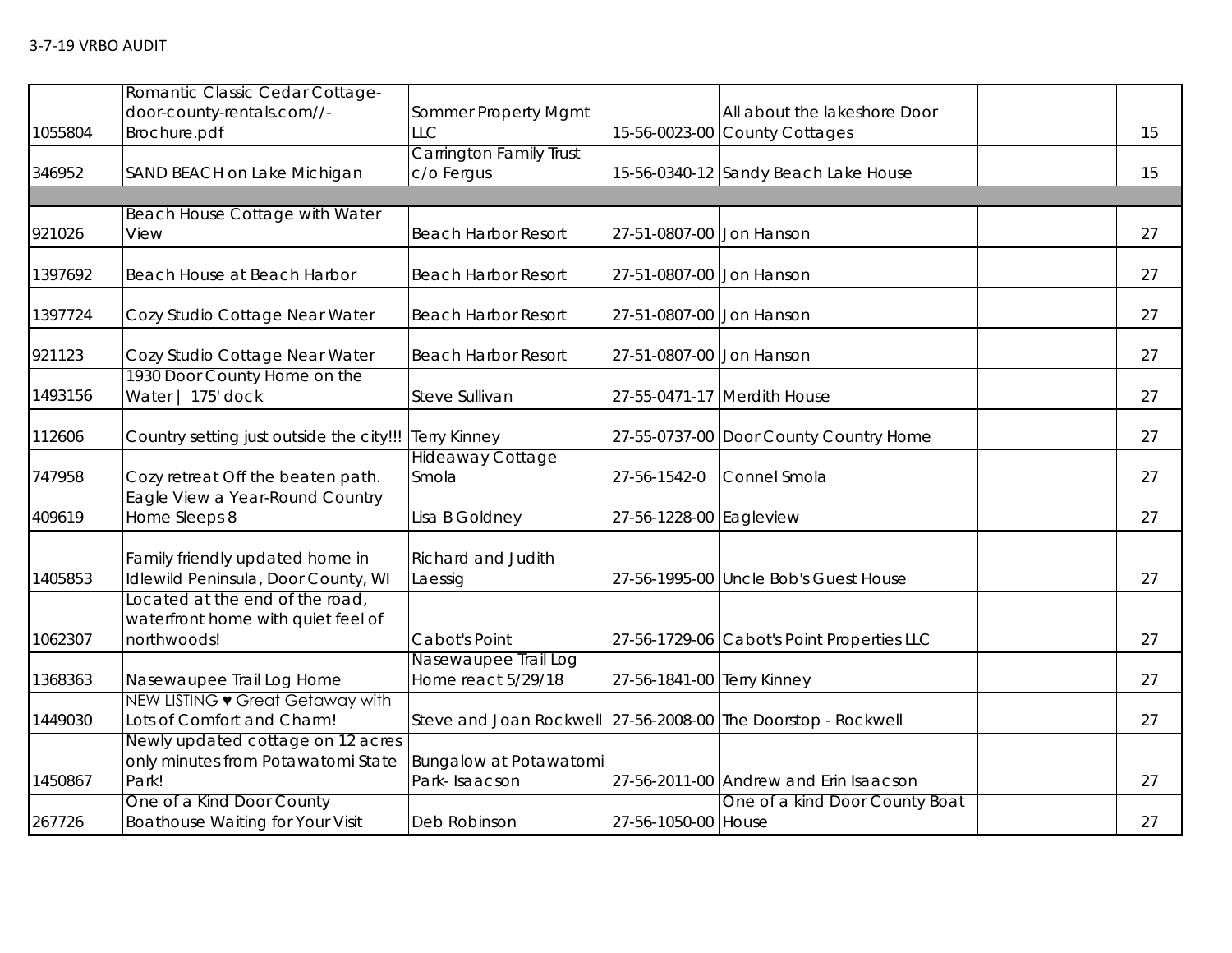3-7-19 VRBO AUDIT

| | | | | | | |
|---|---|---|---|---|---|---|
| 1055804 | Romantic Classic Cedar Cottage-door-county-rentals.com//-Brochure.pdf | Sommer Property Mgmt LLC | 15-56-0023-00 | All about the lakeshore Door County Cottages | | 15 |
| 346952 | SAND BEACH on Lake Michigan | Carrington Family Trust c/o Fergus | 15-56-0340-12 | Sandy Beach Lake House | | 15 |
| | | | | | | |
| 921026 | Beach House Cottage with Water View | Beach Harbor Resort | 27-51-0807-00 | Jon Hanson | | 27 |
| 1397692 | Beach House at Beach Harbor | Beach Harbor Resort | 27-51-0807-00 | Jon Hanson | | 27 |
| 1397724 | Cozy Studio Cottage Near Water | Beach Harbor Resort | 27-51-0807-00 | Jon Hanson | | 27 |
| 921123 | Cozy Studio Cottage Near Water | Beach Harbor Resort | 27-51-0807-00 | Jon Hanson | | 27 |
| 1493156 | 1930 Door County Home on the Water \| 175' dock | Steve Sullivan | 27-55-0471-17 | Merdith House | | 27 |
| 112606 | Country setting just outside the city!!! | Terry Kinney | 27-55-0737-00 | Door County Country Home | | 27 |
| 747958 | Cozy retreat Off the beaten path. | Hideaway Cottage Smola | 27-56-1542-0 | Connel Smola | | 27 |
| 409619 | Eagle View a Year-Round Country Home Sleeps 8 | Lisa B Goldney | 27-56-1228-00 | Eagleview | | 27 |
| 1405853 | Family friendly updated home in Idlewild Peninsula, Door County, WI | Richard and Judith Laessig | 27-56-1995-00 | Uncle Bob's Guest House | | 27 |
| 1062307 | Located at the end of the road, waterfront home with quiet feel of northwoods! | Cabot's Point | 27-56-1729-06 | Cabot's Point Properties LLC | | 27 |
| 1368363 | Nasewaupee Trail Log Home | Nasewaupee Trail Log Home react 5/29/18 | 27-56-1841-00 | Terry Kinney | | 27 |
| 1449030 | NEW LISTING ♥ Great Getaway with Lots of Comfort and Charm! | Steve and Joan Rockwell | 27-56-2008-00 | The Doorstop - Rockwell | | 27 |
| 1450867 | Newly updated cottage on 12 acres only minutes from Potawatomi State Park! | Bungalow at Potawatomi Park- Isaacson | 27-56-2011-00 | Andrew and Erin Isaacson | | 27 |
| 267726 | One of a Kind Door County Boathouse Waiting for Your Visit | Deb Robinson | 27-56-1050-00 | One of a kind Door County Boat House | | 27 |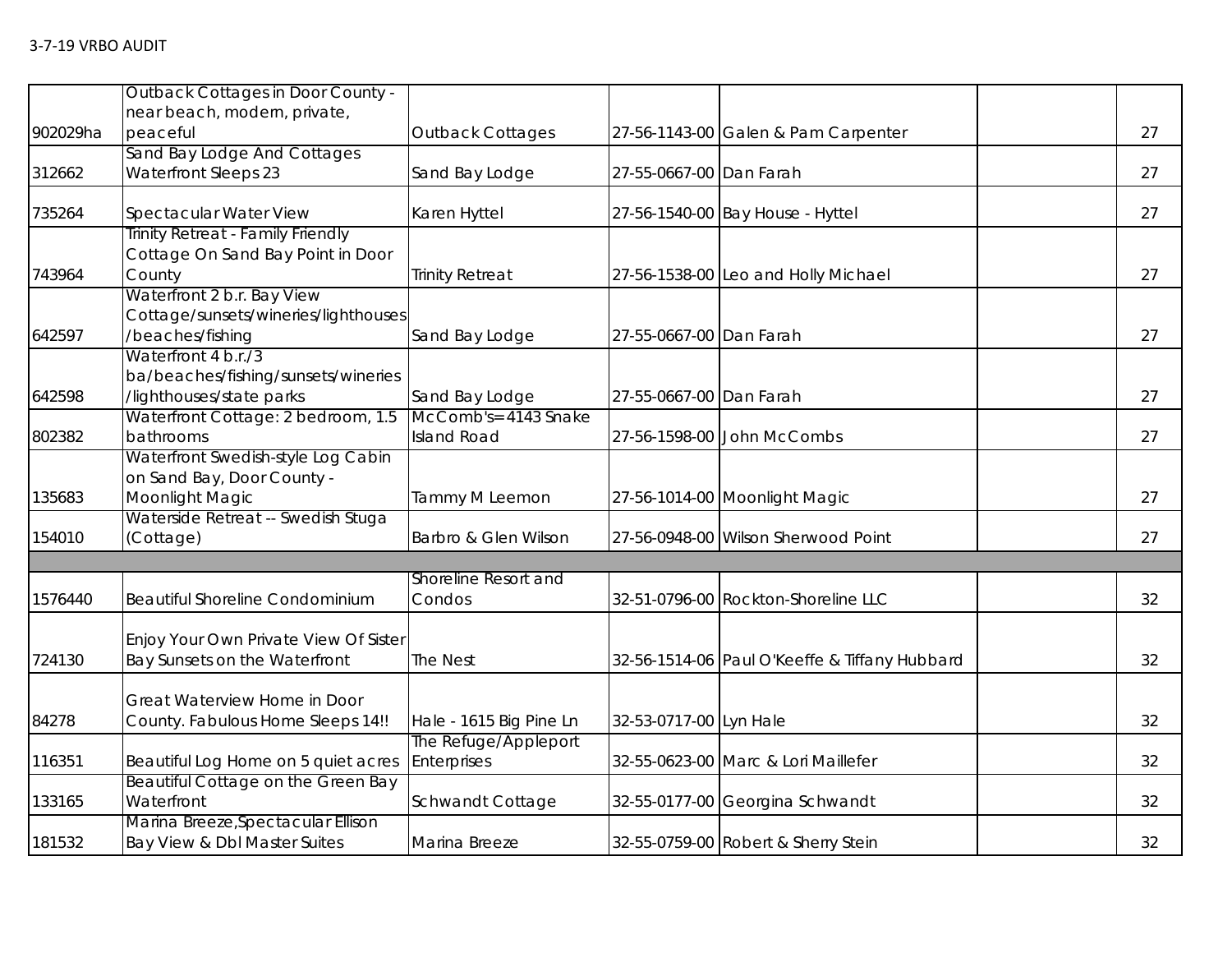3-7-19 VRBO AUDIT

| | | | | | | |
|---|---|---|---|---|---|---|
| 902029ha | Outback Cottages in Door County - near beach, modern, private, peaceful | Outback Cottages | 27-56-1143-00 | Galen & Pam Carpenter | | 27 |
| 312662 | Sand Bay Lodge And Cottages Waterfront Sleeps 23 | Sand Bay Lodge | 27-55-0667-00 | Dan Farah | | 27 |
| 735264 | Spectacular Water View | Karen Hyttel | 27-56-1540-00 | Bay House - Hyttel | | 27 |
| 743964 | Trinity Retreat - Family Friendly Cottage On Sand Bay Point in Door County | Trinity Retreat | 27-56-1538-00 | Leo and Holly Michael | | 27 |
| 642597 | Waterfront 2 b.r. Bay View Cottage/sunsets/wineries/lighthouses/beaches/fishing | Sand Bay Lodge | 27-55-0667-00 | Dan Farah | | 27 |
| 642598 | Waterfront 4 b.r./3 ba/beaches/fishing/sunsets/wineries/lighthouses/state parks | Sand Bay Lodge | 27-55-0667-00 | Dan Farah | | 27 |
| 802382 | Waterfront Cottage: 2 bedroom, 1.5 bathrooms | McComb's=4143 Snake Island Road | 27-56-1598-00 | John McCombs | | 27 |
| 135683 | Waterfront Swedish-style Log Cabin on Sand Bay, Door County - Moonlight Magic | Tammy M Leemon | 27-56-1014-00 | Moonlight Magic | | 27 |
| 154010 | Waterside Retreat -- Swedish Stuga (Cottage) | Barbro & Glen Wilson | 27-56-0948-00 | Wilson Sherwood Point | | 27 |
| | | | | | | |
| 1576440 | Beautiful Shoreline Condominium | Shoreline Resort and Condos | 32-51-0796-00 | Rockton-Shoreline LLC | | 32 |
| 724130 | Enjoy Your Own Private View Of Sister Bay Sunsets on the Waterfront | The Nest | 32-56-1514-06 | Paul O'Keeffe & Tiffany Hubbard | | 32 |
| 84278 | Great Waterview Home in Door County. Fabulous Home Sleeps 14!! | Hale - 1615 Big Pine Ln | 32-53-0717-00 | Lyn Hale | | 32 |
| 116351 | Beautiful Log Home on 5 quiet acres | The Refuge/Appleport Enterprises | 32-55-0623-00 | Marc & Lori Maillefer | | 32 |
| 133165 | Beautiful Cottage on the Green Bay Waterfront | Schwandt Cottage | 32-55-0177-00 | Georgina Schwandt | | 32 |
| 181532 | Marina Breeze,Spectacular Ellison Bay View & Dbl Master Suites | Marina Breeze | 32-55-0759-00 | Robert & Sherry Stein | | 32 |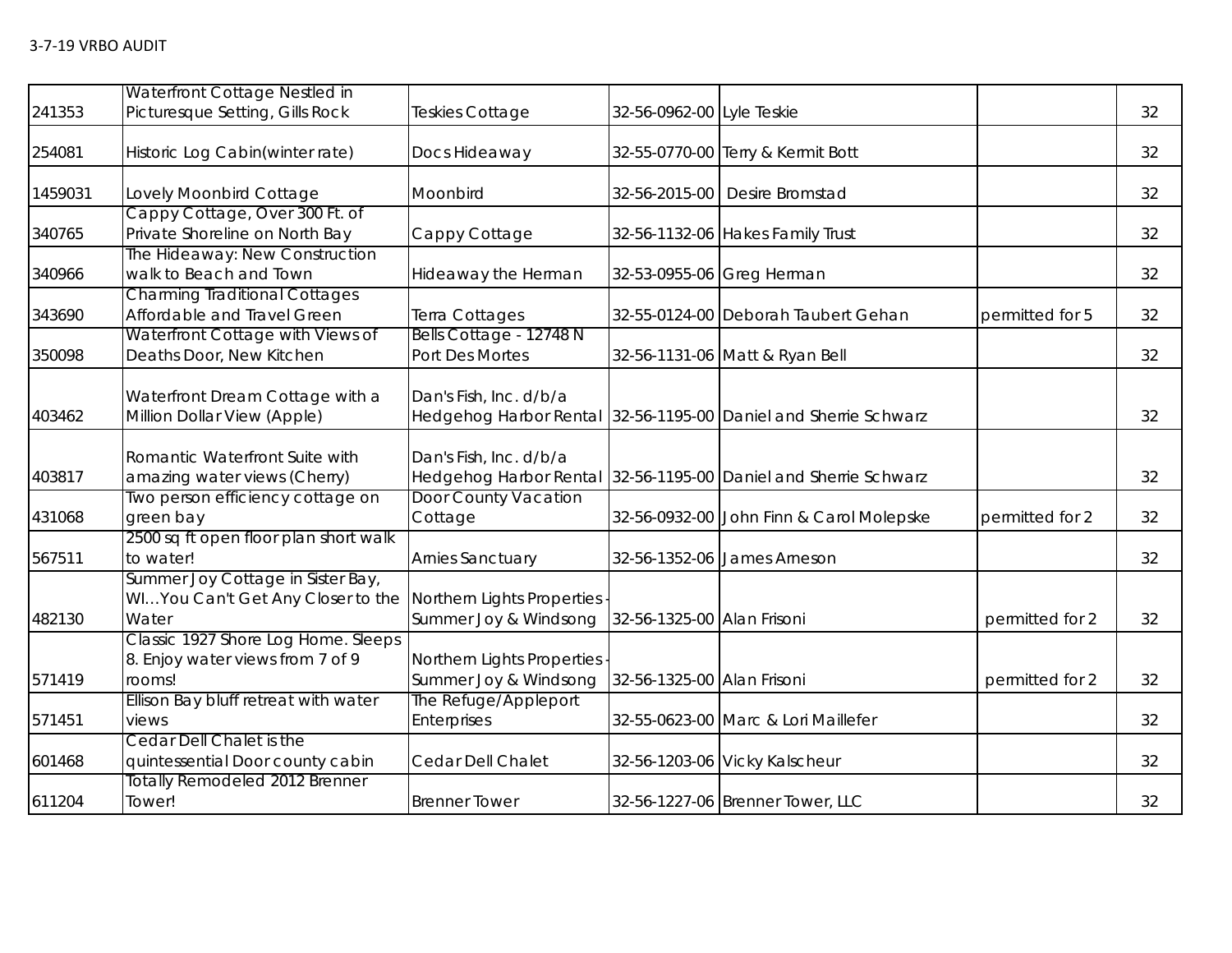| 241353 | Waterfront Cottage Nestled in Picturesque Setting, Gills Rock | Teskies Cottage | 32-56-0962-00 | Lyle Teskie | | 32 |
|---|---|---|---|---|---|---|
| 254081 | Historic Log Cabin(winter rate) | Docs Hideaway | 32-55-0770-00 | Terry & Kermit Bott | | 32 |
| 1459031 | Lovely Moonbird Cottage | Moonbird | 32-56-2015-00 | Desire Bromstad | | 32 |
| 340765 | Cappy Cottage, Over 300 Ft. of Private Shoreline on North Bay | Cappy Cottage | 32-56-1132-06 | Hakes Family Trust | | 32 |
| 340966 | The Hideaway: New Construction walk to Beach and Town | Hideaway the Herman | 32-53-0955-06 | Greg Herman | | 32 |
| 343690 | Charming Traditional Cottages Affordable and Travel Green | Terra Cottages | 32-55-0124-00 | Deborah Taubert Gehan | permitted for 5 | 32 |
| 350098 | Waterfront Cottage with Views of Deaths Door, New Kitchen | Bells Cottage - 12748 N Port Des Mortes | 32-56-1131-06 | Matt & Ryan Bell | | 32 |
| 403462 | Waterfront Dream Cottage with a Million Dollar View (Apple) | Dan's Fish, Inc. d/b/a Hedgehog Harbor Rental | 32-56-1195-00 | Daniel and Sherrie Schwarz | | 32 |
| 403817 | Romantic Waterfront Suite with amazing water views (Cherry) | Dan's Fish, Inc. d/b/a Hedgehog Harbor Rental | 32-56-1195-00 | Daniel and Sherrie Schwarz | | 32 |
| 431068 | Two person efficiency cottage on green bay | Door County Vacation Cottage | 32-56-0932-00 | John Finn & Carol Molepske | permitted for 2 | 32 |
| 567511 | 2500 sq ft open floor plan short walk to water! | Arnies Sanctuary | 32-56-1352-06 | James Arneson | | 32 |
| 482130 | Summer Joy Cottage in Sister Bay, WI...You Can't Get Any Closer to the Water | Northern Lights Properties - Summer Joy & Windsong | 32-56-1325-00 | Alan Frisoni | permitted for 2 | 32 |
| 571419 | Classic 1927 Shore Log Home. Sleeps 8. Enjoy water views from 7 of 9 rooms! | Northern Lights Properties - Summer Joy & Windsong | 32-56-1325-00 | Alan Frisoni | permitted for 2 | 32 |
| 571451 | Ellison Bay bluff retreat with water views | The Refuge/Appleport Enterprises | 32-55-0623-00 | Marc & Lori Maillefer | | 32 |
| 601468 | Cedar Dell Chalet is the quintessential Door county cabin | Cedar Dell Chalet | 32-56-1203-06 | Vicky Kalscheur | | 32 |
| 611204 | Totally Remodeled 2012 Brenner Tower! | Brenner Tower | 32-56-1227-06 | Brenner Tower, LLC | | 32 |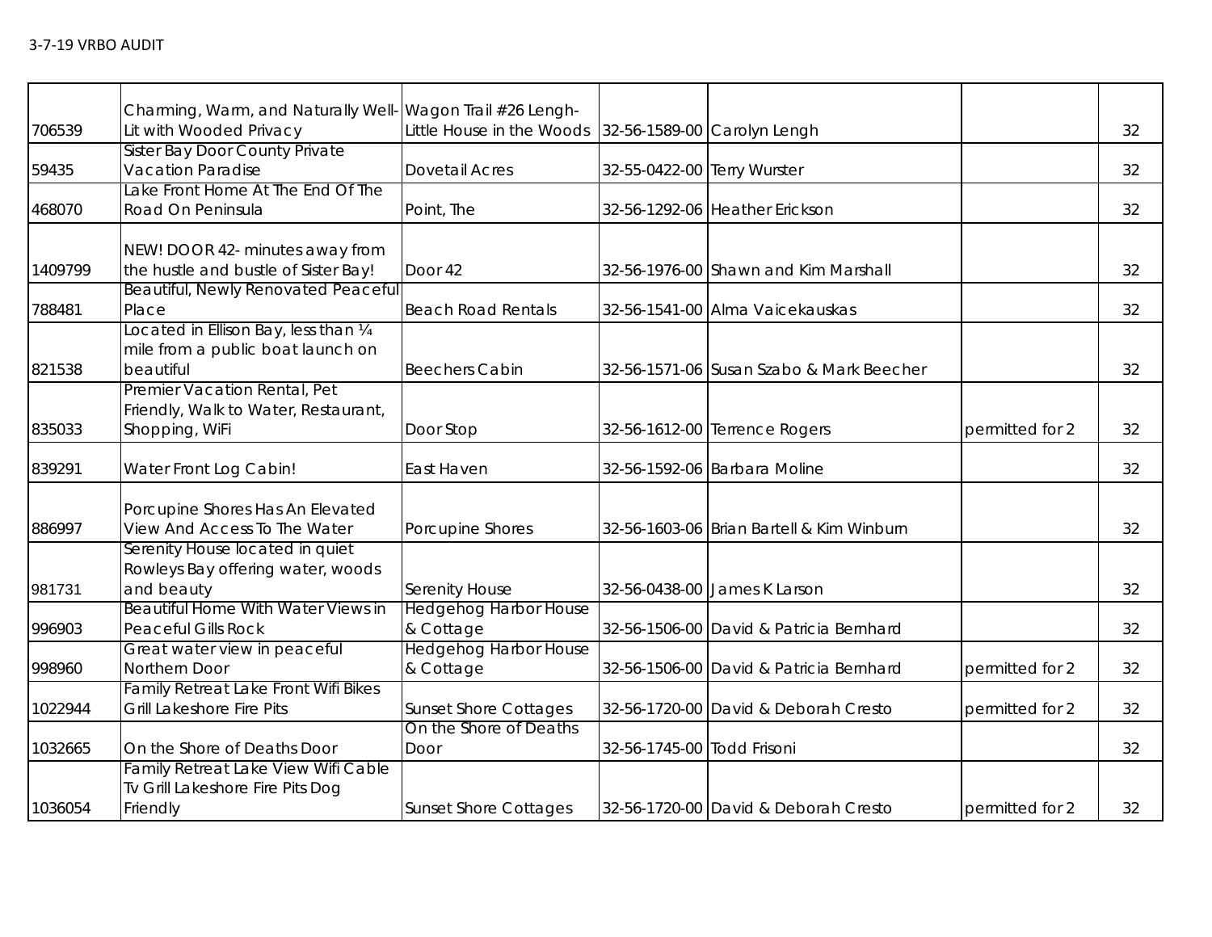3-7-19 VRBO AUDIT

| | | | | | | |
|---|---|---|---|---|---|---|
| 706539 | Charming, Warm, and Naturally Well-Lit with Wooded Privacy | Wagon Trail #26 Lengh-Little House in the Woods | 32-56-1589-00 | Carolyn Lengh | | 32 |
| 59435 | Sister Bay Door County Private Vacation Paradise | Dovetail Acres | 32-55-0422-00 | Terry Wurster | | 32 |
| 468070 | Lake Front Home At The End Of The Road On Peninsula | Point, The | 32-56-1292-06 | Heather Erickson | | 32 |
| 1409799 | NEW! DOOR 42- minutes away from the hustle and bustle of Sister Bay! | Door 42 | 32-56-1976-00 | Shawn and Kim Marshall | | 32 |
| 788481 | Beautiful, Newly Renovated Peaceful Place | Beach Road Rentals | 32-56-1541-00 | Alma Vaicekauskas | | 32 |
| 821538 | Located in Ellison Bay, less than ¼ mile from a public boat launch on beautiful | Beechers Cabin | 32-56-1571-06 | Susan Szabo & Mark Beecher | | 32 |
| 835033 | Premier Vacation Rental, Pet Friendly, Walk to Water, Restaurant, Shopping, WiFi | Door Stop | 32-56-1612-00 | Terrence Rogers | permitted for 2 | 32 |
| 839291 | Water Front Log Cabin! | East Haven | 32-56-1592-06 | Barbara Moline | | 32 |
| 886997 | Porcupine Shores Has An Elevated View And Access To The Water | Porcupine Shores | 32-56-1603-06 | Brian Bartell & Kim Winburn | | 32 |
| 981731 | Serenity House located in quiet Rowleys Bay offering water, woods and beauty | Serenity House | 32-56-0438-00 | James K Larson | | 32 |
| 996903 | Beautiful Home With Water Views in Peaceful Gills Rock | Hedgehog Harbor House & Cottage | 32-56-1506-00 | David & Patricia Bernhard | | 32 |
| 998960 | Great water view in peaceful Northern Door | Hedgehog Harbor House & Cottage | 32-56-1506-00 | David & Patricia Bernhard | permitted for 2 | 32 |
| 1022944 | Family Retreat Lake Front Wifi Bikes Grill Lakeshore Fire Pits | Sunset Shore Cottages | 32-56-1720-00 | David & Deborah Cresto | permitted for 2 | 32 |
| 1032665 | On the Shore of Deaths Door | On the Shore of Deaths Door | 32-56-1745-00 | Todd Frisoni | | 32 |
| 1036054 | Family Retreat Lake View Wifi Cable Tv Grill Lakeshore Fire Pits Dog Friendly | Sunset Shore Cottages | 32-56-1720-00 | David & Deborah Cresto | permitted for 2 | 32 |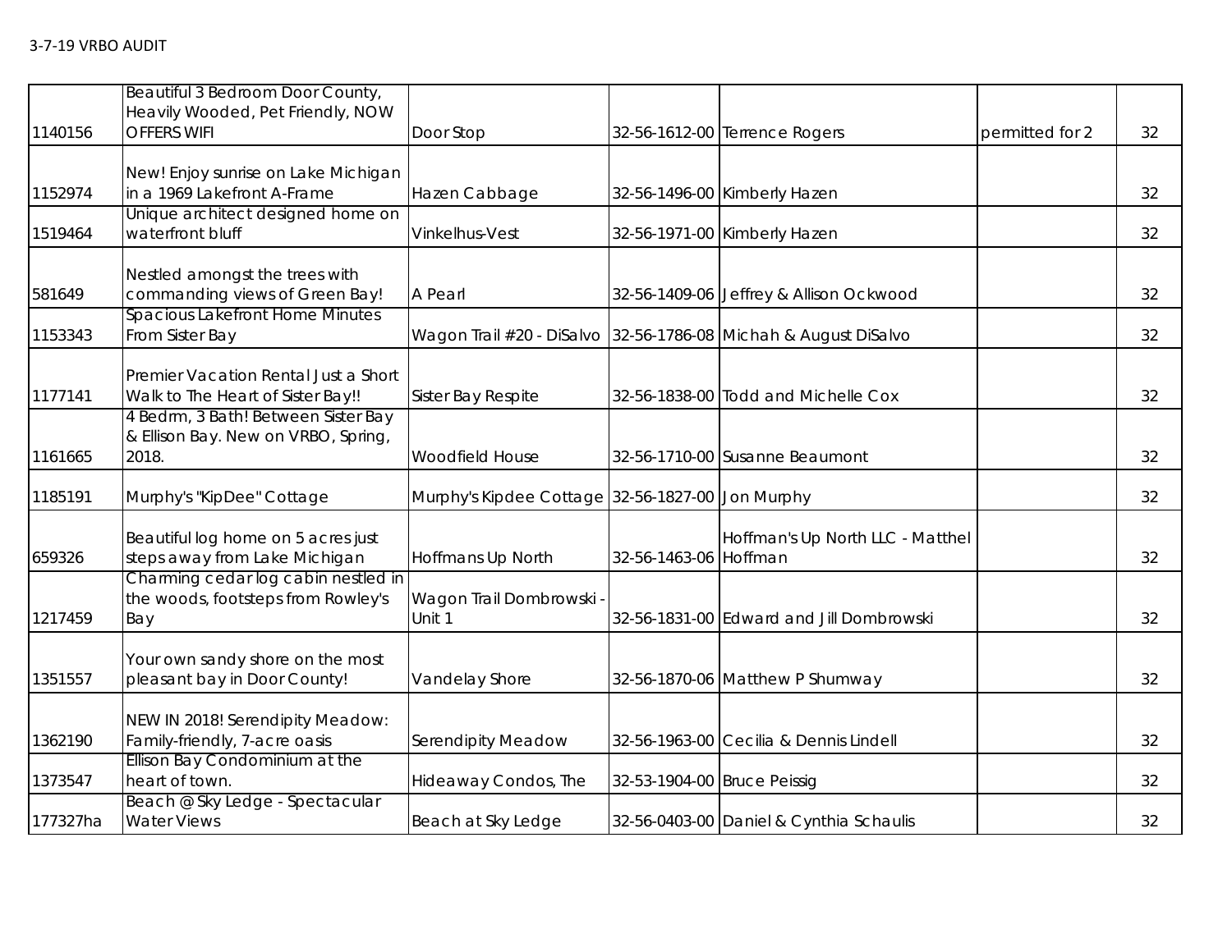| | | | | | | |
|---|---|---|---|---|---|---|
| 1140156 | Beautiful 3 Bedroom Door County, Heavily Wooded, Pet Friendly, NOW OFFERS WIFI | Door Stop | 32-56-1612-00 | Terrence Rogers | permitted for 2 | 32 |
| 1152974 | New! Enjoy sunrise on Lake Michigan in a 1969 Lakefront A-Frame | Hazen Cabbage | 32-56-1496-00 | Kimberly Hazen | | 32 |
| 1519464 | Unique architect designed home on waterfront bluff | Vinkelhus-Vest | 32-56-1971-00 | Kimberly Hazen | | 32 |
| 581649 | Nestled amongst the trees with commanding views of Green Bay! | A Pearl | 32-56-1409-06 | Jeffrey & Allison Ockwood | | 32 |
| 1153343 | Spacious Lakefront Home Minutes From Sister Bay | Wagon Trail #20 - DiSalvo | 32-56-1786-08 | Michah & August DiSalvo | | 32 |
| 1177141 | Premier Vacation Rental Just a Short Walk to The Heart of Sister Bay!! | Sister Bay Respite | 32-56-1838-00 | Todd and Michelle Cox | | 32 |
| 1161665 | 4 Bedrm, 3 Bath! Between Sister Bay & Ellison Bay. New on VRBO, Spring, 2018. | Woodfield House | 32-56-1710-00 | Susanne Beaumont | | 32 |
| 1185191 | Murphy's "KipDee" Cottage | Murphy's Kipdee Cottage | 32-56-1827-00 | Jon Murphy | | 32 |
| 659326 | Beautiful log home on 5 acres just steps away from Lake Michigan | Hoffmans Up North | 32-56-1463-06 | Hoffman's Up North LLC - Matthel Hoffman | | 32 |
| 1217459 | Charming cedar log cabin nestled in the woods, footsteps from Rowley's Bay | Wagon Trail Dombrowski - Unit 1 | 32-56-1831-00 | Edward and Jill Dombrowski | | 32 |
| 1351557 | Your own sandy shore on the most pleasant bay in Door County! | Vandelay Shore | 32-56-1870-06 | Matthew P Shumway | | 32 |
| 1362190 | NEW IN 2018! Serendipity Meadow: Family-friendly, 7-acre oasis | Serendipity Meadow | 32-56-1963-00 | Cecilia & Dennis Lindell | | 32 |
| 1373547 | Ellison Bay Condominium at the heart of town. | Hideaway Condos, The | 32-53-1904-00 | Bruce Peissig | | 32 |
| 177327ha | Beach @ Sky Ledge - Spectacular Water Views | Beach at Sky Ledge | 32-56-0403-00 | Daniel & Cynthia Schaulis | | 32 |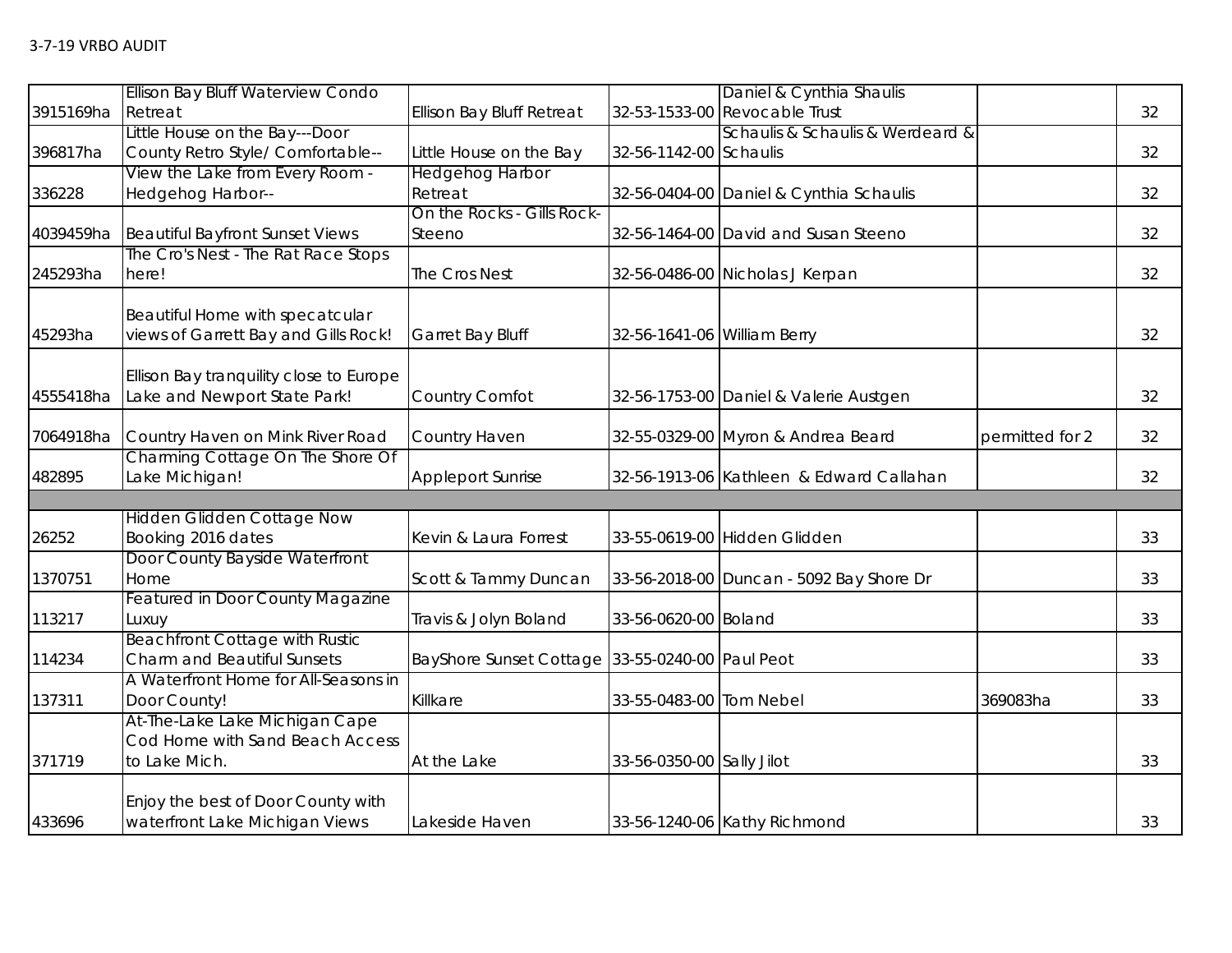3-7-19 VRBO AUDIT

| | | | | | | |
|---|---|---|---|---|---|---|
| 3915169ha | Ellison Bay Bluff Waterview Condo Retreat | Ellison Bay Bluff Retreat | 32-53-1533-00 | Daniel & Cynthia Shaulis Revocable Trust | | 32 |
| 396817ha | Little House on the Bay---Door County Retro Style/ Comfortable-- | Little House on the Bay | 32-56-1142-00 | Schaulis & Schaulis & Werdeard & Schaulis | | 32 |
| 336228 | View the Lake from Every Room - Hedgehog Harbor-- | Hedgehog Harbor Retreat | 32-56-0404-00 | Daniel & Cynthia Schaulis | | 32 |
| 4039459ha | Beautiful Bayfront Sunset Views | On the Rocks - Gills Rock- Steeno | 32-56-1464-00 | David and Susan Steeno | | 32 |
| 245293ha | The Cro's Nest - The Rat Race Stops here! | The Cros Nest | 32-56-0486-00 | Nicholas J Kerpan | | 32 |
| 45293ha | Beautiful Home with specatcular views of Garrett Bay and Gills Rock! | Garret Bay Bluff | 32-56-1641-06 | William Berry | | 32 |
| 4555418ha | Ellison Bay tranquility close to Europe Lake and Newport State Park! | Country Comfot | 32-56-1753-00 | Daniel & Valerie Austgen | | 32 |
| 7064918ha | Country Haven on Mink River Road | Country Haven | 32-55-0329-00 | Myron & Andrea Beard | permitted for 2 | 32 |
| 482895 | Charming Cottage On The Shore Of Lake Michigan! | Appleport Sunrise | 32-56-1913-06 | Kathleen & Edward Callahan | | 32 |
| | | | | | | |
| 26252 | Hidden Glidden Cottage Now Booking 2016 dates | Kevin & Laura Forrest | 33-55-0619-00 | Hidden Glidden | | 33 |
| 1370751 | Door County Bayside Waterfront Home | Scott & Tammy Duncan | 33-56-2018-00 | Duncan - 5092 Bay Shore Dr | | 33 |
| 113217 | Featured in Door County Magazine Luxuy | Travis & Jolyn Boland | 33-56-0620-00 | Boland | | 33 |
| 114234 | Beachfront Cottage with Rustic Charm and Beautiful Sunsets | BayShore Sunset Cottage | 33-55-0240-00 | Paul Peot | | 33 |
| 137311 | A Waterfront Home for All-Seasons in Door County! | Killkare | 33-55-0483-00 | Tom Nebel | 369083ha | 33 |
| 371719 | At-The-Lake Lake Michigan Cape Cod Home with Sand Beach Access to Lake Mich. | At the Lake | 33-56-0350-00 | Sally Jilot | | 33 |
| 433696 | Enjoy the best of Door County with waterfront Lake Michigan Views | Lakeside Haven | 33-56-1240-06 | Kathy Richmond | | 33 |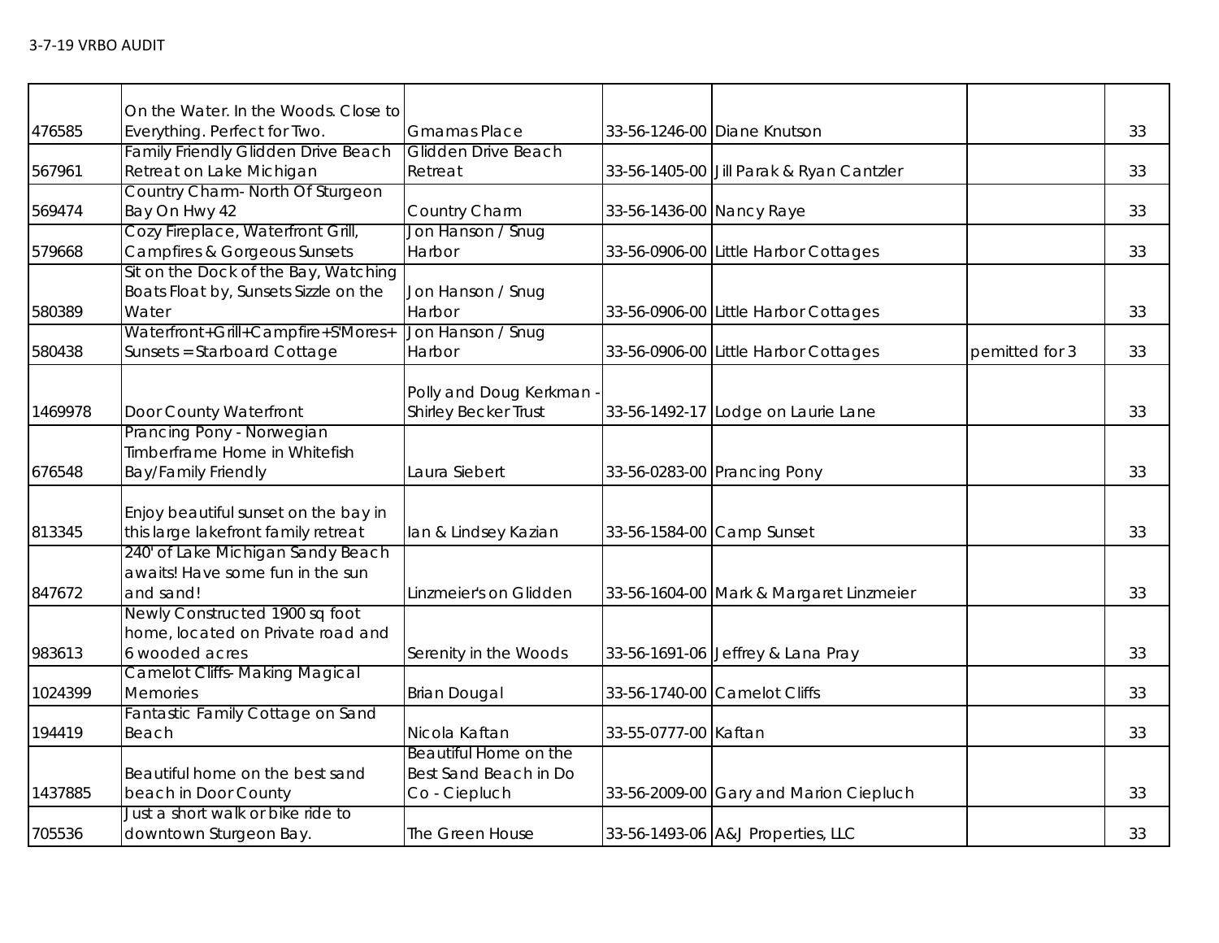3-7-19 VRBO AUDIT

| | | | | | | |
|---|---|---|---|---|---|---|
| 476585 | On the Water. In the Woods. Close to Everything. Perfect for Two. | Gmamas Place | 33-56-1246-00 | Diane Knutson | | 33 |
| 567961 | Family Friendly Glidden Drive Beach Retreat on Lake Michigan | Glidden Drive Beach Retreat | 33-56-1405-00 | Jill Parak & Ryan Cantzler | | 33 |
| 569474 | Country Charm- North Of Sturgeon Bay On Hwy 42 | Country Charm | 33-56-1436-00 | Nancy Raye | | 33 |
| 579668 | Cozy Fireplace, Waterfront Grill, Campfires & Gorgeous Sunsets | Jon Hanson / Snug Harbor | 33-56-0906-00 | Little Harbor Cottages | | 33 |
| 580389 | Sit on the Dock of the Bay, Watching Boats Float by, Sunsets Sizzle on the Water | Jon Hanson / Snug Harbor | 33-56-0906-00 | Little Harbor Cottages | | 33 |
| 580438 | Waterfront+Grill+Campfire+S'Mores+ Sunsets = Starboard Cottage | Jon Hanson / Snug Harbor | 33-56-0906-00 | Little Harbor Cottages | pemitted for 3 | 33 |
| 1469978 | Door County Waterfront | Polly and Doug Kerkman - Shirley Becker Trust | 33-56-1492-17 | Lodge on Laurie Lane | | 33 |
| 676548 | Prancing Pony - Norwegian Timberframe Home in Whitefish Bay/Family Friendly | Laura Siebert | 33-56-0283-00 | Prancing Pony | | 33 |
| 813345 | Enjoy beautiful sunset on the bay in this large lakefront family retreat | Ian & Lindsey Kazian | 33-56-1584-00 | Camp Sunset | | 33 |
| 847672 | 240' of Lake Michigan Sandy Beach awaits! Have some fun in the sun and sand! | Linzmeier's on Glidden | 33-56-1604-00 | Mark & Margaret Linzmeier | | 33 |
| 983613 | Newly Constructed 1900 sq foot home, located on Private road and 6 wooded acres | Serenity in the Woods | 33-56-1691-06 | Jeffrey & Lana Pray | | 33 |
| 1024399 | Camelot Cliffs- Making Magical Memories | Brian Dougal | 33-56-1740-00 | Camelot Cliffs | | 33 |
| 194419 | Fantastic Family Cottage on Sand Beach | Nicola Kaftan | 33-55-0777-00 | Kaftan | | 33 |
| 1437885 | Beautiful home on the best sand beach in Door County | Beautiful Home on the Best Sand Beach in Do Co - Ciepluch | 33-56-2009-00 | Gary and Marion Ciepluch | | 33 |
| 705536 | Just a short walk or bike ride to downtown Sturgeon Bay. | The Green House | 33-56-1493-06 | A&J Properties, LLC | | 33 |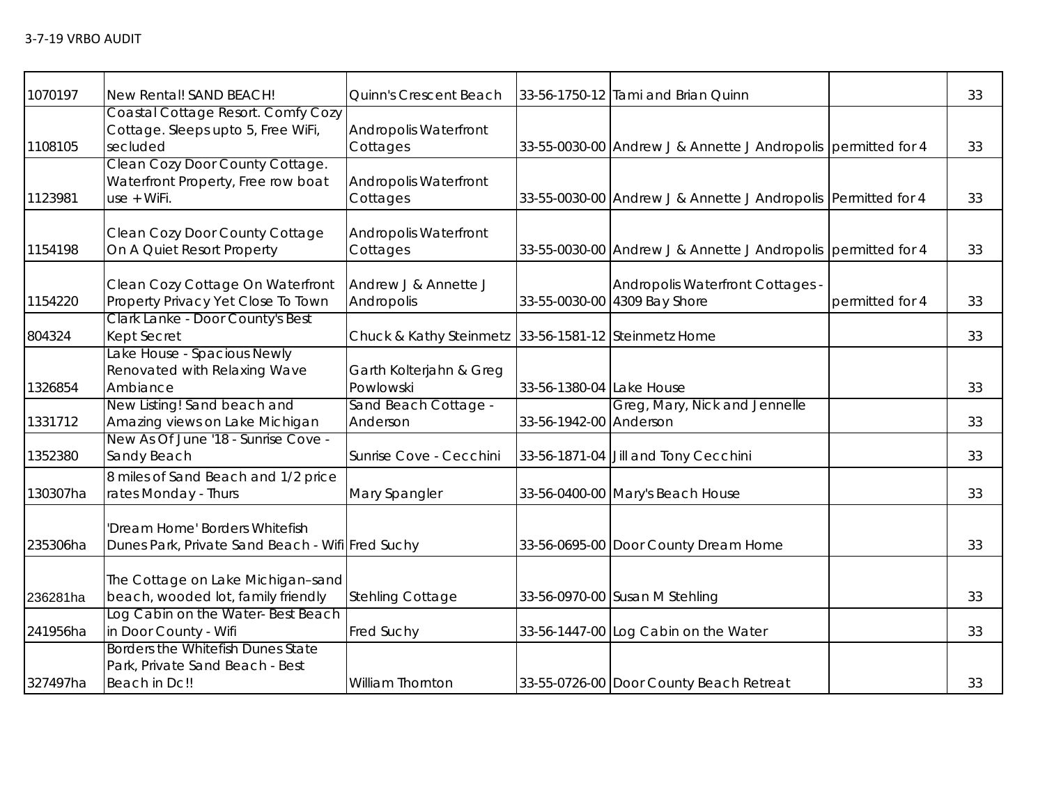3-7-19 VRBO AUDIT

| | | | | | | |
|---|---|---|---|---|---|---|
| 1070197 | New Rental! SAND BEACH! | Quinn's Crescent Beach | 33-56-1750-12 | Tami and Brian Quinn | | 33 |
| 1108105 | Coastal Cottage Resort. Comfy Cozy Cottage. Sleeps upto 5, Free WiFi, secluded | Andropolis Waterfront Cottages | 33-55-0030-00 | Andrew J & Annette J Andropolis | permitted for 4 | 33 |
| 1123981 | Clean Cozy Door County Cottage. Waterfront Property, Free row boat use + WiFi. | Andropolis Waterfront Cottages | 33-55-0030-00 | Andrew J & Annette J Andropolis | Permitted for 4 | 33 |
| 1154198 | Clean Cozy Door County Cottage On A Quiet Resort Property | Andropolis Waterfront Cottages | 33-55-0030-00 | Andrew J & Annette J Andropolis | permitted for 4 | 33 |
| 1154220 | Clean Cozy Cottage On Waterfront Property Privacy Yet Close To Town | Andrew J & Annette J Andropolis | 33-55-0030-00 | Andropolis Waterfront Cottages - 4309 Bay Shore | permitted for 4 | 33 |
| 804324 | Clark Lanke - Door County's Best Kept Secret | Chuck & Kathy Steinmetz | 33-56-1581-12 | Steinmetz Home | | 33 |
| 1326854 | Lake House - Spacious Newly Renovated with Relaxing Wave Ambiance | Garth Kolterjahn & Greg Powlowski | 33-56-1380-04 | Lake House | | 33 |
| 1331712 | New Listing! Sand beach and Amazing views on Lake Michigan | Sand Beach Cottage - Anderson | 33-56-1942-00 | Greg, Mary, Nick and Jennelle Anderson | | 33 |
| 1352380 | New As Of June '18 - Sunrise Cove - Sandy Beach | Sunrise Cove - Cecchini | 33-56-1871-04 | Jill and Tony Cecchini | | 33 |
| 130307ha | 8 miles of Sand Beach and 1/2 price rates Monday - Thurs | Mary Spangler | 33-56-0400-00 | Mary's Beach House | | 33 |
| 235306ha | 'Dream Home' Borders Whitefish Dunes Park, Private Sand Beach - Wifi | Fred Suchy | 33-56-0695-00 | Door County Dream Home | | 33 |
| 236281ha | The Cottage on Lake Michigan–sand beach, wooded lot, family friendly | Stehling Cottage | 33-56-0970-00 | Susan M Stehling | | 33 |
| 241956ha | Log Cabin on the Water- Best Beach in Door County - Wifi | Fred Suchy | 33-56-1447-00 | Log Cabin on the Water | | 33 |
| 327497ha | Borders the Whitefish Dunes State Park, Private Sand Beach - Best Beach in Dc!! | William Thornton | 33-55-0726-00 | Door County Beach Retreat | | 33 |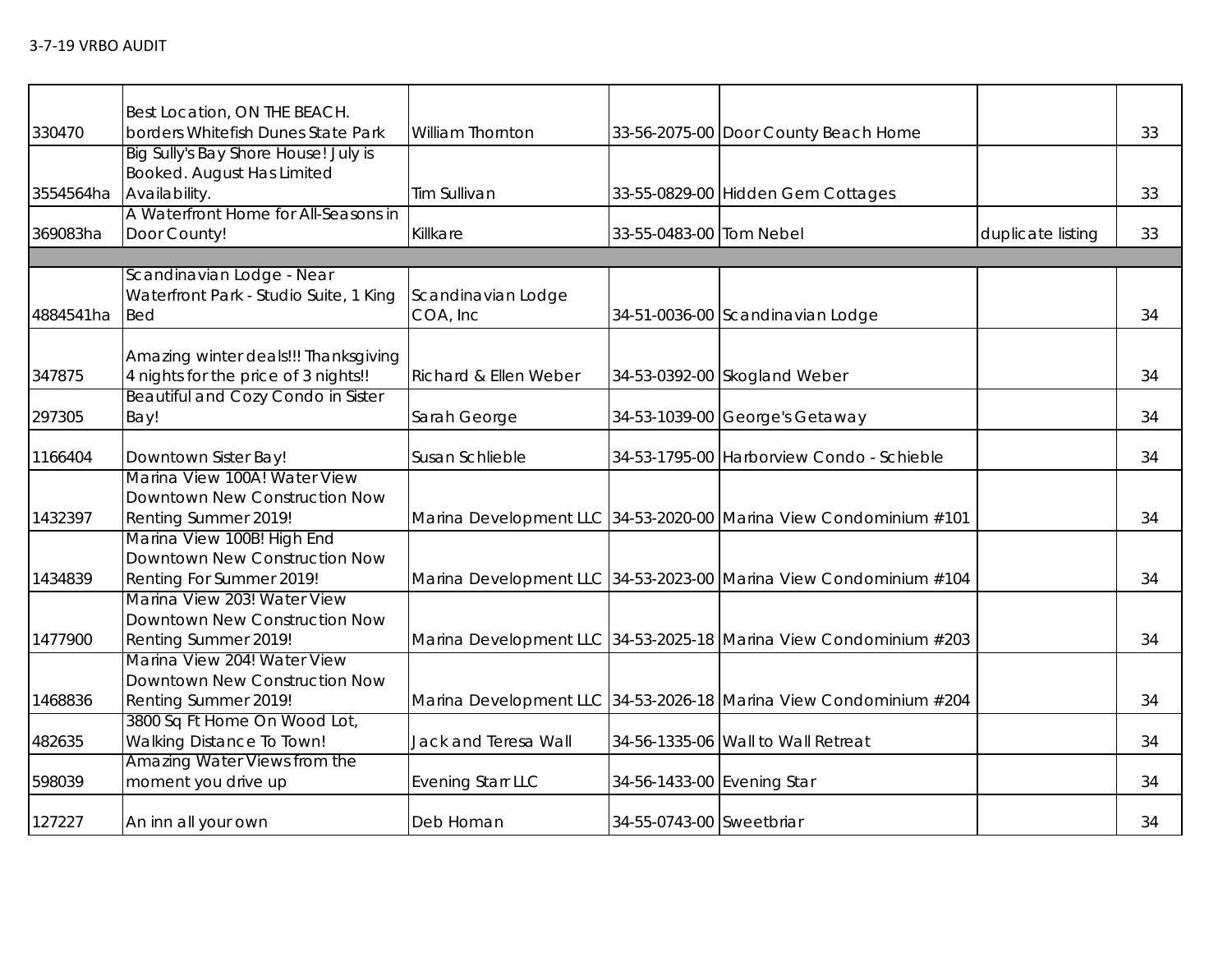| | | | | | | |
|---|---|---|---|---|---|---|
| 330470 | Best Location, ON THE BEACH. borders Whitefish Dunes State Park | William Thornton | 33-56-2075-00 | Door County Beach Home | | 33 |
| 3554564ha | Big Sully's Bay Shore House! July is Booked. August Has Limited Availability. | Tim Sullivan | 33-55-0829-00 | Hidden Gem Cottages | | 33 |
| 369083ha | A Waterfront Home for All-Seasons in Door County! | Killkare | 33-55-0483-00 | Tom Nebel | duplicate listing | 33 |
| | | | | | | |
| 4884541ha | Scandinavian Lodge - Near Waterfront Park - Studio Suite, 1 King Bed | Scandinavian Lodge COA, Inc | 34-51-0036-00 | Scandinavian Lodge | | 34 |
| 347875 | Amazing winter deals!!! Thanksgiving 4 nights for the price of 3 nights!! | Richard & Ellen Weber | 34-53-0392-00 | Skogland Weber | | 34 |
| 297305 | Beautiful and Cozy Condo in Sister Bay! | Sarah George | 34-53-1039-00 | George's Getaway | | 34 |
| 1166404 | Downtown Sister Bay! | Susan Schlieble | 34-53-1795-00 | Harborview Condo - Schieble | | 34 |
| 1432397 | Marina View 100A! Water View Downtown New Construction Now Renting Summer 2019! | Marina Development LLC | 34-53-2020-00 | Marina View Condominium #101 | | 34 |
| 1434839 | Marina View 100B! High End Downtown New Construction Now Renting For Summer 2019! | Marina Development LLC | 34-53-2023-00 | Marina View Condominium #104 | | 34 |
| 1477900 | Marina View 203! Water View Downtown New Construction Now Renting Summer 2019! | Marina Development LLC | 34-53-2025-18 | Marina View Condominium #203 | | 34 |
| 1468836 | Marina View 204! Water View Downtown New Construction Now Renting Summer 2019! | Marina Development LLC | 34-53-2026-18 | Marina View Condominium #204 | | 34 |
| 482635 | 3800 Sq Ft Home On Wood Lot, Walking Distance To Town! | Jack and Teresa Wall | 34-56-1335-06 | Wall to Wall Retreat | | 34 |
| 598039 | Amazing Water Views from the moment you drive up | Evening Starr LLC | 34-56-1433-00 | Evening Star | | 34 |
| 127227 | An inn all your own | Deb Homan | 34-55-0743-00 | Sweetbriar | | 34 |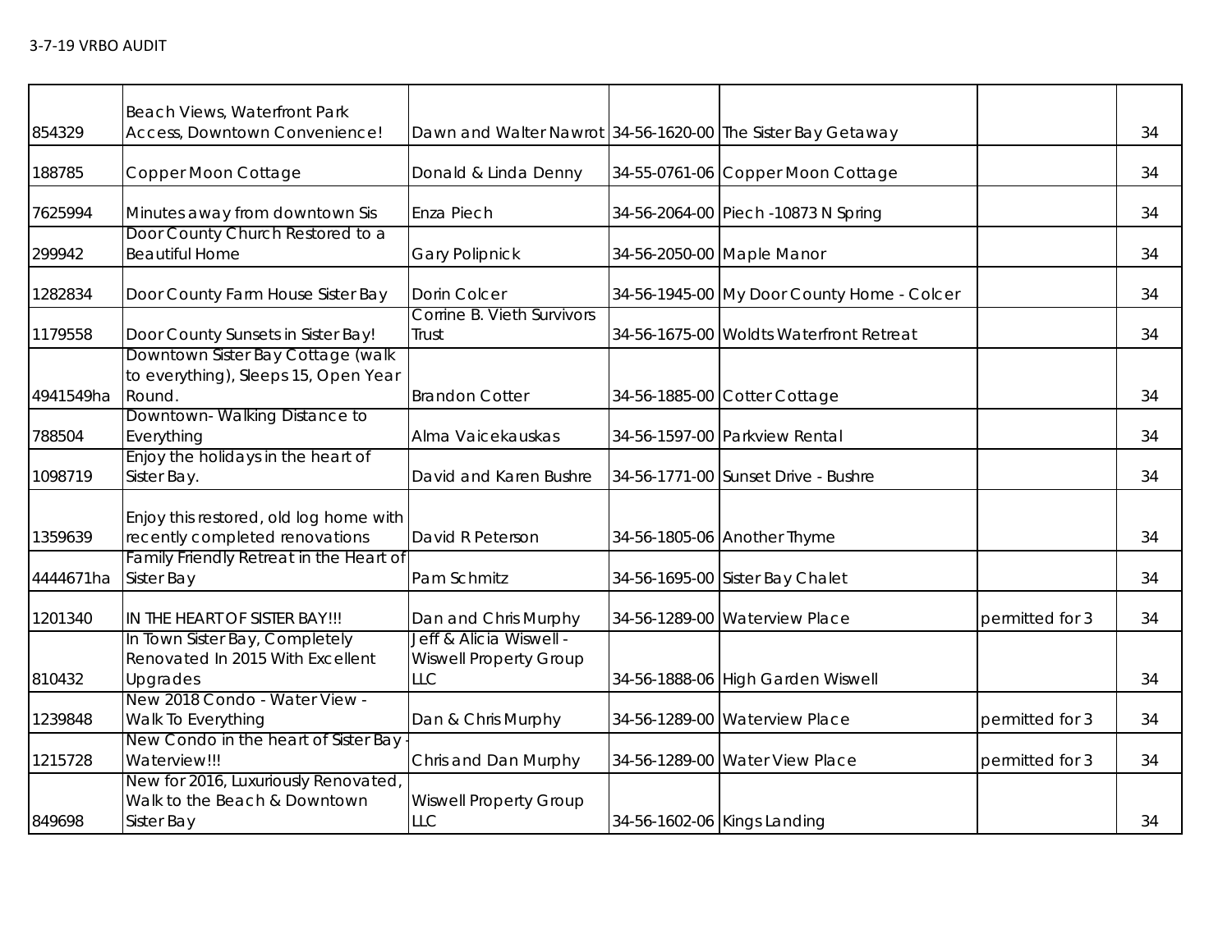3-7-19 VRBO AUDIT

| | | | | | | |
|---|---|---|---|---|---|---|
| 854329 | Beach Views, Waterfront Park Access, Downtown Convenience! | Dawn and Walter Nawrot | 34-56-1620-00 | The Sister Bay Getaway | | 34 |
| 188785 | Copper Moon Cottage | Donald & Linda Denny | 34-55-0761-06 | Copper Moon Cottage | | 34 |
| 7625994 | Minutes away from downtown Sis | Enza Piech | 34-56-2064-00 | Piech -10873 N Spring | | 34 |
| 299942 | Door County Church Restored to a Beautiful Home | Gary Polipnick | 34-56-2050-00 | Maple Manor | | 34 |
| 1282834 | Door County Farm House Sister Bay | Dorin Colcer | 34-56-1945-00 | My Door County Home - Colcer | | 34 |
| 1179558 | Door County Sunsets in Sister Bay! | Corrine B. Vieth Survivors Trust | 34-56-1675-00 | Woldts Waterfront Retreat | | 34 |
| 4941549ha | Downtown Sister Bay Cottage (walk to everything), Sleeps 15, Open Year Round. | Brandon Cotter | 34-56-1885-00 | Cotter Cottage | | 34 |
| 788504 | Downtown- Walking Distance to Everything | Alma Vaicekauskas | 34-56-1597-00 | Parkview Rental | | 34 |
| 1098719 | Enjoy the holidays in the heart of Sister Bay. | David and Karen Bushre | 34-56-1771-00 | Sunset Drive - Bushre | | 34 |
| 1359639 | Enjoy this restored, old log home with recently completed renovations | David R Peterson | 34-56-1805-06 | Another Thyme | | 34 |
| 4444671ha | Family Friendly Retreat in the Heart of Sister Bay | Pam Schmitz | 34-56-1695-00 | Sister Bay Chalet | | 34 |
| 1201340 | IN THE HEART OF SISTER BAY!!! | Dan and Chris Murphy | 34-56-1289-00 | Waterview Place | permitted for 3 | 34 |
| 810432 | In Town Sister Bay, Completely Renovated In 2015 With Excellent Upgrades | Jeff & Alicia Wiswell - Wiswell Property Group LLC | 34-56-1888-06 | High Garden Wiswell | | 34 |
| 1239848 | New 2018 Condo - Water View - Walk To Everything | Dan & Chris Murphy | 34-56-1289-00 | Waterview Place | permitted for 3 | 34 |
| 1215728 | New Condo in the heart of Sister Bay - Waterview!!! | Chris and Dan Murphy | 34-56-1289-00 | Water View Place | permitted for 3 | 34 |
| 849698 | New for 2016, Luxuriously Renovated, Walk to the Beach & Downtown Sister Bay | Wiswell Property Group LLC | 34-56-1602-06 | Kings Landing | | 34 |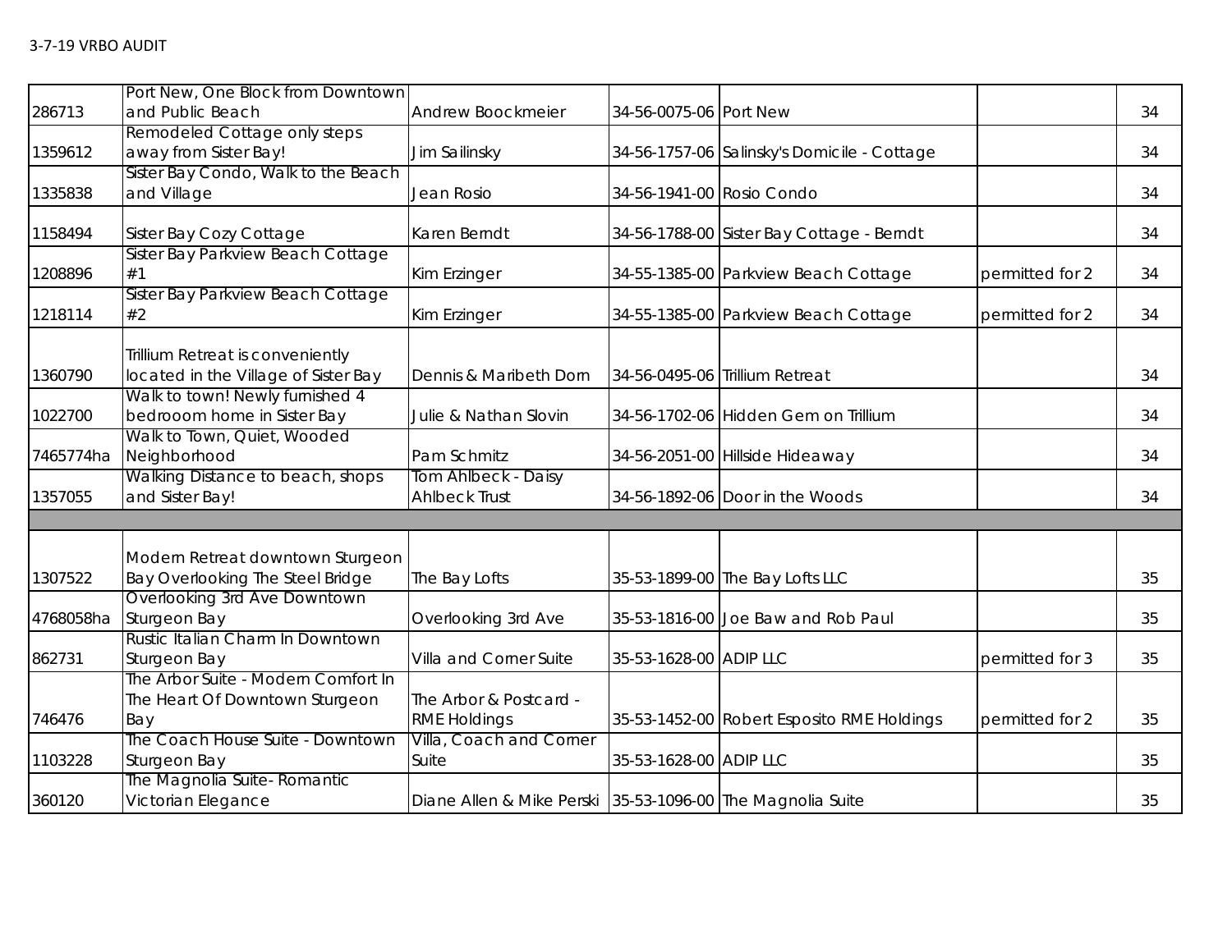| | | | | | | |
|---|---|---|---|---|---|---|
| 286713 | Port New, One Block from Downtown and Public Beach | Andrew Boockmeier | 34-56-0075-06 | Port New | | 34 |
| 1359612 | Remodeled Cottage only steps away from Sister Bay! | Jim Sailinsky | 34-56-1757-06 | Salinsky's Domicile - Cottage | | 34 |
| 1335838 | Sister Bay Condo, Walk to the Beach and Village | Jean Rosio | 34-56-1941-00 | Rosio Condo | | 34 |
| 1158494 | Sister Bay Cozy Cottage | Karen Berndt | 34-56-1788-00 | Sister Bay Cottage - Berndt | | 34 |
| 1208896 | Sister Bay Parkview Beach Cottage #1 | Kim Erzinger | 34-55-1385-00 | Parkview Beach Cottage | permitted for 2 | 34 |
| 1218114 | Sister Bay Parkview Beach Cottage #2 | Kim Erzinger | 34-55-1385-00 | Parkview Beach Cottage | permitted for 2 | 34 |
| 1360790 | Trillium Retreat is conveniently located in the Village of Sister Bay | Dennis & Maribeth Dorn | 34-56-0495-06 | Trillium Retreat | | 34 |
| 1022700 | Walk to town! Newly furnished 4 bedrooom home in Sister Bay | Julie & Nathan Slovin | 34-56-1702-06 | Hidden Gem on Trillium | | 34 |
| 7465774ha | Walk to Town, Quiet, Wooded Neighborhood | Pam Schmitz | 34-56-2051-00 | Hillside Hideaway | | 34 |
| 1357055 | Walking Distance to beach, shops and Sister Bay! | Tom Ahlbeck - Daisy Ahlbeck Trust | 34-56-1892-06 | Door in the Woods | | 34 |
| | | | | | | |
| 1307522 | Modern Retreat downtown Sturgeon Bay Overlooking The Steel Bridge | The Bay Lofts | 35-53-1899-00 | The Bay Lofts LLC | | 35 |
| 4768058ha | Overlooking 3rd Ave Downtown Sturgeon Bay | Overlooking 3rd Ave | 35-53-1816-00 | Joe Baw and Rob Paul | | 35 |
| 862731 | Rustic Italian Charm In Downtown Sturgeon Bay | Villa and Corner Suite | 35-53-1628-00 | ADIP LLC | permitted for 3 | 35 |
| 746476 | The Arbor Suite - Modern Comfort In The Heart Of Downtown Sturgeon Bay | The Arbor & Postcard - RME Holdings | 35-53-1452-00 | Robert Esposito RME Holdings | permitted for 2 | 35 |
| 1103228 | The Coach House Suite - Downtown Sturgeon Bay | Villa, Coach and Corner Suite | 35-53-1628-00 | ADIP LLC | | 35 |
| 360120 | The Magnolia Suite- Romantic Victorian Elegance | Diane Allen & Mike Perski | 35-53-1096-00 | The Magnolia Suite | | 35 |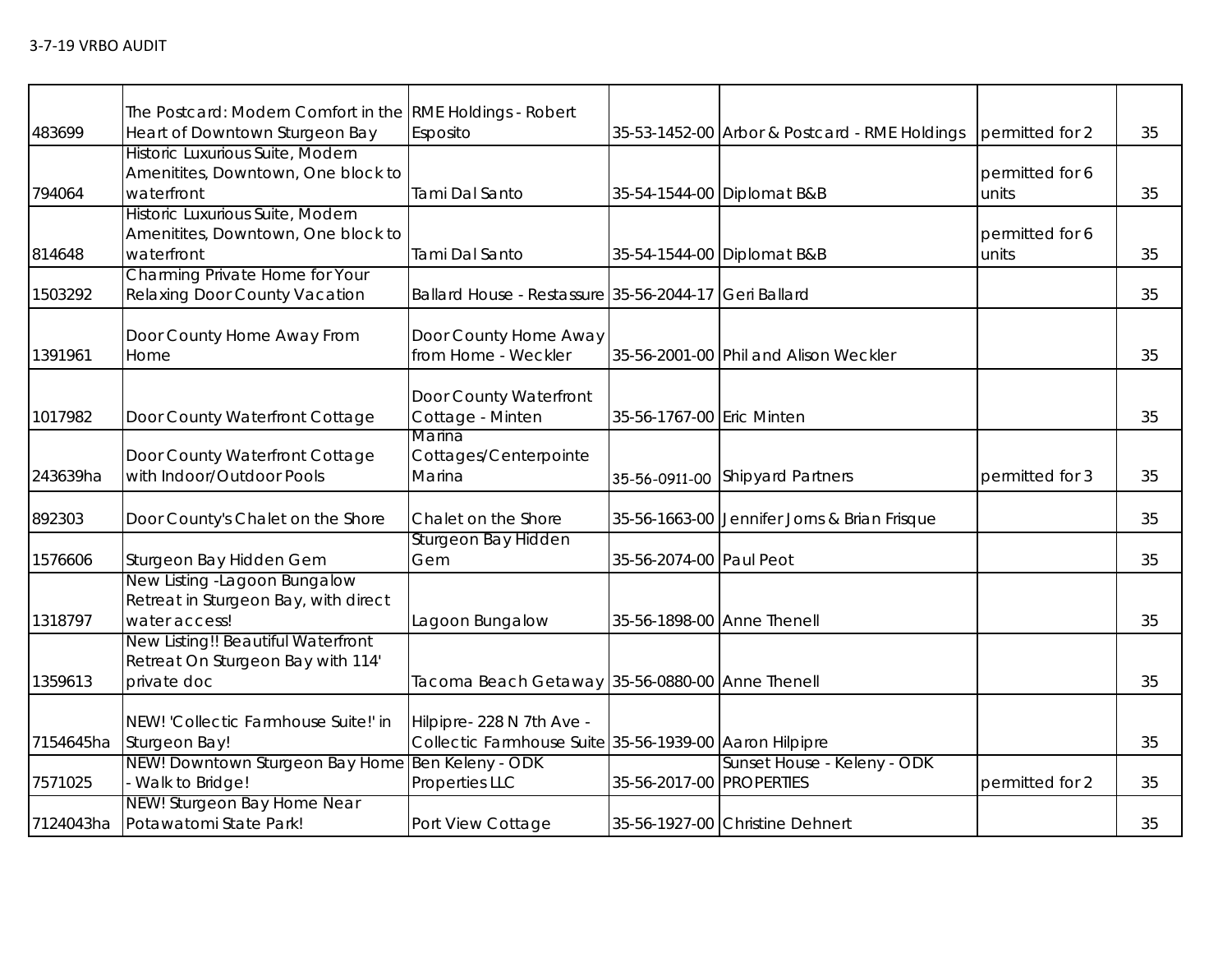| | | | | | | |
|---|---|---|---|---|---|---|
| 483699 | The Postcard: Modern Comfort in the Heart of Downtown Sturgeon Bay | RME Holdings - Robert Esposito | 35-53-1452-00 | Arbor & Postcard - RME Holdings | permitted for 2 | 35 |
| 794064 | Historic Luxurious Suite, Modern Amenitites, Downtown, One block to waterfront | Tami Dal Santo | 35-54-1544-00 | Diplomat B&B | permitted for 6 units | 35 |
| 814648 | Historic Luxurious Suite, Modern Amenitites, Downtown, One block to waterfront | Tami Dal Santo | 35-54-1544-00 | Diplomat B&B | permitted for 6 units | 35 |
| 1503292 | Charming Private Home for Your Relaxing Door County Vacation | Ballard House - Restassure | 35-56-2044-17 | Geri Ballard | | 35 |
| 1391961 | Door County Home Away From Home | Door County Home Away from Home - Weckler | 35-56-2001-00 | Phil and Alison Weckler | | 35 |
| 1017982 | Door County Waterfront Cottage | Door County Waterfront Cottage - Minten | 35-56-1767-00 | Eric Minten | | 35 |
| 243639ha | Door County Waterfront Cottage with Indoor/Outdoor Pools | Marina Cottages/Centerpointe Marina | 35-56-0911-00 | Shipyard Partners | permitted for 3 | 35 |
| 892303 | Door County's Chalet on the Shore | Chalet on the Shore | 35-56-1663-00 | Jennifer Jorns & Brian Frisque | | 35 |
| 1576606 | Sturgeon Bay Hidden Gem | Sturgeon Bay Hidden Gem | 35-56-2074-00 | Paul Peot | | 35 |
| 1318797 | New Listing -Lagoon Bungalow Retreat in Sturgeon Bay, with direct water access! | Lagoon Bungalow | 35-56-1898-00 | Anne Thenell | | 35 |
| 1359613 | New Listing!! Beautiful Waterfront Retreat On Sturgeon Bay with 114' private doc | Tacoma Beach Getaway | 35-56-0880-00 | Anne Thenell | | 35 |
| 7154645ha | NEW! 'Collectic Farmhouse Suite!' in Sturgeon Bay! | Hilpipre- 228 N 7th Ave - Collectic Farmhouse Suite | 35-56-1939-00 | Aaron Hilpipre | | 35 |
| 7571025 | NEW! Downtown Sturgeon Bay Home - Walk to Bridge! | Ben Keleny - ODK Properties LLC | 35-56-2017-00 | Sunset House - Keleny - ODK PROPERTIES | permitted for 2 | 35 |
| 7124043ha | NEW! Sturgeon Bay Home Near Potawatomi State Park! | Port View Cottage | 35-56-1927-00 | Christine Dehnert | | 35 |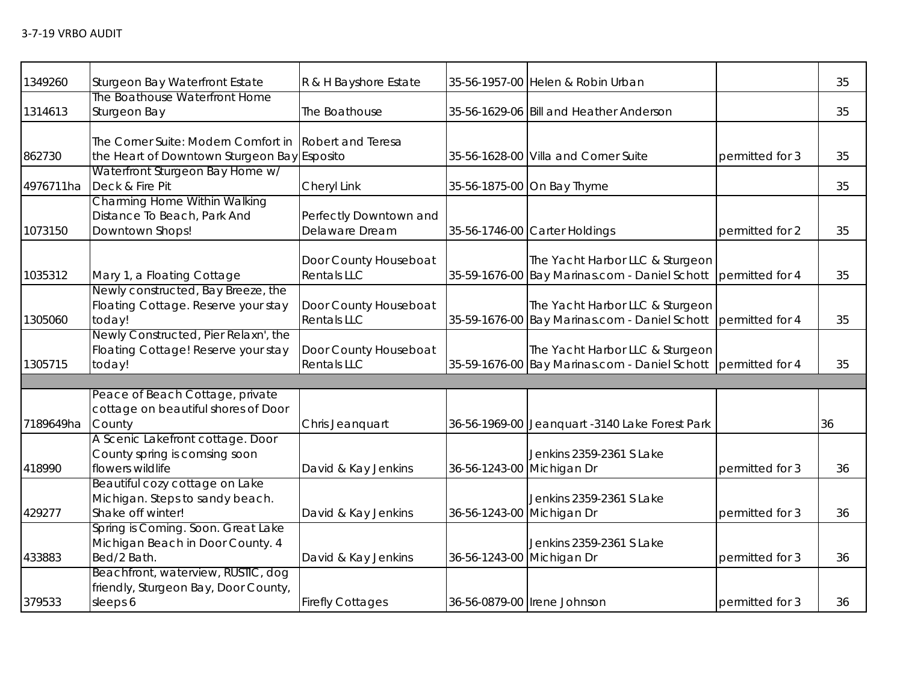| | | | | | | |
|---|---|---|---|---|---|---|
| 1349260 | Sturgeon Bay Waterfront Estate | R & H Bayshore Estate | 35-56-1957-00 | Helen & Robin Urban | | 35 |
| 1314613 | The Boathouse Waterfront Home Sturgeon Bay | The Boathouse | 35-56-1629-06 | Bill and Heather Anderson | | 35 |
| 862730 | The Corner Suite: Modern Comfort in the Heart of Downtown Sturgeon Bay | Robert and Teresa Esposito | 35-56-1628-00 | Villa and Corner Suite | permitted for 3 | 35 |
| 4976711ha | Waterfront Sturgeon Bay Home w/ Deck & Fire Pit | Cheryl Link | 35-56-1875-00 | On Bay Thyme | | 35 |
| 1073150 | Charming Home Within Walking Distance To Beach, Park And Downtown Shops! | Perfectly Downtown and Delaware Dream | 35-56-1746-00 | Carter Holdings | permitted for 2 | 35 |
| 1035312 | Mary 1, a Floating Cottage | Door County Houseboat Rentals LLC | 35-59-1676-00 | The Yacht Harbor LLC & Sturgeon Bay Marinas.com - Daniel Schott | permitted for 4 | 35 |
| 1305060 | Newly constructed, Bay Breeze, the Floating Cottage. Reserve your stay today! | Door County Houseboat Rentals LLC | 35-59-1676-00 | The Yacht Harbor LLC & Sturgeon Bay Marinas.com - Daniel Schott | permitted for 4 | 35 |
| 1305715 | Newly Constructed, Pier Relaxn', the Floating Cottage! Reserve your stay today! | Door County Houseboat Rentals LLC | 35-59-1676-00 | The Yacht Harbor LLC & Sturgeon Bay Marinas.com - Daniel Schott | permitted for 4 | 35 |
| | | | | | | |
| 7189649ha | Peace of Beach Cottage, private cottage on beautiful shores of Door County | Chris Jeanquart | 36-56-1969-00 | Jeanquart -3140 Lake Forest Park | | 36 |
| 418990 | A Scenic Lakefront cottage. Door County spring is comsing soon flowers wildlife | David & Kay Jenkins | 36-56-1243-00 | Jenkins 2359-2361 S Lake Michigan Dr | permitted for 3 | 36 |
| 429277 | Beautiful cozy cottage on Lake Michigan. Steps to sandy beach. Shake off winter! | David & Kay Jenkins | 36-56-1243-00 | Jenkins 2359-2361 S Lake Michigan Dr | permitted for 3 | 36 |
| 433883 | Spring is Coming. Soon. Great Lake Michigan Beach in Door County. 4 Bed/2 Bath. | David & Kay Jenkins | 36-56-1243-00 | Jenkins 2359-2361 S Lake Michigan Dr | permitted for 3 | 36 |
| 379533 | Beachfront, waterview, RUSTIC, dog friendly, Sturgeon Bay, Door County, sleeps 6 | Firefly Cottages | 36-56-0879-00 | Irene Johnson | permitted for 3 | 36 |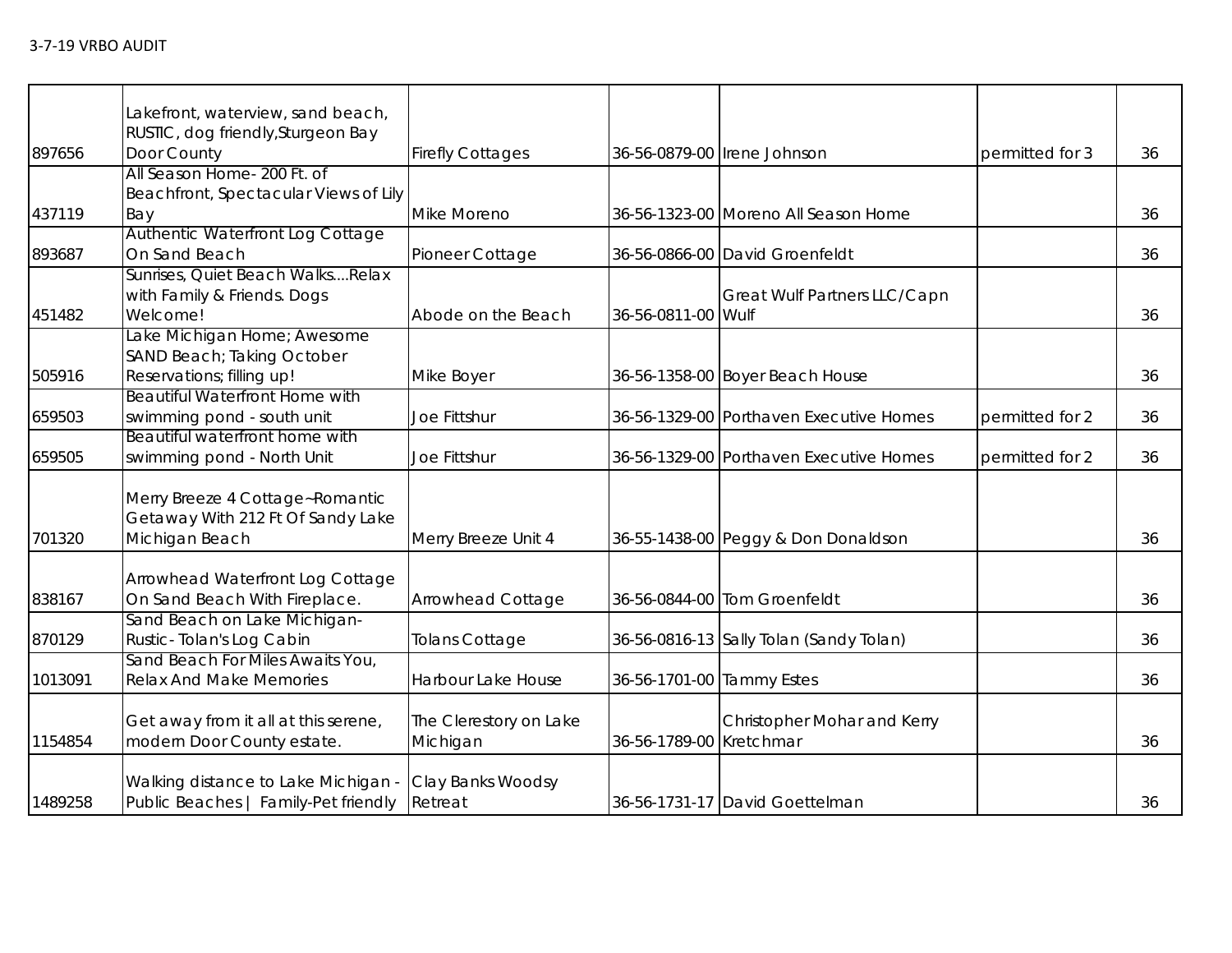| | | | | | | |
|---|---|---|---|---|---|---|
| 897656 | Lakefront, waterview, sand beach, RUSTIC, dog friendly,Sturgeon Bay Door County | Firefly Cottages | 36-56-0879-00 | Irene Johnson | permitted for 3 | 36 |
| 437119 | All Season Home- 200 Ft. of Beachfront, Spectacular Views of Lily Bay | Mike Moreno | 36-56-1323-00 | Moreno All Season Home | | 36 |
| 893687 | Authentic Waterfront Log Cottage On Sand Beach | Pioneer Cottage | 36-56-0866-00 | David Groenfeldt | | 36 |
| 451482 | Sunrises, Quiet Beach Walks....Relax with Family & Friends. Dogs Welcome! | Abode on the Beach | 36-56-0811-00 | Great Wulf Partners LLC/Capn Wulf | | 36 |
| 505916 | Lake Michigan Home; Awesome SAND Beach; Taking October Reservations; filling up! | Mike Boyer | 36-56-1358-00 | Boyer Beach House | | 36 |
| 659503 | Beautiful Waterfront Home with swimming pond - south unit | Joe Fittshur | 36-56-1329-00 | Porthaven Executive Homes | permitted for 2 | 36 |
| 659505 | Beautiful waterfront home with swimming pond - North Unit | Joe Fittshur | 36-56-1329-00 | Porthaven Executive Homes | permitted for 2 | 36 |
| 701320 | Merry Breeze 4 Cottage~Romantic Getaway With 212 Ft Of Sandy Lake Michigan Beach | Merry Breeze Unit 4 | 36-55-1438-00 | Peggy & Don Donaldson | | 36 |
| 838167 | Arrowhead Waterfront Log Cottage On Sand Beach With Fireplace. | Arrowhead Cottage | 36-56-0844-00 | Tom Groenfeldt | | 36 |
| 870129 | Sand Beach on Lake Michigan-Rustic- Tolan's Log Cabin | Tolans Cottage | 36-56-0816-13 | Sally Tolan (Sandy Tolan) | | 36 |
| 1013091 | Sand Beach For Miles Awaits You, Relax And Make Memories | Harbour Lake House | 36-56-1701-00 | Tammy Estes | | 36 |
| 1154854 | Get away from it all at this serene, modern Door County estate. | The Clerestory on Lake Michigan | 36-56-1789-00 | Christopher Mohar and Kerry Kretchmar | | 36 |
| 1489258 | Walking distance to Lake Michigan - Public Beaches \| Family-Pet friendly | Clay Banks Woodsy Retreat | 36-56-1731-17 | David Goettelman | | 36 |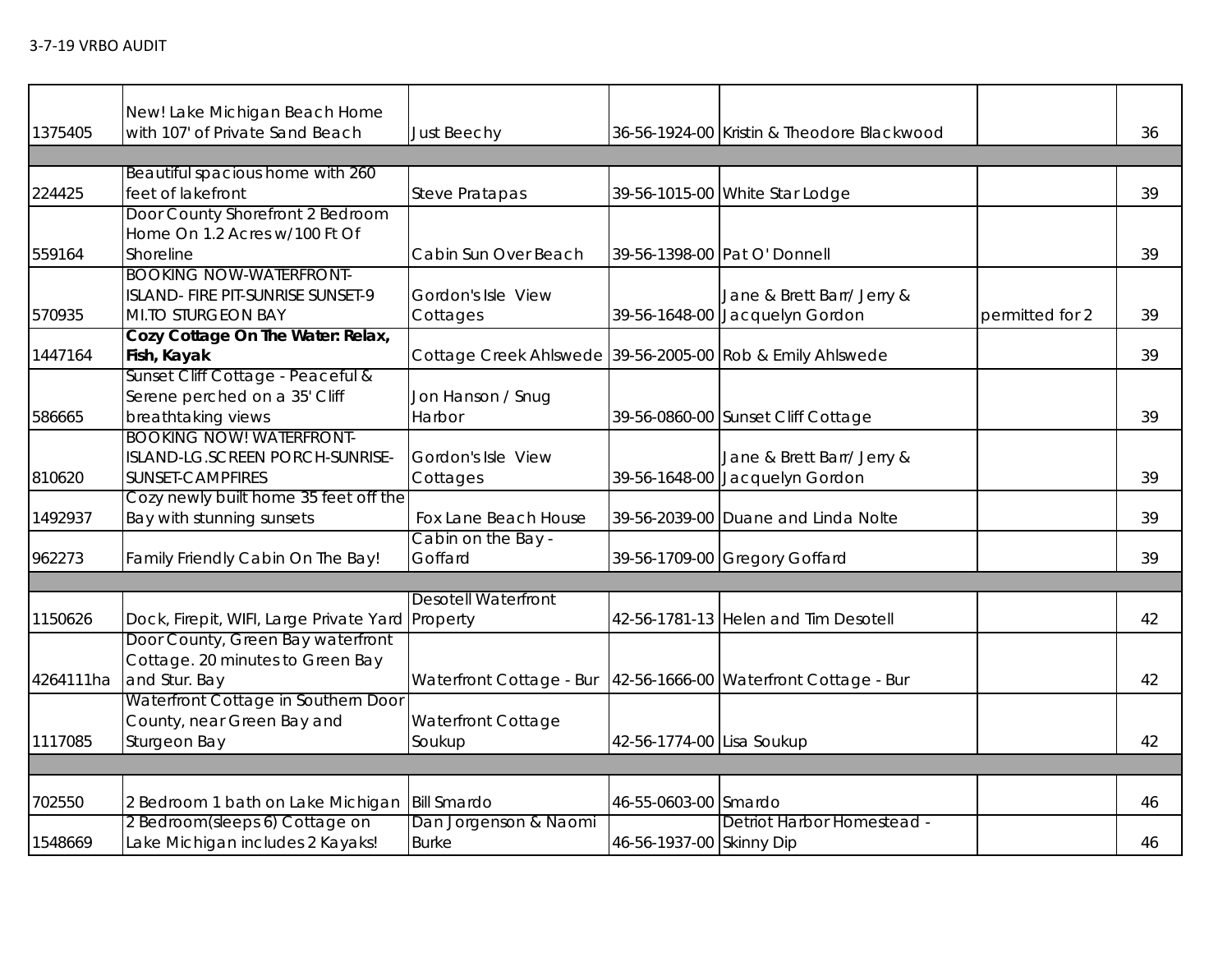| | | | | | | |
|---|---|---|---|---|---|---|
| 1375405 | New! Lake Michigan Beach Home with 107' of Private Sand Beach | Just Beechy | 36-56-1924-00 | Kristin & Theodore Blackwood | | 36 |
| | | | | | | |
| 224425 | Beautiful spacious home with 260 feet of lakefront | Steve Pratapas | 39-56-1015-00 | White Star Lodge | | 39 |
| 559164 | Door County Shorefront 2 Bedroom Home On 1.2 Acres w/100 Ft Of Shoreline | Cabin Sun Over Beach | 39-56-1398-00 | Pat O' Donnell | | 39 |
| 570935 | BOOKING NOW-WATERFRONT-ISLAND- FIRE PIT-SUNRISE SUNSET-9 MI.TO STURGEON BAY | Gordon's Isle View Cottages | 39-56-1648-00 | Jane & Brett Barr/ Jerry & Jacquelyn Gordon | permitted for 2 | 39 |
| 1447164 | **Cozy Cottage On The Water: Relax, Fish, Kayak** | Cottage Creek Ahlswede | 39-56-2005-00 | Rob & Emily Ahlswede | | 39 |
| 586665 | Sunset Cliff Cottage - Peaceful & Serene perched on a 35' Cliff breathtaking views | Jon Hanson / Snug Harbor | 39-56-0860-00 | Sunset Cliff Cottage | | 39 |
| 810620 | BOOKING NOW! WATERFRONT-ISLAND-LG.SCREEN PORCH-SUNRISE-SUNSET-CAMPFIRES | Gordon's Isle View Cottages | 39-56-1648-00 | Jane & Brett Barr/ Jerry & Jacquelyn Gordon | | 39 |
| 1492937 | Cozy newly built home 35 feet off the Bay with stunning sunsets | Fox Lane Beach House | 39-56-2039-00 | Duane and Linda Nolte | | 39 |
| 962273 | Family Friendly Cabin On The Bay! | Cabin on the Bay - Goffard | 39-56-1709-00 | Gregory Goffard | | 39 |
| | | | | | | |
| 1150626 | Dock, Firepit, WIFI, Large Private Yard | Desotell Waterfront Property | 42-56-1781-13 | Helen and Tim Desotell | | 42 |
| 4264111ha | Door County, Green Bay waterfront Cottage. 20 minutes to Green Bay and Stur. Bay | Waterfront Cottage - Bur | 42-56-1666-00 | Waterfront Cottage - Bur | | 42 |
| 1117085 | Waterfront Cottage in Southern Door County, near Green Bay and Sturgeon Bay | Waterfront Cottage Soukup | 42-56-1774-00 | Lisa Soukup | | 42 |
| | | | | | | |
| 702550 | 2 Bedroom 1 bath on Lake Michigan | Bill Smardo | 46-55-0603-00 | Smardo | | 46 |
| 1548669 | 2 Bedroom(sleeps 6) Cottage on Lake Michigan includes 2 Kayaks! | Dan Jorgenson & Naomi Burke | 46-56-1937-00 | Detriot Harbor Homestead - Skinny Dip | | 46 |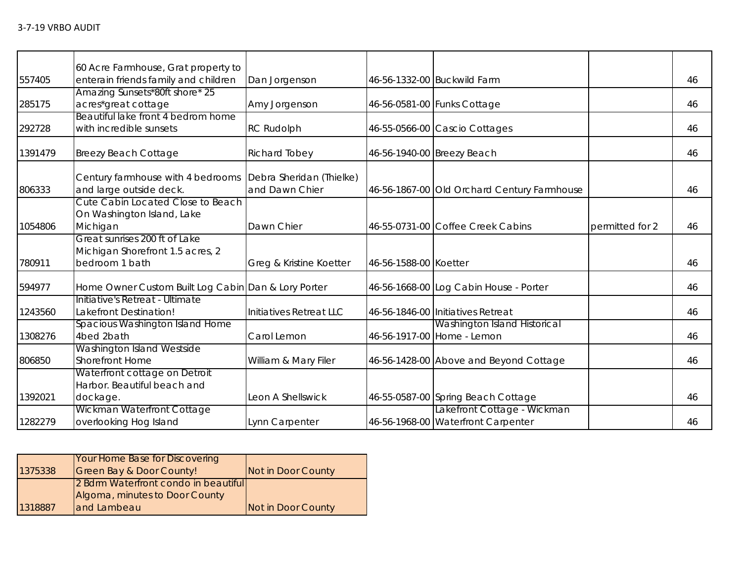3-7-19 VRBO AUDIT

| | | | | | | |
|---|---|---|---|---|---|---|
| 557405 | 60 Acre Farmhouse, Grat property to enterain friends family and children | Dan Jorgenson | 46-56-1332-00 | Buckwild Farm | | 46 |
| 285175 | Amazing Sunsets*80ft shore* 25 acres*great cottage | Amy Jorgenson | 46-56-0581-00 | Funks Cottage | | 46 |
| 292728 | Beautiful lake front 4 bedrom home with incredible sunsets | RC Rudolph | 46-55-0566-00 | Cascio Cottages | | 46 |
| 1391479 | Breezy Beach Cottage | Richard Tobey | 46-56-1940-00 | Breezy Beach | | 46 |
| 806333 | Century farmhouse with 4 bedrooms and large outside deck. | Debra Sheridan (Thielke) and Dawn Chier | 46-56-1867-00 | Old Orchard Century Farmhouse | | 46 |
| 1054806 | Cute Cabin Located Close to Beach On Washington Island, Lake Michigan | Dawn Chier | 46-55-0731-00 | Coffee Creek Cabins | permitted for 2 | 46 |
| 780911 | Great sunrises 200 ft of Lake Michigan Shorefront 1.5 acres, 2 bedroom 1 bath | Greg & Kristine Koetter | 46-56-1588-00 | Koetter | | 46 |
| 594977 | Home Owner Custom Built Log Cabin | Dan & Lory Porter | 46-56-1668-00 | Log Cabin House - Porter | | 46 |
| 1243560 | Initiative's Retreat - Ultimate Lakefront Destination! | Initiatives Retreat LLC | 46-56-1846-00 | Initiatives Retreat | | 46 |
| 1308276 | Spacious Washington Island Home 4bed 2bath | Carol Lemon | 46-56-1917-00 | Washington Island Historical Home - Lemon | | 46 |
| 806850 | Washington Island Westside Shorefront Home | William & Mary Filer | 46-56-1428-00 | Above and Beyond Cottage | | 46 |
| 1392021 | Waterfront cottage on Detroit Harbor. Beautiful beach and dockage. | Leon A Shellswick | 46-55-0587-00 | Spring Beach Cottage | | 46 |
| 1282279 | Wickman Waterfront Cottage overlooking Hog Island | Lynn Carpenter | 46-56-1968-00 | Lakefront Cottage - Wickman Waterfront Carpenter | | 46 |

| | | |
|---|---|---|
| 1375338 | Your Home Base for Discovering Green Bay & Door County! | Not in Door County |
| 1318887 | 2 Bdrm Waterfront condo in beautiful Algoma, minutes to Door County and Lambeau | Not in Door County |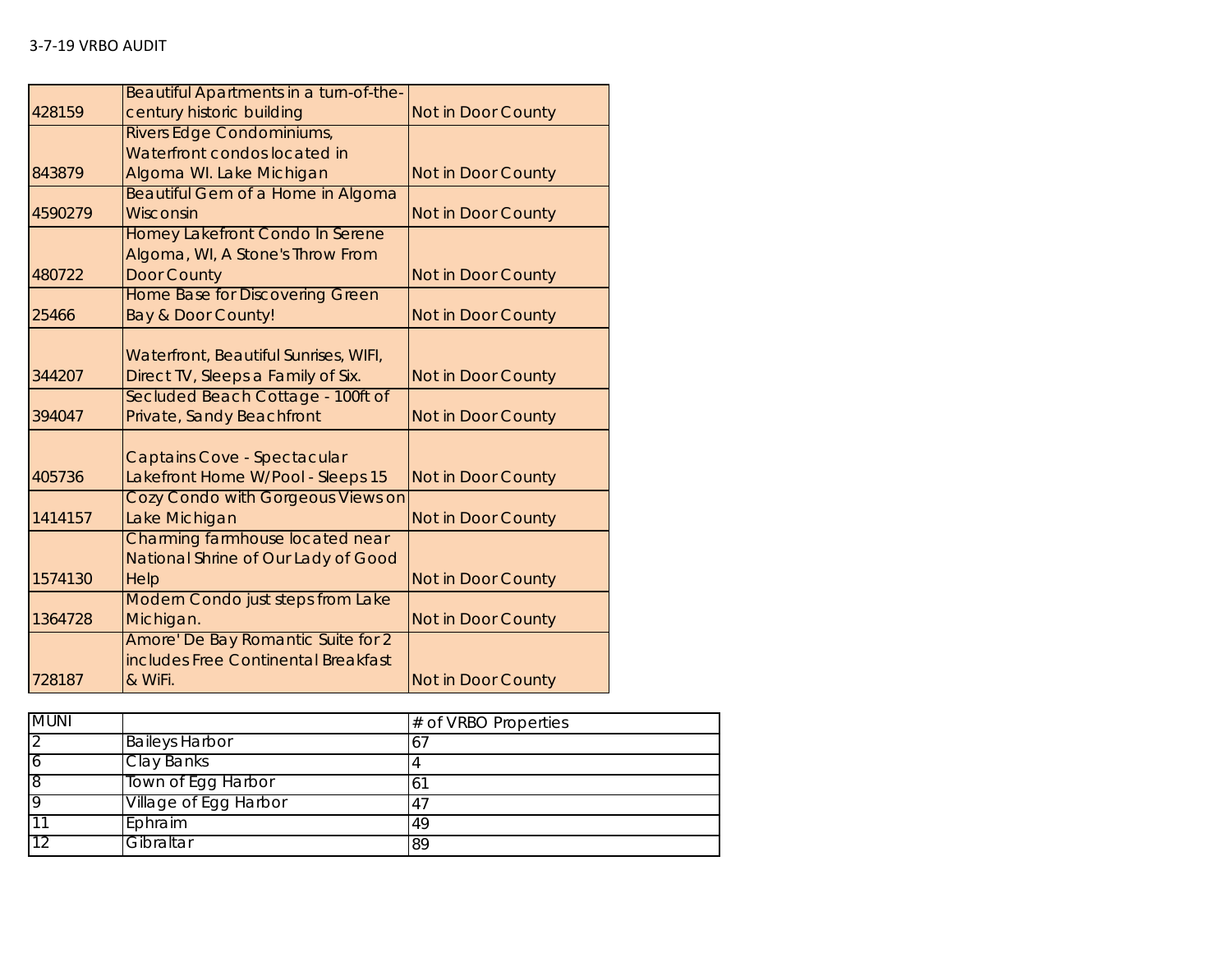3-7-19 VRBO AUDIT

| | | |
|---|---|---|
| 428159 | Beautiful Apartments in a turn-of-the-century historic building | Not in Door County |
| 843879 | Rivers Edge Condominiums, Waterfront condos located in Algoma WI. Lake Michigan | Not in Door County |
| 4590279 | Beautiful Gem of a Home in Algoma Wisconsin | Not in Door County |
| 480722 | Homey Lakefront Condo In Serene Algoma, WI, A Stone's Throw From Door County | Not in Door County |
| 25466 | Home Base for Discovering Green Bay & Door County! | Not in Door County |
| 344207 | Waterfront, Beautiful Sunrises, WIFI, Direct TV, Sleeps a Family of Six. | Not in Door County |
| 394047 | Secluded Beach Cottage - 100ft of Private, Sandy Beachfront | Not in Door County |
| 405736 | Captains Cove - Spectacular Lakefront Home W/Pool - Sleeps 15 | Not in Door County |
| 1414157 | Cozy Condo with Gorgeous Views on Lake Michigan | Not in Door County |
| 1574130 | Charming farmhouse located near National Shrine of Our Lady of Good Help | Not in Door County |
| 1364728 | Modern Condo just steps from Lake Michigan. | Not in Door County |
| 728187 | Amore' De Bay Romantic Suite for 2 includes Free Continental Breakfast & WiFi. | Not in Door County |

| MUNI | | # of VRBO Properties |
|---|---|---|
| 2 | Baileys Harbor | 67 |
| 6 | Clay Banks | 4 |
| 8 | Town of Egg Harbor | 61 |
| 9 | Village of Egg Harbor | 47 |
| 11 | Ephraim | 49 |
| 12 | Gibraltar | 89 |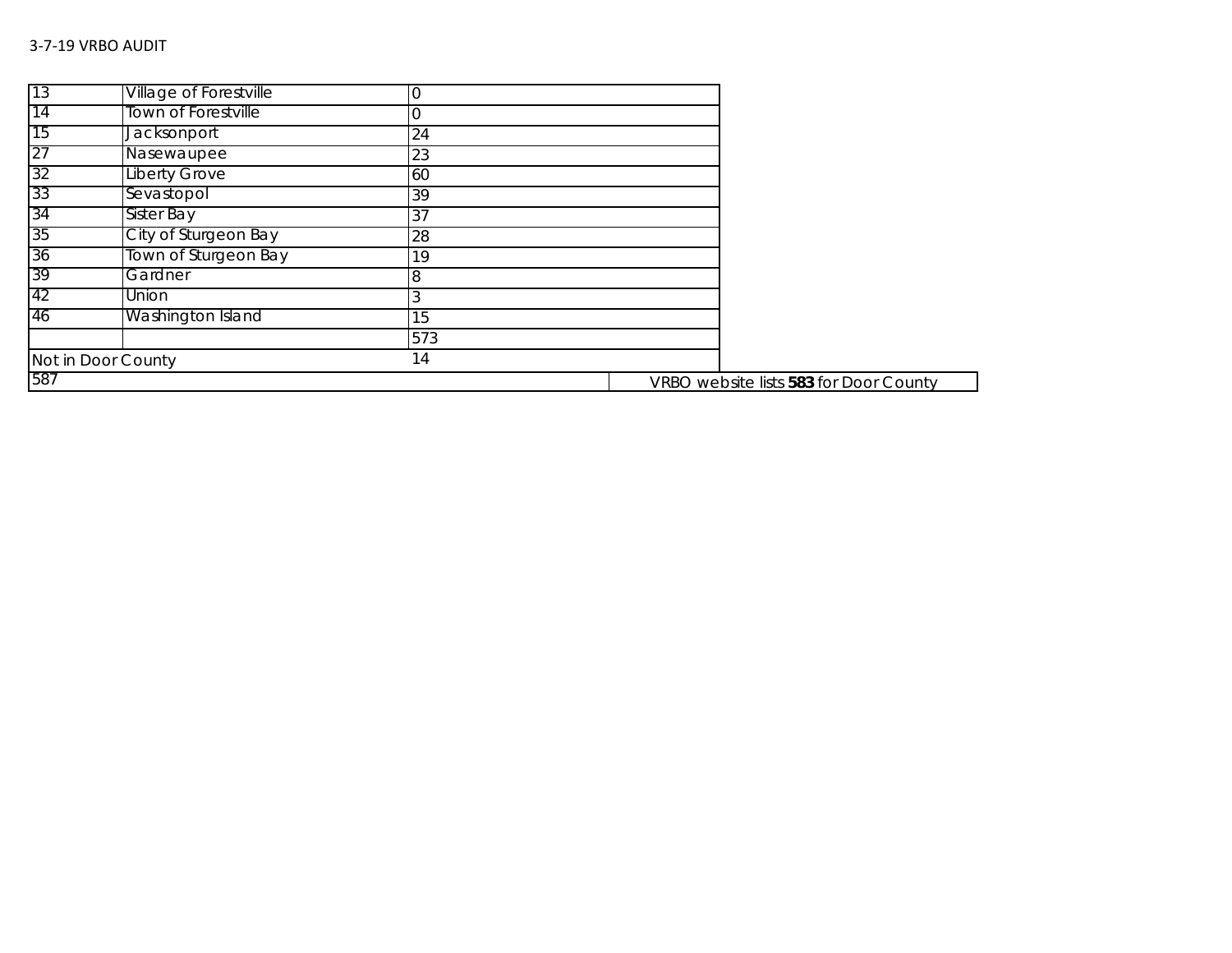3-7-19 VRBO AUDIT

| | | | |
|---|---|---|---|
| 13 | Village of Forestville | 0 | |
| 14 | Town of Forestville | 0 | |
| 15 | Jacksonport | 24 | |
| 27 | Nasewaupee | 23 | |
| 32 | Liberty Grove | 60 | |
| 33 | Sevastopol | 39 | |
| 34 | Sister Bay | 37 | |
| 35 | City of Sturgeon Bay | 28 | |
| 36 | Town of Sturgeon Bay | 19 | |
| 39 | Gardner | 8 | |
| 42 | Union | 3 | |
| 46 | Washington Island | 15 | |
| | | 573 | |
| Not in Door County | | 14 | |
| 587 | | | VRBO website lists **583** for Door County |